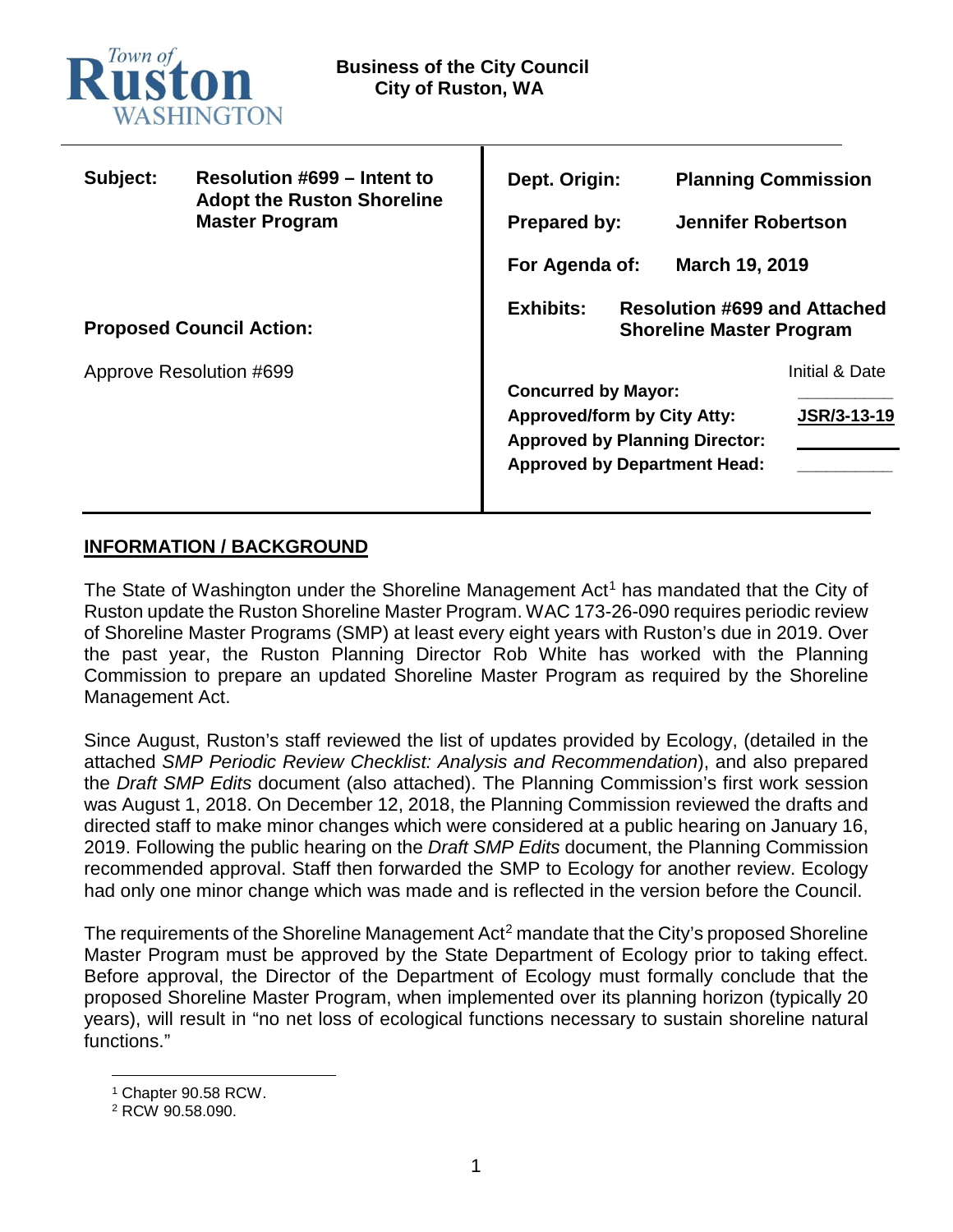Town of **Ruston** WASHINGTON

**Business of the City Council**
**City of Ruston, WA**

| | |
|---|---|
| **Subject:** | **Resolution #699 – Intent to Adopt the Ruston Shoreline Master Program** |
| **Dept. Origin:** | **Planning Commission** |
| **Prepared by:** | **Jennifer Robertson** |
| **For Agenda of:** | **March 19, 2019** |
| **Exhibits:** | **Resolution #699 and Attached Shoreline Master Program** |

**Proposed Council Action:**

Approve Resolution #699

| | Initial & Date |
|---|---|
| **Concurred by Mayor:** | \_\_\_\_\_\_\_\_\_\_ |
| **Approved/form by City Atty:** | **JSR/3-13-19** |
| **Approved by Planning Director:** | \_\_\_\_\_\_\_\_\_\_ |
| **Approved by Department Head:** | \_\_\_\_\_\_\_\_\_\_ |

## INFORMATION / BACKGROUND

The State of Washington under the Shoreline Management Act[1] has mandated that the City of Ruston update the Ruston Shoreline Master Program. WAC 173-26-090 requires periodic review of Shoreline Master Programs (SMP) at least every eight years with Ruston's due in 2019. Over the past year, the Ruston Planning Director Rob White has worked with the Planning Commission to prepare an updated Shoreline Master Program as required by the Shoreline Management Act.

Since August, Ruston's staff reviewed the list of updates provided by Ecology, (detailed in the attached *SMP Periodic Review Checklist: Analysis and Recommendation*), and also prepared the *Draft SMP Edits* document (also attached). The Planning Commission's first work session was August 1, 2018. On December 12, 2018, the Planning Commission reviewed the drafts and directed staff to make minor changes which were considered at a public hearing on January 16, 2019. Following the public hearing on the *Draft SMP Edits* document, the Planning Commission recommended approval. Staff then forwarded the SMP to Ecology for another review. Ecology had only one minor change which was made and is reflected in the version before the Council.

The requirements of the Shoreline Management Act[2] mandate that the City's proposed Shoreline Master Program must be approved by the State Department of Ecology prior to taking effect. Before approval, the Director of the Department of Ecology must formally conclude that the proposed Shoreline Master Program, when implemented over its planning horizon (typically 20 years), will result in "no net loss of ecological functions necessary to sustain shoreline natural functions."

[1] Chapter 90.58 RCW.
[2] RCW 90.58.090.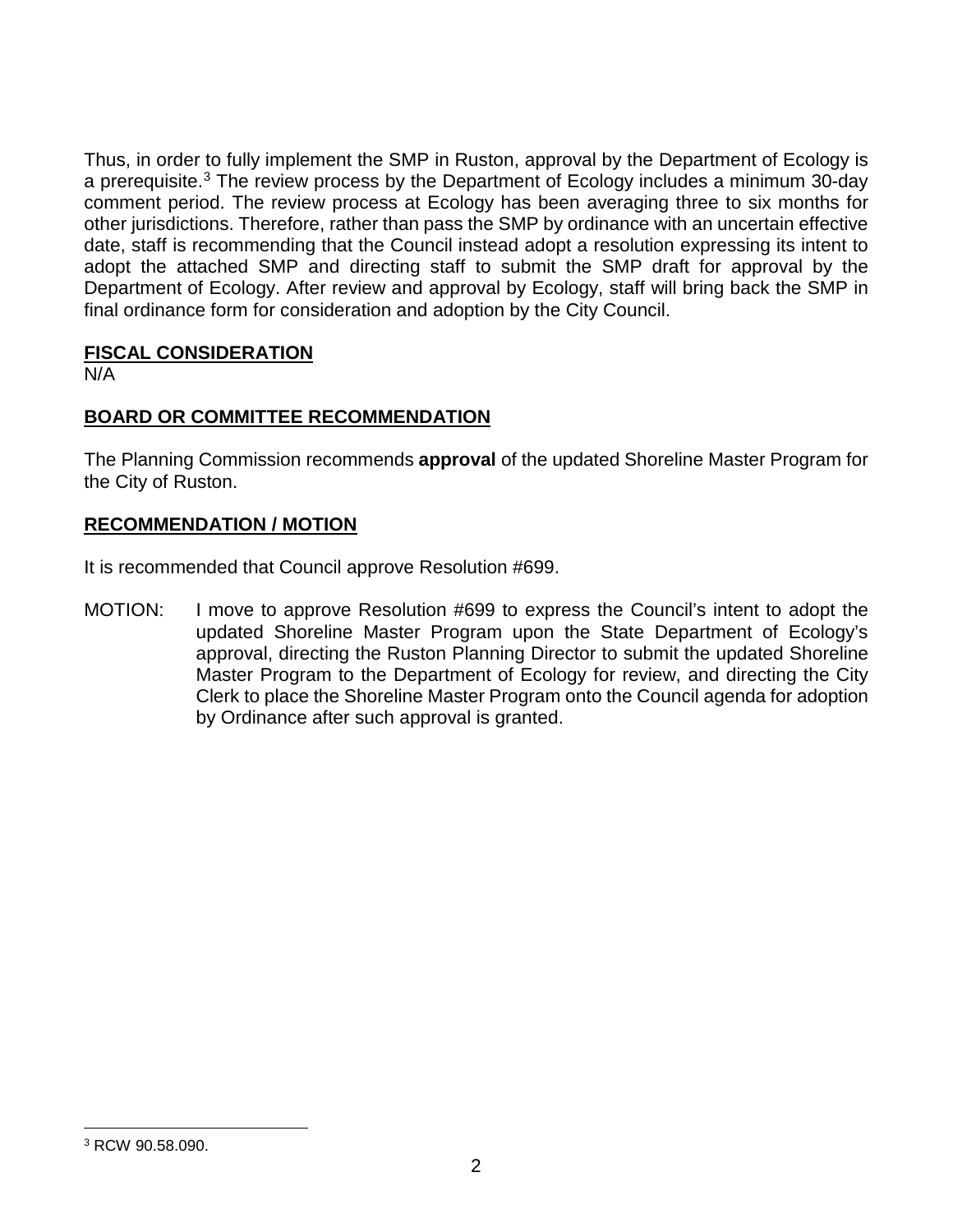Thus, in order to fully implement the SMP in Ruston, approval by the Department of Ecology is a prerequisite.[3] The review process by the Department of Ecology includes a minimum 30-day comment period. The review process at Ecology has been averaging three to six months for other jurisdictions. Therefore, rather than pass the SMP by ordinance with an uncertain effective date, staff is recommending that the Council instead adopt a resolution expressing its intent to adopt the attached SMP and directing staff to submit the SMP draft for approval by the Department of Ecology. After review and approval by Ecology, staff will bring back the SMP in final ordinance form for consideration and adoption by the City Council.

## FISCAL CONSIDERATION

N/A

## BOARD OR COMMITTEE RECOMMENDATION

The Planning Commission recommends **approval** of the updated Shoreline Master Program for the City of Ruston.

## RECOMMENDATION / MOTION

It is recommended that Council approve Resolution #699.

MOTION: I move to approve Resolution #699 to express the Council's intent to adopt the updated Shoreline Master Program upon the State Department of Ecology's approval, directing the Ruston Planning Director to submit the updated Shoreline Master Program to the Department of Ecology for review, and directing the City Clerk to place the Shoreline Master Program onto the Council agenda for adoption by Ordinance after such approval is granted.

---

[3] RCW 90.58.090.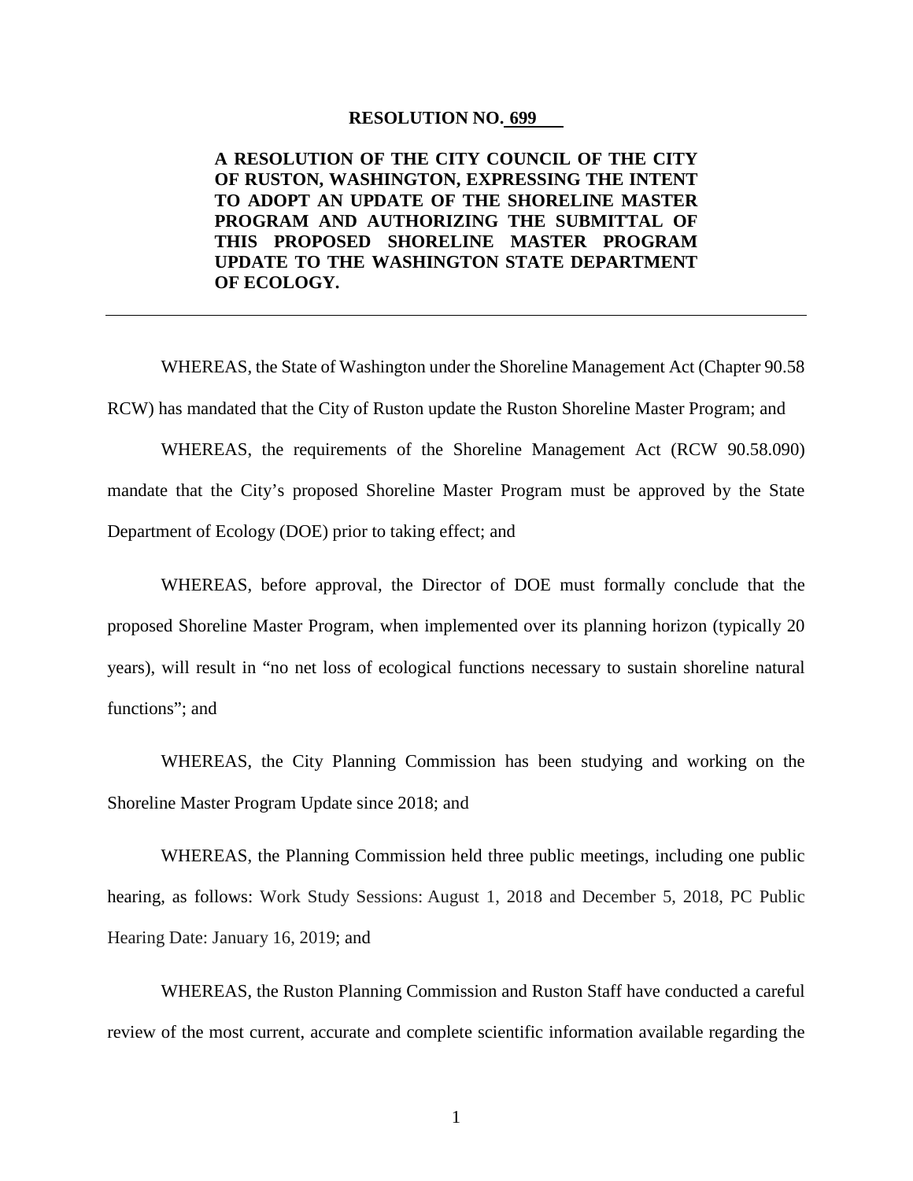**RESOLUTION NO. 699**

**A RESOLUTION OF THE CITY COUNCIL OF THE CITY OF RUSTON, WASHINGTON, EXPRESSING THE INTENT TO ADOPT AN UPDATE OF THE SHORELINE MASTER PROGRAM AND AUTHORIZING THE SUBMITTAL OF THIS PROPOSED SHORELINE MASTER PROGRAM UPDATE TO THE WASHINGTON STATE DEPARTMENT OF ECOLOGY.**

---

WHEREAS, the State of Washington under the Shoreline Management Act (Chapter 90.58 RCW) has mandated that the City of Ruston update the Ruston Shoreline Master Program; and

WHEREAS, the requirements of the Shoreline Management Act (RCW 90.58.090) mandate that the City's proposed Shoreline Master Program must be approved by the State Department of Ecology (DOE) prior to taking effect; and

WHEREAS, before approval, the Director of DOE must formally conclude that the proposed Shoreline Master Program, when implemented over its planning horizon (typically 20 years), will result in "no net loss of ecological functions necessary to sustain shoreline natural functions"; and

WHEREAS, the City Planning Commission has been studying and working on the Shoreline Master Program Update since 2018; and

WHEREAS, the Planning Commission held three public meetings, including one public hearing, as follows: Work Study Sessions: August 1, 2018 and December 5, 2018, PC Public Hearing Date: January 16, 2019; and

WHEREAS, the Ruston Planning Commission and Ruston Staff have conducted a careful review of the most current, accurate and complete scientific information available regarding the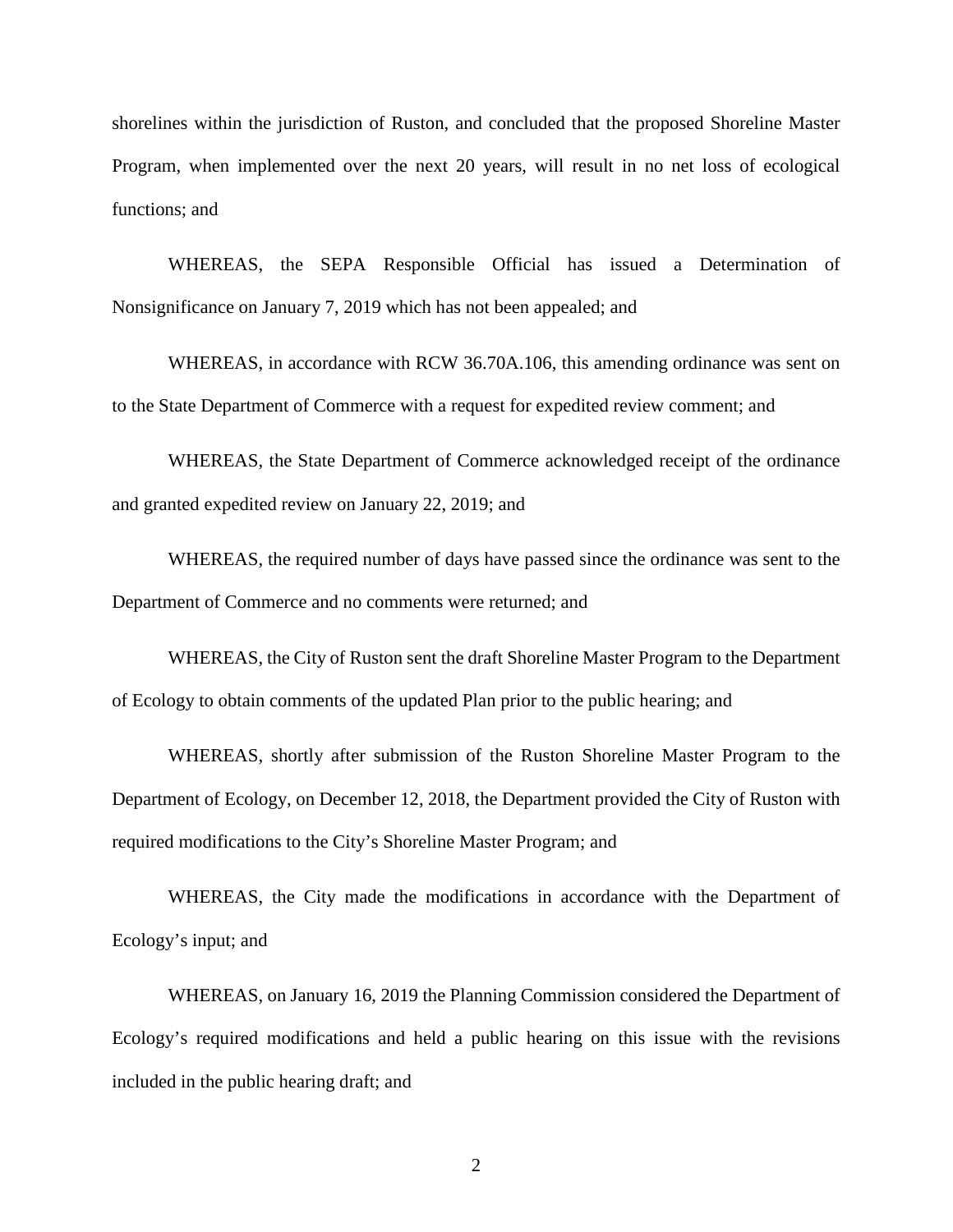shorelines within the jurisdiction of Ruston, and concluded that the proposed Shoreline Master Program, when implemented over the next 20 years, will result in no net loss of ecological functions; and

WHEREAS, the SEPA Responsible Official has issued a Determination of Nonsignificance on January 7, 2019 which has not been appealed; and

WHEREAS, in accordance with RCW 36.70A.106, this amending ordinance was sent on to the State Department of Commerce with a request for expedited review comment; and

WHEREAS, the State Department of Commerce acknowledged receipt of the ordinance and granted expedited review on January 22, 2019; and

WHEREAS, the required number of days have passed since the ordinance was sent to the Department of Commerce and no comments were returned; and

WHEREAS, the City of Ruston sent the draft Shoreline Master Program to the Department of Ecology to obtain comments of the updated Plan prior to the public hearing; and

WHEREAS, shortly after submission of the Ruston Shoreline Master Program to the Department of Ecology, on December 12, 2018, the Department provided the City of Ruston with required modifications to the City's Shoreline Master Program; and

WHEREAS, the City made the modifications in accordance with the Department of Ecology's input; and

WHEREAS, on January 16, 2019 the Planning Commission considered the Department of Ecology's required modifications and held a public hearing on this issue with the revisions included in the public hearing draft; and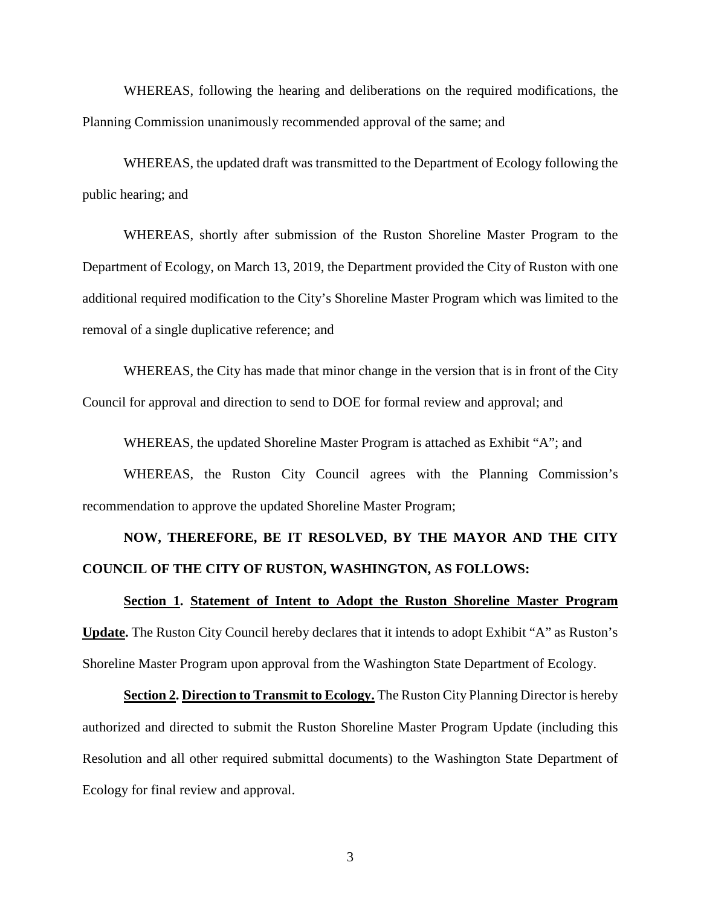WHEREAS, following the hearing and deliberations on the required modifications, the Planning Commission unanimously recommended approval of the same; and

WHEREAS, the updated draft was transmitted to the Department of Ecology following the public hearing; and

WHEREAS, shortly after submission of the Ruston Shoreline Master Program to the Department of Ecology, on March 13, 2019, the Department provided the City of Ruston with one additional required modification to the City's Shoreline Master Program which was limited to the removal of a single duplicative reference; and

WHEREAS, the City has made that minor change in the version that is in front of the City Council for approval and direction to send to DOE for formal review and approval; and

WHEREAS, the updated Shoreline Master Program is attached as Exhibit "A"; and

WHEREAS, the Ruston City Council agrees with the Planning Commission's recommendation to approve the updated Shoreline Master Program;

**NOW, THEREFORE, BE IT RESOLVED, BY THE MAYOR AND THE CITY COUNCIL OF THE CITY OF RUSTON, WASHINGTON, AS FOLLOWS:**

**Section 1. Statement of Intent to Adopt the Ruston Shoreline Master Program Update.** The Ruston City Council hereby declares that it intends to adopt Exhibit "A" as Ruston's Shoreline Master Program upon approval from the Washington State Department of Ecology.

**Section 2. Direction to Transmit to Ecology.** The Ruston City Planning Director is hereby authorized and directed to submit the Ruston Shoreline Master Program Update (including this Resolution and all other required submittal documents) to the Washington State Department of Ecology for final review and approval.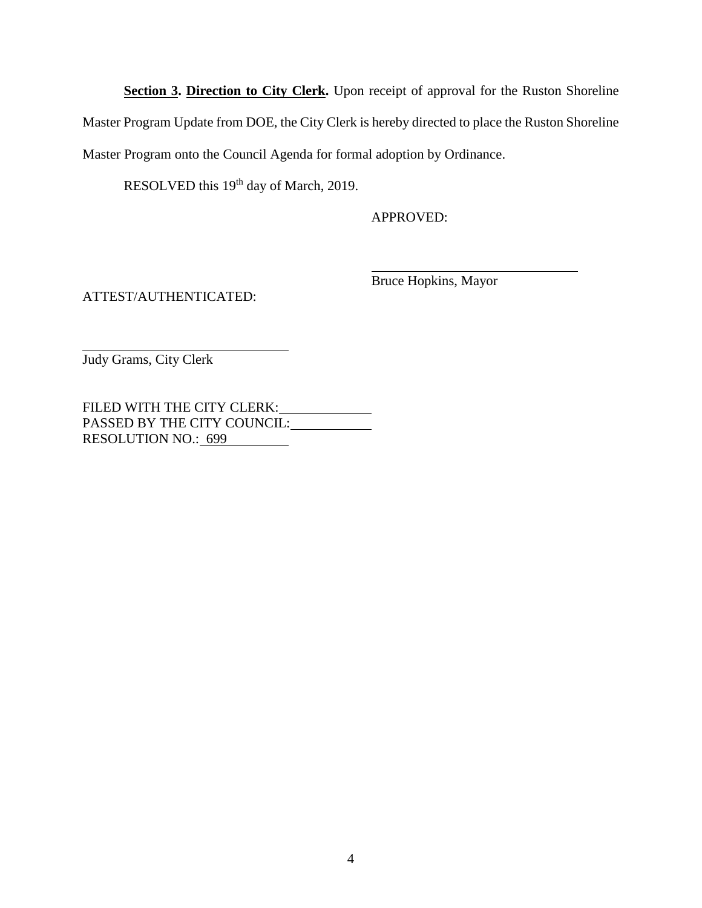**Section 3. Direction to City Clerk.** Upon receipt of approval for the Ruston Shoreline Master Program Update from DOE, the City Clerk is hereby directed to place the Ruston Shoreline Master Program onto the Council Agenda for formal adoption by Ordinance.

RESOLVED this 19th day of March, 2019.

APPROVED:

______________________________
Bruce Hopkins, Mayor

ATTEST/AUTHENTICATED:

______________________________
Judy Grams, City Clerk

FILED WITH THE CITY CLERK: ____________
PASSED BY THE CITY COUNCIL: ____________
RESOLUTION NO.: 699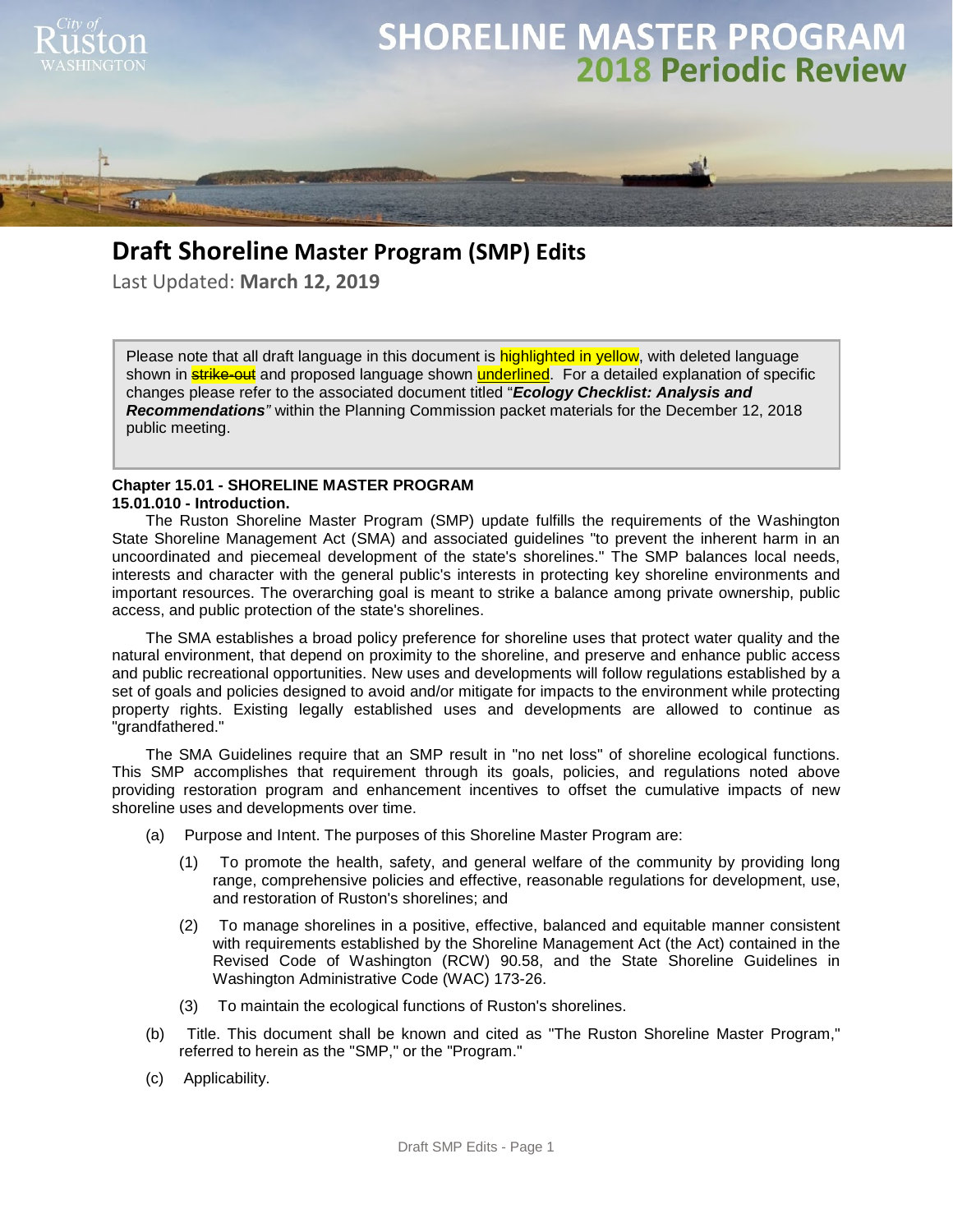# SHORELINE MASTER PROGRAM
## 2018 Periodic Review

## Draft Shoreline Master Program (SMP) Edits

Last Updated: **March 12, 2019**

> Please note that all draft language in this document is highlighted in yellow, with deleted language shown in ~~strike-out~~ and proposed language shown underlined. For a detailed explanation of specific changes please refer to the associated document titled "***Ecology Checklist: Analysis and Recommendations***" within the Planning Commission packet materials for the December 12, 2018 public meeting.

**Chapter 15.01 - SHORELINE MASTER PROGRAM**

**15.01.010 - Introduction.**

The Ruston Shoreline Master Program (SMP) update fulfills the requirements of the Washington State Shoreline Management Act (SMA) and associated guidelines "to prevent the inherent harm in an uncoordinated and piecemeal development of the state's shorelines." The SMP balances local needs, interests and character with the general public's interests in protecting key shoreline environments and important resources. The overarching goal is meant to strike a balance among private ownership, public access, and public protection of the state's shorelines.

The SMA establishes a broad policy preference for shoreline uses that protect water quality and the natural environment, that depend on proximity to the shoreline, and preserve and enhance public access and public recreational opportunities. New uses and developments will follow regulations established by a set of goals and policies designed to avoid and/or mitigate for impacts to the environment while protecting property rights. Existing legally established uses and developments are allowed to continue as "grandfathered."

The SMA Guidelines require that an SMP result in "no net loss" of shoreline ecological functions. This SMP accomplishes that requirement through its goals, policies, and regulations noted above providing restoration program and enhancement incentives to offset the cumulative impacts of new shoreline uses and developments over time.

(a) Purpose and Intent. The purposes of this Shoreline Master Program are:

(1) To promote the health, safety, and general welfare of the community by providing long range, comprehensive policies and effective, reasonable regulations for development, use, and restoration of Ruston's shorelines; and

(2) To manage shorelines in a positive, effective, balanced and equitable manner consistent with requirements established by the Shoreline Management Act (the Act) contained in the Revised Code of Washington (RCW) 90.58, and the State Shoreline Guidelines in Washington Administrative Code (WAC) 173-26.

(3) To maintain the ecological functions of Ruston's shorelines.

(b) Title. This document shall be known and cited as "The Ruston Shoreline Master Program," referred to herein as the "SMP," or the "Program."

(c) Applicability.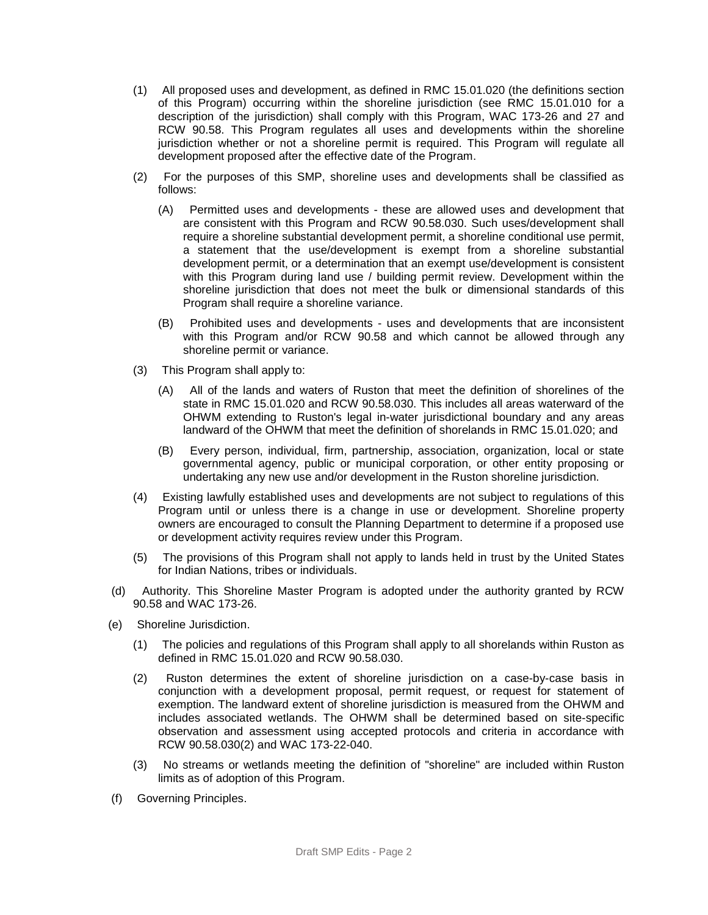(1) All proposed uses and development, as defined in RMC 15.01.020 (the definitions section of this Program) occurring within the shoreline jurisdiction (see RMC 15.01.010 for a description of the jurisdiction) shall comply with this Program, WAC 173-26 and 27 and RCW 90.58. This Program regulates all uses and developments within the shoreline jurisdiction whether or not a shoreline permit is required. This Program will regulate all development proposed after the effective date of the Program.

(2) For the purposes of this SMP, shoreline uses and developments shall be classified as follows:

(A) Permitted uses and developments - these are allowed uses and development that are consistent with this Program and RCW 90.58.030. Such uses/development shall require a shoreline substantial development permit, a shoreline conditional use permit, a statement that the use/development is exempt from a shoreline substantial development permit, or a determination that an exempt use/development is consistent with this Program during land use / building permit review. Development within the shoreline jurisdiction that does not meet the bulk or dimensional standards of this Program shall require a shoreline variance.

(B) Prohibited uses and developments - uses and developments that are inconsistent with this Program and/or RCW 90.58 and which cannot be allowed through any shoreline permit or variance.

(3) This Program shall apply to:

(A) All of the lands and waters of Ruston that meet the definition of shorelines of the state in RMC 15.01.020 and RCW 90.58.030. This includes all areas waterward of the OHWM extending to Ruston's legal in-water jurisdictional boundary and any areas landward of the OHWM that meet the definition of shorelands in RMC 15.01.020; and

(B) Every person, individual, firm, partnership, association, organization, local or state governmental agency, public or municipal corporation, or other entity proposing or undertaking any new use and/or development in the Ruston shoreline jurisdiction.

(4) Existing lawfully established uses and developments are not subject to regulations of this Program until or unless there is a change in use or development. Shoreline property owners are encouraged to consult the Planning Department to determine if a proposed use or development activity requires review under this Program.

(5) The provisions of this Program shall not apply to lands held in trust by the United States for Indian Nations, tribes or individuals.

(d) Authority. This Shoreline Master Program is adopted under the authority granted by RCW 90.58 and WAC 173-26.

(e) Shoreline Jurisdiction.

(1) The policies and regulations of this Program shall apply to all shorelands within Ruston as defined in RMC 15.01.020 and RCW 90.58.030.

(2) Ruston determines the extent of shoreline jurisdiction on a case-by-case basis in conjunction with a development proposal, permit request, or request for statement of exemption. The landward extent of shoreline jurisdiction is measured from the OHWM and includes associated wetlands. The OHWM shall be determined based on site-specific observation and assessment using accepted protocols and criteria in accordance with RCW 90.58.030(2) and WAC 173-22-040.

(3) No streams or wetlands meeting the definition of "shoreline" are included within Ruston limits as of adoption of this Program.

(f) Governing Principles.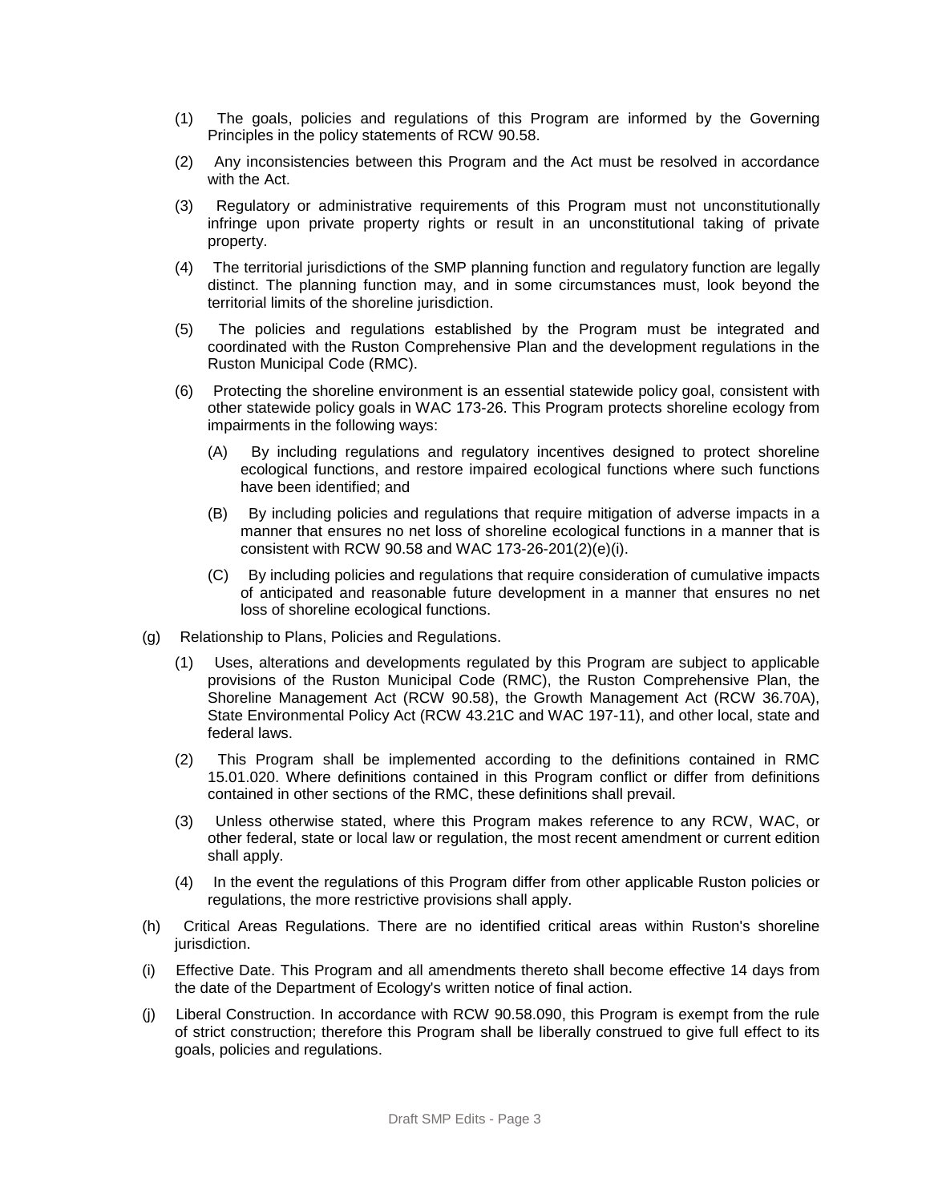(1) The goals, policies and regulations of this Program are informed by the Governing Principles in the policy statements of RCW 90.58.

(2) Any inconsistencies between this Program and the Act must be resolved in accordance with the Act.

(3) Regulatory or administrative requirements of this Program must not unconstitutionally infringe upon private property rights or result in an unconstitutional taking of private property.

(4) The territorial jurisdictions of the SMP planning function and regulatory function are legally distinct. The planning function may, and in some circumstances must, look beyond the territorial limits of the shoreline jurisdiction.

(5) The policies and regulations established by the Program must be integrated and coordinated with the Ruston Comprehensive Plan and the development regulations in the Ruston Municipal Code (RMC).

(6) Protecting the shoreline environment is an essential statewide policy goal, consistent with other statewide policy goals in WAC 173-26. This Program protects shoreline ecology from impairments in the following ways:

(A) By including regulations and regulatory incentives designed to protect shoreline ecological functions, and restore impaired ecological functions where such functions have been identified; and

(B) By including policies and regulations that require mitigation of adverse impacts in a manner that ensures no net loss of shoreline ecological functions in a manner that is consistent with RCW 90.58 and WAC 173-26-201(2)(e)(i).

(C) By including policies and regulations that require consideration of cumulative impacts of anticipated and reasonable future development in a manner that ensures no net loss of shoreline ecological functions.

(g) Relationship to Plans, Policies and Regulations.

(1) Uses, alterations and developments regulated by this Program are subject to applicable provisions of the Ruston Municipal Code (RMC), the Ruston Comprehensive Plan, the Shoreline Management Act (RCW 90.58), the Growth Management Act (RCW 36.70A), State Environmental Policy Act (RCW 43.21C and WAC 197-11), and other local, state and federal laws.

(2) This Program shall be implemented according to the definitions contained in RMC 15.01.020. Where definitions contained in this Program conflict or differ from definitions contained in other sections of the RMC, these definitions shall prevail.

(3) Unless otherwise stated, where this Program makes reference to any RCW, WAC, or other federal, state or local law or regulation, the most recent amendment or current edition shall apply.

(4) In the event the regulations of this Program differ from other applicable Ruston policies or regulations, the more restrictive provisions shall apply.

(h) Critical Areas Regulations. There are no identified critical areas within Ruston's shoreline jurisdiction.

(i) Effective Date. This Program and all amendments thereto shall become effective 14 days from the date of the Department of Ecology's written notice of final action.

(j) Liberal Construction. In accordance with RCW 90.58.090, this Program is exempt from the rule of strict construction; therefore this Program shall be liberally construed to give full effect to its goals, policies and regulations.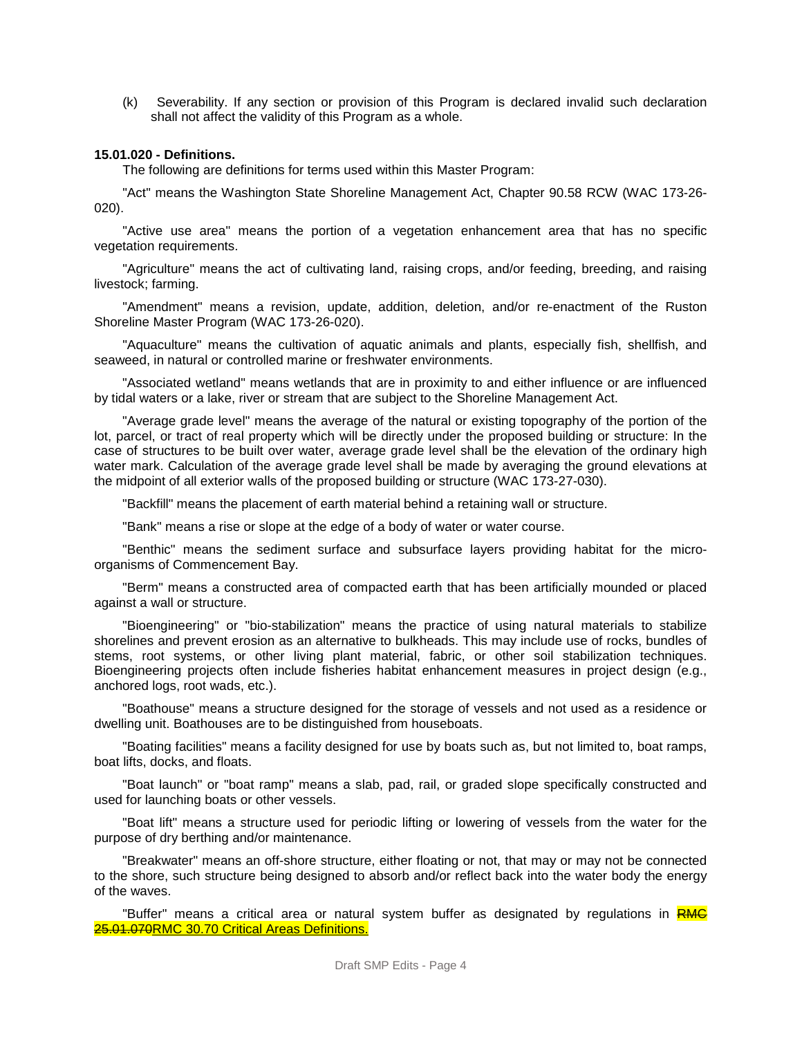(k) Severability. If any section or provision of this Program is declared invalid such declaration shall not affect the validity of this Program as a whole.

**15.01.020 - Definitions.**

The following are definitions for terms used within this Master Program:

"Act" means the Washington State Shoreline Management Act, Chapter 90.58 RCW (WAC 173-26-020).

"Active use area" means the portion of a vegetation enhancement area that has no specific vegetation requirements.

"Agriculture" means the act of cultivating land, raising crops, and/or feeding, breeding, and raising livestock; farming.

"Amendment" means a revision, update, addition, deletion, and/or re-enactment of the Ruston Shoreline Master Program (WAC 173-26-020).

"Aquaculture" means the cultivation of aquatic animals and plants, especially fish, shellfish, and seaweed, in natural or controlled marine or freshwater environments.

"Associated wetland" means wetlands that are in proximity to and either influence or are influenced by tidal waters or a lake, river or stream that are subject to the Shoreline Management Act.

"Average grade level" means the average of the natural or existing topography of the portion of the lot, parcel, or tract of real property which will be directly under the proposed building or structure: In the case of structures to be built over water, average grade level shall be the elevation of the ordinary high water mark. Calculation of the average grade level shall be made by averaging the ground elevations at the midpoint of all exterior walls of the proposed building or structure (WAC 173-27-030).

"Backfill" means the placement of earth material behind a retaining wall or structure.

"Bank" means a rise or slope at the edge of a body of water or water course.

"Benthic" means the sediment surface and subsurface layers providing habitat for the micro-organisms of Commencement Bay.

"Berm" means a constructed area of compacted earth that has been artificially mounded or placed against a wall or structure.

"Bioengineering" or "bio-stabilization" means the practice of using natural materials to stabilize shorelines and prevent erosion as an alternative to bulkheads. This may include use of rocks, bundles of stems, root systems, or other living plant material, fabric, or other soil stabilization techniques. Bioengineering projects often include fisheries habitat enhancement measures in project design (e.g., anchored logs, root wads, etc.).

"Boathouse" means a structure designed for the storage of vessels and not used as a residence or dwelling unit. Boathouses are to be distinguished from houseboats.

"Boating facilities" means a facility designed for use by boats such as, but not limited to, boat ramps, boat lifts, docks, and floats.

"Boat launch" or "boat ramp" means a slab, pad, rail, or graded slope specifically constructed and used for launching boats or other vessels.

"Boat lift" means a structure used for periodic lifting or lowering of vessels from the water for the purpose of dry berthing and/or maintenance.

"Breakwater" means an off-shore structure, either floating or not, that may or may not be connected to the shore, such structure being designed to absorb and/or reflect back into the water body the energy of the waves.

"Buffer" means a critical area or natural system buffer as designated by regulations in ~~RMC 25.01.070~~RMC 30.70 Critical Areas Definitions.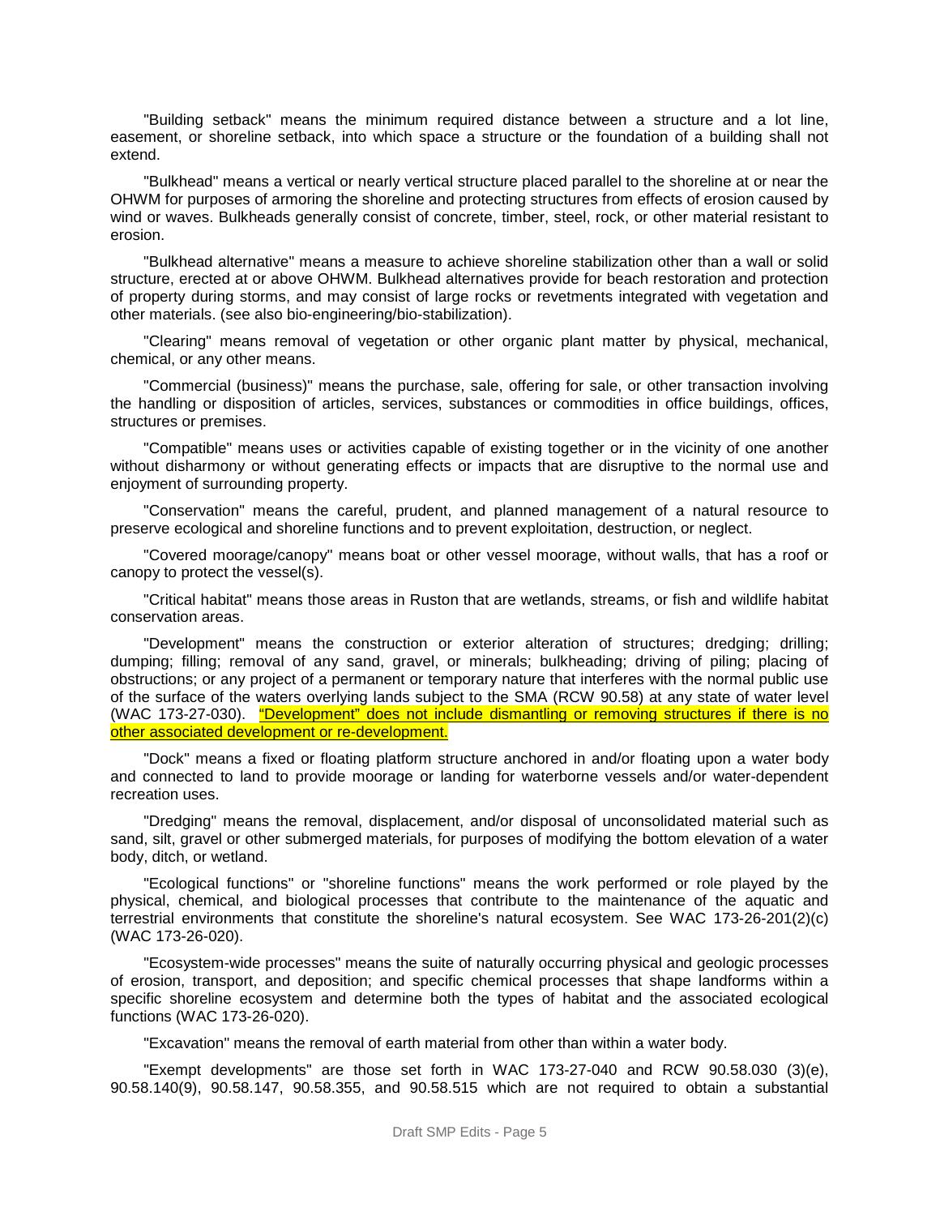"Building setback" means the minimum required distance between a structure and a lot line, easement, or shoreline setback, into which space a structure or the foundation of a building shall not extend.

"Bulkhead" means a vertical or nearly vertical structure placed parallel to the shoreline at or near the OHWM for purposes of armoring the shoreline and protecting structures from effects of erosion caused by wind or waves. Bulkheads generally consist of concrete, timber, steel, rock, or other material resistant to erosion.

"Bulkhead alternative" means a measure to achieve shoreline stabilization other than a wall or solid structure, erected at or above OHWM. Bulkhead alternatives provide for beach restoration and protection of property during storms, and may consist of large rocks or revetments integrated with vegetation and other materials. (see also bio-engineering/bio-stabilization).

"Clearing" means removal of vegetation or other organic plant matter by physical, mechanical, chemical, or any other means.

"Commercial (business)" means the purchase, sale, offering for sale, or other transaction involving the handling or disposition of articles, services, substances or commodities in office buildings, offices, structures or premises.

"Compatible" means uses or activities capable of existing together or in the vicinity of one another without disharmony or without generating effects or impacts that are disruptive to the normal use and enjoyment of surrounding property.

"Conservation" means the careful, prudent, and planned management of a natural resource to preserve ecological and shoreline functions and to prevent exploitation, destruction, or neglect.

"Covered moorage/canopy" means boat or other vessel moorage, without walls, that has a roof or canopy to protect the vessel(s).

"Critical habitat" means those areas in Ruston that are wetlands, streams, or fish and wildlife habitat conservation areas.

"Development" means the construction or exterior alteration of structures; dredging; drilling; dumping; filling; removal of any sand, gravel, or minerals; bulkheading; driving of piling; placing of obstructions; or any project of a permanent or temporary nature that interferes with the normal public use of the surface of the waters overlying lands subject to the SMA (RCW 90.58) at any state of water level (WAC 173-27-030). "Development" does not include dismantling or removing structures if there is no other associated development or re-development.

"Dock" means a fixed or floating platform structure anchored in and/or floating upon a water body and connected to land to provide moorage or landing for waterborne vessels and/or water-dependent recreation uses.

"Dredging" means the removal, displacement, and/or disposal of unconsolidated material such as sand, silt, gravel or other submerged materials, for purposes of modifying the bottom elevation of a water body, ditch, or wetland.

"Ecological functions" or "shoreline functions" means the work performed or role played by the physical, chemical, and biological processes that contribute to the maintenance of the aquatic and terrestrial environments that constitute the shoreline's natural ecosystem. See WAC 173-26-201(2)(c) (WAC 173-26-020).

"Ecosystem-wide processes" means the suite of naturally occurring physical and geologic processes of erosion, transport, and deposition; and specific chemical processes that shape landforms within a specific shoreline ecosystem and determine both the types of habitat and the associated ecological functions (WAC 173-26-020).

"Excavation" means the removal of earth material from other than within a water body.

"Exempt developments" are those set forth in WAC 173-27-040 and RCW 90.58.030 (3)(e), 90.58.140(9), 90.58.147, 90.58.355, and 90.58.515 which are not required to obtain a substantial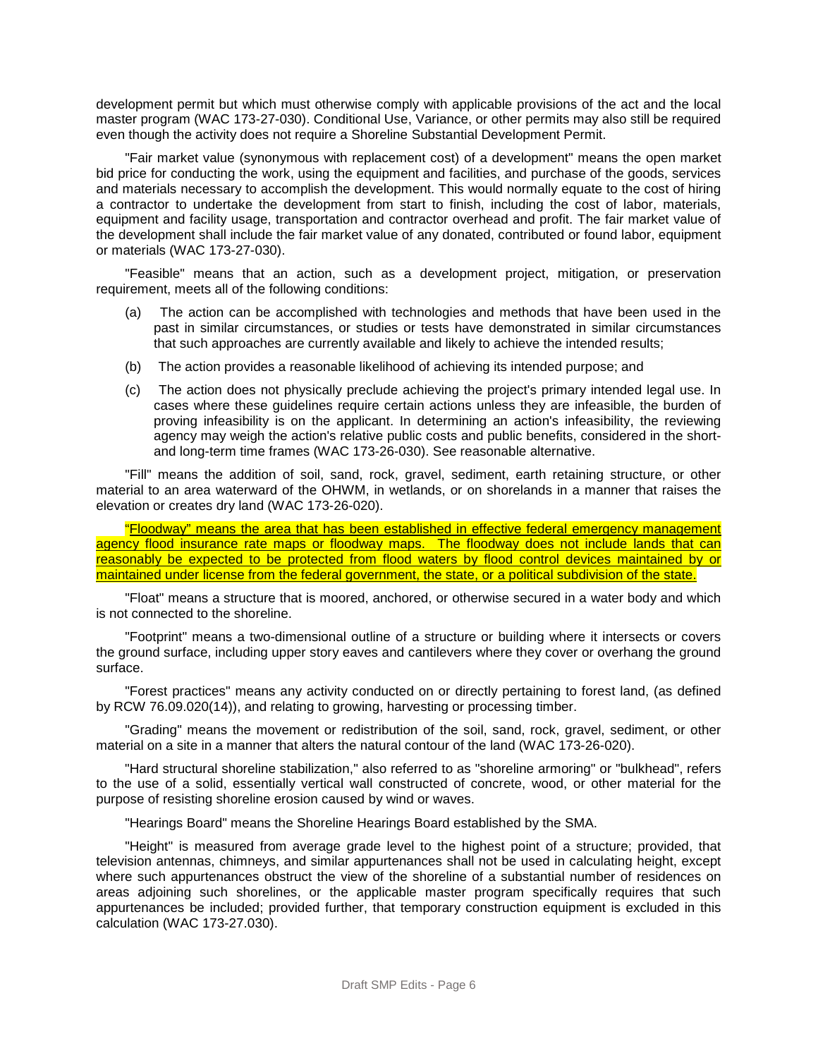development permit but which must otherwise comply with applicable provisions of the act and the local master program (WAC 173-27-030). Conditional Use, Variance, or other permits may also still be required even though the activity does not require a Shoreline Substantial Development Permit.

"Fair market value (synonymous with replacement cost) of a development" means the open market bid price for conducting the work, using the equipment and facilities, and purchase of the goods, services and materials necessary to accomplish the development. This would normally equate to the cost of hiring a contractor to undertake the development from start to finish, including the cost of labor, materials, equipment and facility usage, transportation and contractor overhead and profit. The fair market value of the development shall include the fair market value of any donated, contributed or found labor, equipment or materials (WAC 173-27-030).

"Feasible" means that an action, such as a development project, mitigation, or preservation requirement, meets all of the following conditions:

(a) The action can be accomplished with technologies and methods that have been used in the past in similar circumstances, or studies or tests have demonstrated in similar circumstances that such approaches are currently available and likely to achieve the intended results;

(b) The action provides a reasonable likelihood of achieving its intended purpose; and

(c) The action does not physically preclude achieving the project's primary intended legal use. In cases where these guidelines require certain actions unless they are infeasible, the burden of proving infeasibility is on the applicant. In determining an action's infeasibility, the reviewing agency may weigh the action's relative public costs and public benefits, considered in the short- and long-term time frames (WAC 173-26-030). See reasonable alternative.

"Fill" means the addition of soil, sand, rock, gravel, sediment, earth retaining structure, or other material to an area waterward of the OHWM, in wetlands, or on shorelands in a manner that raises the elevation or creates dry land (WAC 173-26-020).

"Floodway" means the area that has been established in effective federal emergency management agency flood insurance rate maps or floodway maps. The floodway does not include lands that can reasonably be expected to be protected from flood waters by flood control devices maintained by or maintained under license from the federal government, the state, or a political subdivision of the state.

"Float" means a structure that is moored, anchored, or otherwise secured in a water body and which is not connected to the shoreline.

"Footprint" means a two-dimensional outline of a structure or building where it intersects or covers the ground surface, including upper story eaves and cantilevers where they cover or overhang the ground surface.

"Forest practices" means any activity conducted on or directly pertaining to forest land, (as defined by RCW 76.09.020(14)), and relating to growing, harvesting or processing timber.

"Grading" means the movement or redistribution of the soil, sand, rock, gravel, sediment, or other material on a site in a manner that alters the natural contour of the land (WAC 173-26-020).

"Hard structural shoreline stabilization," also referred to as "shoreline armoring" or "bulkhead", refers to the use of a solid, essentially vertical wall constructed of concrete, wood, or other material for the purpose of resisting shoreline erosion caused by wind or waves.

"Hearings Board" means the Shoreline Hearings Board established by the SMA.

"Height" is measured from average grade level to the highest point of a structure; provided, that television antennas, chimneys, and similar appurtenances shall not be used in calculating height, except where such appurtenances obstruct the view of the shoreline of a substantial number of residences on areas adjoining such shorelines, or the applicable master program specifically requires that such appurtenances be included; provided further, that temporary construction equipment is excluded in this calculation (WAC 173-27.030).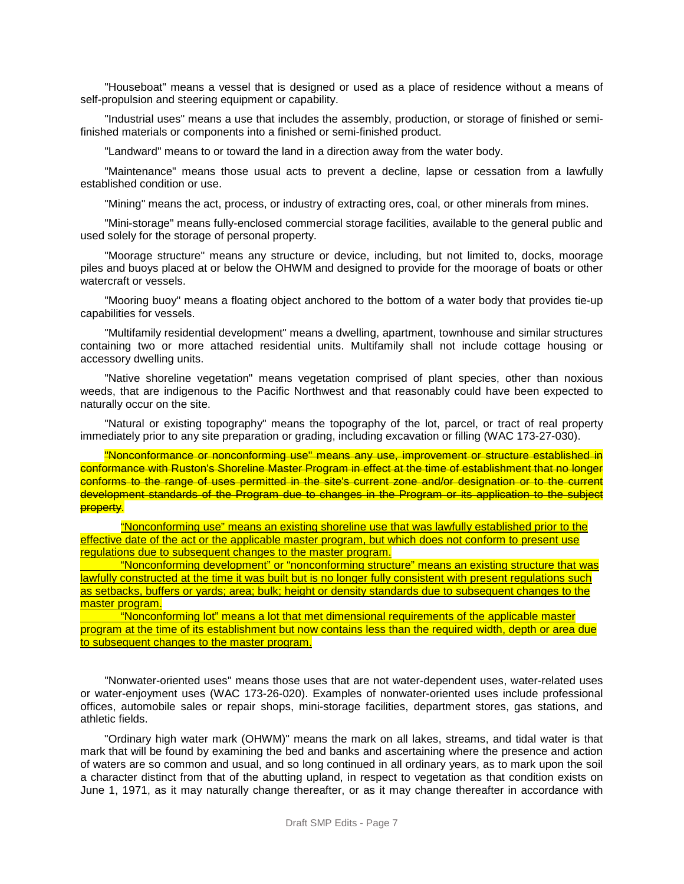"Houseboat" means a vessel that is designed or used as a place of residence without a means of self-propulsion and steering equipment or capability.

"Industrial uses" means a use that includes the assembly, production, or storage of finished or semi-finished materials or components into a finished or semi-finished product.

"Landward" means to or toward the land in a direction away from the water body.

"Maintenance" means those usual acts to prevent a decline, lapse or cessation from a lawfully established condition or use.

"Mining" means the act, process, or industry of extracting ores, coal, or other minerals from mines.

"Mini-storage" means fully-enclosed commercial storage facilities, available to the general public and used solely for the storage of personal property.

"Moorage structure" means any structure or device, including, but not limited to, docks, moorage piles and buoys placed at or below the OHWM and designed to provide for the moorage of boats or other watercraft or vessels.

"Mooring buoy" means a floating object anchored to the bottom of a water body that provides tie-up capabilities for vessels.

"Multifamily residential development" means a dwelling, apartment, townhouse and similar structures containing two or more attached residential units. Multifamily shall not include cottage housing or accessory dwelling units.

"Native shoreline vegetation" means vegetation comprised of plant species, other than noxious weeds, that are indigenous to the Pacific Northwest and that reasonably could have been expected to naturally occur on the site.

"Natural or existing topography" means the topography of the lot, parcel, or tract of real property immediately prior to any site preparation or grading, including excavation or filling (WAC 173-27-030).

~~"Nonconformance or nonconforming use" means any use, improvement or structure established in conformance with Ruston's Shoreline Master Program in effect at the time of establishment that no longer conforms to the range of uses permitted in the site's current zone and/or designation or to the current development standards of the Program due to changes in the Program or its application to the subject property.~~

<u>"Nonconforming use" means an existing shoreline use that was lawfully established prior to the effective date of the act or the applicable master program, but which does not conform to present use regulations due to subsequent changes to the master program.</u>

<u>"Nonconforming development" or "nonconforming structure" means an existing structure that was lawfully constructed at the time it was built but is no longer fully consistent with present regulations such as setbacks, buffers or yards; area; bulk; height or density standards due to subsequent changes to the master program.</u>

<u>"Nonconforming lot" means a lot that met dimensional requirements of the applicable master program at the time of its establishment but now contains less than the required width, depth or area due to subsequent changes to the master program.</u>

"Nonwater-oriented uses" means those uses that are not water-dependent uses, water-related uses or water-enjoyment uses (WAC 173-26-020). Examples of nonwater-oriented uses include professional offices, automobile sales or repair shops, mini-storage facilities, department stores, gas stations, and athletic fields.

"Ordinary high water mark (OHWM)" means the mark on all lakes, streams, and tidal water is that mark that will be found by examining the bed and banks and ascertaining where the presence and action of waters are so common and usual, and so long continued in all ordinary years, as to mark upon the soil a character distinct from that of the abutting upland, in respect to vegetation as that condition exists on June 1, 1971, as it may naturally change thereafter, or as it may change thereafter in accordance with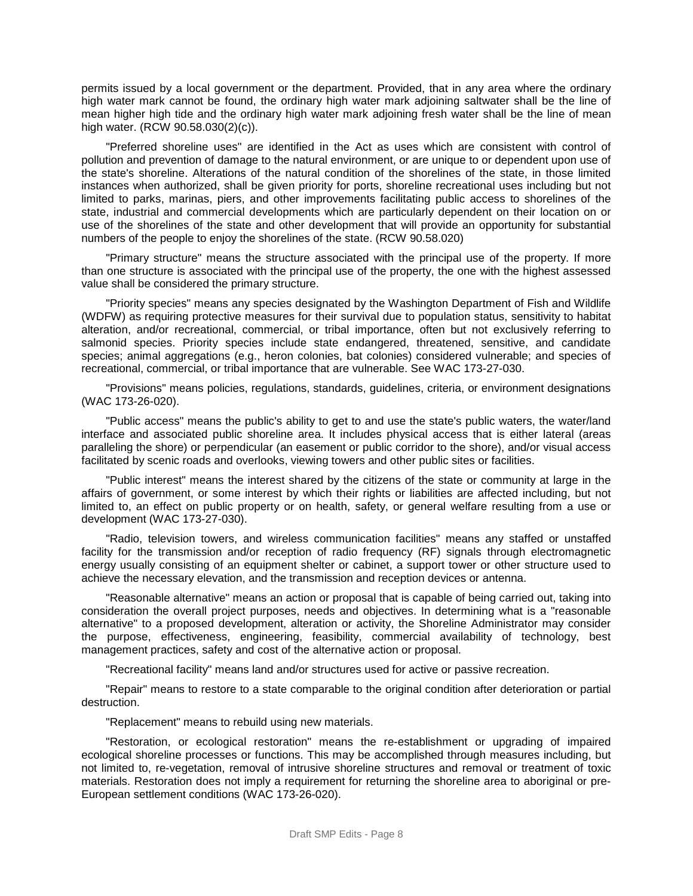permits issued by a local government or the department. Provided, that in any area where the ordinary high water mark cannot be found, the ordinary high water mark adjoining saltwater shall be the line of mean higher high tide and the ordinary high water mark adjoining fresh water shall be the line of mean high water. (RCW 90.58.030(2)(c)).

"Preferred shoreline uses" are identified in the Act as uses which are consistent with control of pollution and prevention of damage to the natural environment, or are unique to or dependent upon use of the state's shoreline. Alterations of the natural condition of the shorelines of the state, in those limited instances when authorized, shall be given priority for ports, shoreline recreational uses including but not limited to parks, marinas, piers, and other improvements facilitating public access to shorelines of the state, industrial and commercial developments which are particularly dependent on their location on or use of the shorelines of the state and other development that will provide an opportunity for substantial numbers of the people to enjoy the shorelines of the state. (RCW 90.58.020)

"Primary structure" means the structure associated with the principal use of the property. If more than one structure is associated with the principal use of the property, the one with the highest assessed value shall be considered the primary structure.

"Priority species" means any species designated by the Washington Department of Fish and Wildlife (WDFW) as requiring protective measures for their survival due to population status, sensitivity to habitat alteration, and/or recreational, commercial, or tribal importance, often but not exclusively referring to salmonid species. Priority species include state endangered, threatened, sensitive, and candidate species; animal aggregations (e.g., heron colonies, bat colonies) considered vulnerable; and species of recreational, commercial, or tribal importance that are vulnerable. See WAC 173-27-030.

"Provisions" means policies, regulations, standards, guidelines, criteria, or environment designations (WAC 173-26-020).

"Public access" means the public's ability to get to and use the state's public waters, the water/land interface and associated public shoreline area. It includes physical access that is either lateral (areas paralleling the shore) or perpendicular (an easement or public corridor to the shore), and/or visual access facilitated by scenic roads and overlooks, viewing towers and other public sites or facilities.

"Public interest" means the interest shared by the citizens of the state or community at large in the affairs of government, or some interest by which their rights or liabilities are affected including, but not limited to, an effect on public property or on health, safety, or general welfare resulting from a use or development (WAC 173-27-030).

"Radio, television towers, and wireless communication facilities" means any staffed or unstaffed facility for the transmission and/or reception of radio frequency (RF) signals through electromagnetic energy usually consisting of an equipment shelter or cabinet, a support tower or other structure used to achieve the necessary elevation, and the transmission and reception devices or antenna.

"Reasonable alternative" means an action or proposal that is capable of being carried out, taking into consideration the overall project purposes, needs and objectives. In determining what is a "reasonable alternative" to a proposed development, alteration or activity, the Shoreline Administrator may consider the purpose, effectiveness, engineering, feasibility, commercial availability of technology, best management practices, safety and cost of the alternative action or proposal.

"Recreational facility" means land and/or structures used for active or passive recreation.

"Repair" means to restore to a state comparable to the original condition after deterioration or partial destruction.

"Replacement" means to rebuild using new materials.

"Restoration, or ecological restoration" means the re-establishment or upgrading of impaired ecological shoreline processes or functions. This may be accomplished through measures including, but not limited to, re-vegetation, removal of intrusive shoreline structures and removal or treatment of toxic materials. Restoration does not imply a requirement for returning the shoreline area to aboriginal or pre-European settlement conditions (WAC 173-26-020).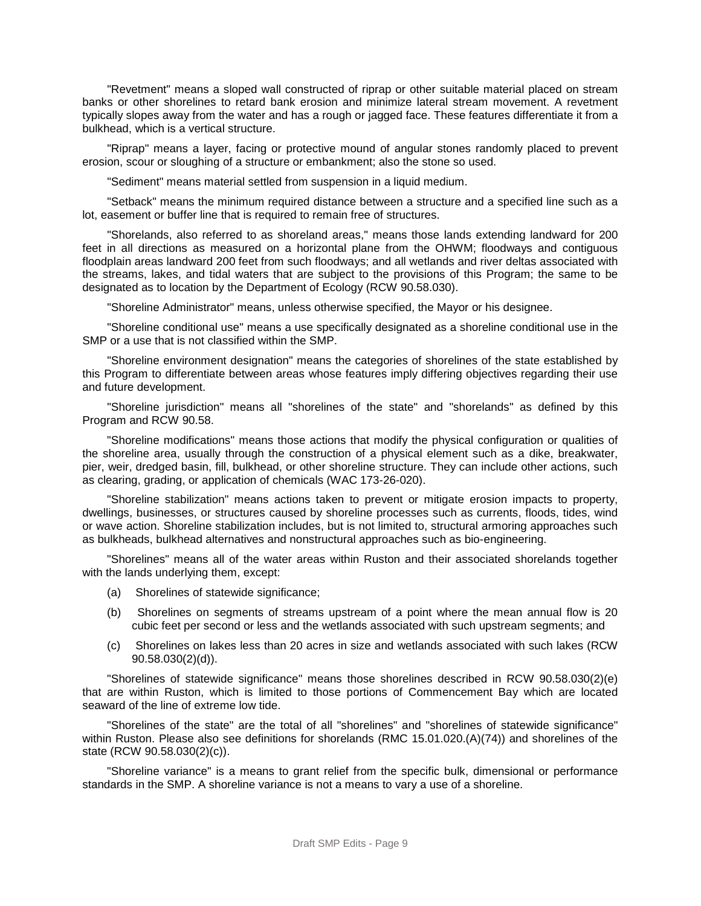"Revetment" means a sloped wall constructed of riprap or other suitable material placed on stream banks or other shorelines to retard bank erosion and minimize lateral stream movement. A revetment typically slopes away from the water and has a rough or jagged face. These features differentiate it from a bulkhead, which is a vertical structure.

"Riprap" means a layer, facing or protective mound of angular stones randomly placed to prevent erosion, scour or sloughing of a structure or embankment; also the stone so used.

"Sediment" means material settled from suspension in a liquid medium.

"Setback" means the minimum required distance between a structure and a specified line such as a lot, easement or buffer line that is required to remain free of structures.

"Shorelands, also referred to as shoreland areas," means those lands extending landward for 200 feet in all directions as measured on a horizontal plane from the OHWM; floodways and contiguous floodplain areas landward 200 feet from such floodways; and all wetlands and river deltas associated with the streams, lakes, and tidal waters that are subject to the provisions of this Program; the same to be designated as to location by the Department of Ecology (RCW 90.58.030).

"Shoreline Administrator" means, unless otherwise specified, the Mayor or his designee.

"Shoreline conditional use" means a use specifically designated as a shoreline conditional use in the SMP or a use that is not classified within the SMP.

"Shoreline environment designation" means the categories of shorelines of the state established by this Program to differentiate between areas whose features imply differing objectives regarding their use and future development.

"Shoreline jurisdiction" means all "shorelines of the state" and "shorelands" as defined by this Program and RCW 90.58.

"Shoreline modifications" means those actions that modify the physical configuration or qualities of the shoreline area, usually through the construction of a physical element such as a dike, breakwater, pier, weir, dredged basin, fill, bulkhead, or other shoreline structure. They can include other actions, such as clearing, grading, or application of chemicals (WAC 173-26-020).

"Shoreline stabilization" means actions taken to prevent or mitigate erosion impacts to property, dwellings, businesses, or structures caused by shoreline processes such as currents, floods, tides, wind or wave action. Shoreline stabilization includes, but is not limited to, structural armoring approaches such as bulkheads, bulkhead alternatives and nonstructural approaches such as bio-engineering.

"Shorelines" means all of the water areas within Ruston and their associated shorelands together with the lands underlying them, except:

(a) Shorelines of statewide significance;

(b) Shorelines on segments of streams upstream of a point where the mean annual flow is 20 cubic feet per second or less and the wetlands associated with such upstream segments; and

(c) Shorelines on lakes less than 20 acres in size and wetlands associated with such lakes (RCW 90.58.030(2)(d)).

"Shorelines of statewide significance" means those shorelines described in RCW 90.58.030(2)(e) that are within Ruston, which is limited to those portions of Commencement Bay which are located seaward of the line of extreme low tide.

"Shorelines of the state" are the total of all "shorelines" and "shorelines of statewide significance" within Ruston. Please also see definitions for shorelands (RMC 15.01.020.(A)(74)) and shorelines of the state (RCW 90.58.030(2)(c)).

"Shoreline variance" is a means to grant relief from the specific bulk, dimensional or performance standards in the SMP. A shoreline variance is not a means to vary a use of a shoreline.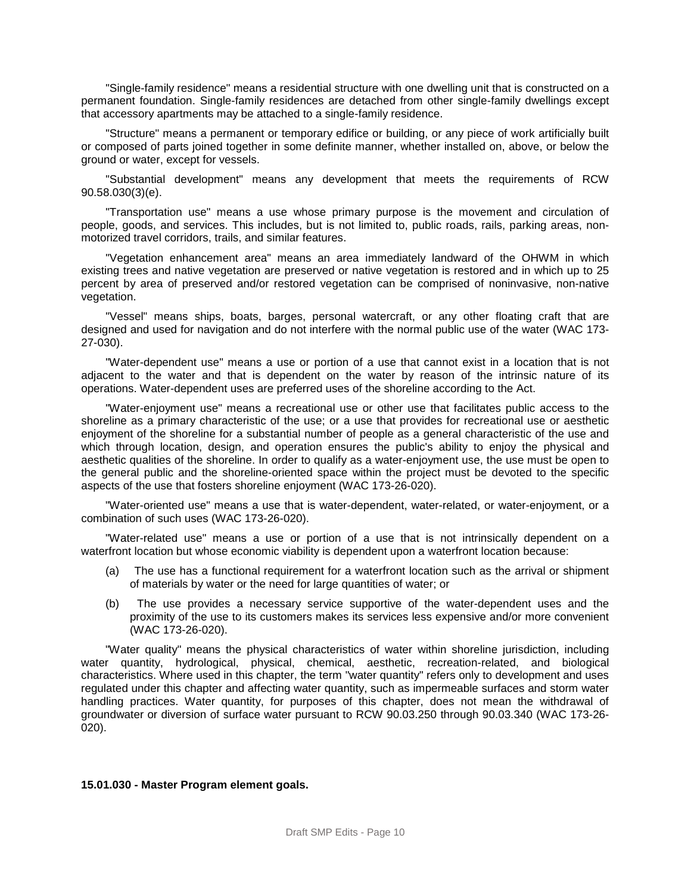"Single-family residence" means a residential structure with one dwelling unit that is constructed on a permanent foundation. Single-family residences are detached from other single-family dwellings except that accessory apartments may be attached to a single-family residence.

"Structure" means a permanent or temporary edifice or building, or any piece of work artificially built or composed of parts joined together in some definite manner, whether installed on, above, or below the ground or water, except for vessels.

"Substantial development" means any development that meets the requirements of RCW 90.58.030(3)(e).

"Transportation use" means a use whose primary purpose is the movement and circulation of people, goods, and services. This includes, but is not limited to, public roads, rails, parking areas, non-motorized travel corridors, trails, and similar features.

"Vegetation enhancement area" means an area immediately landward of the OHWM in which existing trees and native vegetation are preserved or native vegetation is restored and in which up to 25 percent by area of preserved and/or restored vegetation can be comprised of noninvasive, non-native vegetation.

"Vessel" means ships, boats, barges, personal watercraft, or any other floating craft that are designed and used for navigation and do not interfere with the normal public use of the water (WAC 173-27-030).

"Water-dependent use" means a use or portion of a use that cannot exist in a location that is not adjacent to the water and that is dependent on the water by reason of the intrinsic nature of its operations. Water-dependent uses are preferred uses of the shoreline according to the Act.

"Water-enjoyment use" means a recreational use or other use that facilitates public access to the shoreline as a primary characteristic of the use; or a use that provides for recreational use or aesthetic enjoyment of the shoreline for a substantial number of people as a general characteristic of the use and which through location, design, and operation ensures the public's ability to enjoy the physical and aesthetic qualities of the shoreline. In order to qualify as a water-enjoyment use, the use must be open to the general public and the shoreline-oriented space within the project must be devoted to the specific aspects of the use that fosters shoreline enjoyment (WAC 173-26-020).

"Water-oriented use" means a use that is water-dependent, water-related, or water-enjoyment, or a combination of such uses (WAC 173-26-020).

"Water-related use" means a use or portion of a use that is not intrinsically dependent on a waterfront location but whose economic viability is dependent upon a waterfront location because:

(a) The use has a functional requirement for a waterfront location such as the arrival or shipment of materials by water or the need for large quantities of water; or

(b) The use provides a necessary service supportive of the water-dependent uses and the proximity of the use to its customers makes its services less expensive and/or more convenient (WAC 173-26-020).

"Water quality" means the physical characteristics of water within shoreline jurisdiction, including water quantity, hydrological, physical, chemical, aesthetic, recreation-related, and biological characteristics. Where used in this chapter, the term "water quantity" refers only to development and uses regulated under this chapter and affecting water quantity, such as impermeable surfaces and storm water handling practices. Water quantity, for purposes of this chapter, does not mean the withdrawal of groundwater or diversion of surface water pursuant to RCW 90.03.250 through 90.03.340 (WAC 173-26-020).

**15.01.030 - Master Program element goals.**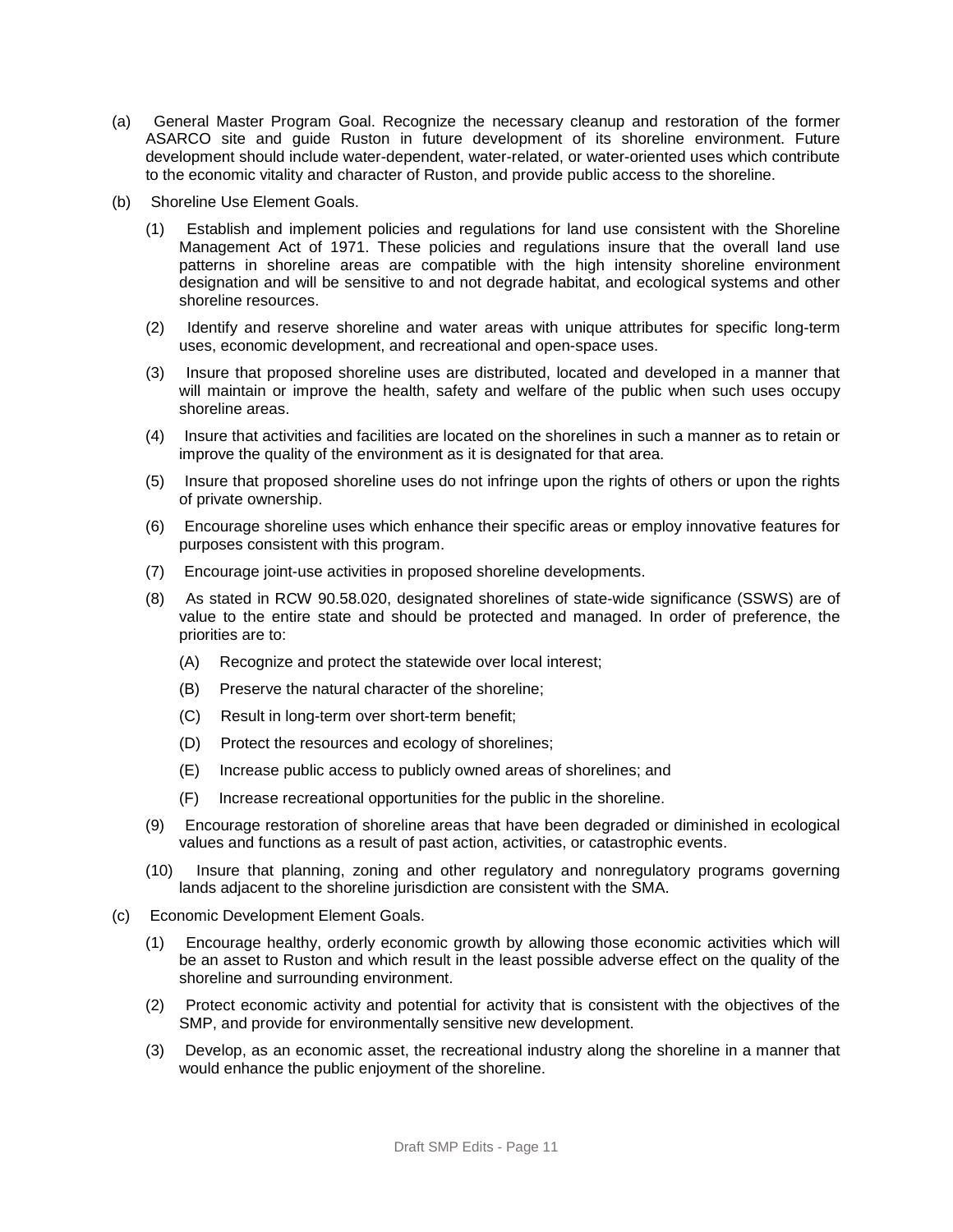(a) General Master Program Goal. Recognize the necessary cleanup and restoration of the former ASARCO site and guide Ruston in future development of its shoreline environment. Future development should include water-dependent, water-related, or water-oriented uses which contribute to the economic vitality and character of Ruston, and provide public access to the shoreline.

(b) Shoreline Use Element Goals.

(1) Establish and implement policies and regulations for land use consistent with the Shoreline Management Act of 1971. These policies and regulations insure that the overall land use patterns in shoreline areas are compatible with the high intensity shoreline environment designation and will be sensitive to and not degrade habitat, and ecological systems and other shoreline resources.

(2) Identify and reserve shoreline and water areas with unique attributes for specific long-term uses, economic development, and recreational and open-space uses.

(3) Insure that proposed shoreline uses are distributed, located and developed in a manner that will maintain or improve the health, safety and welfare of the public when such uses occupy shoreline areas.

(4) Insure that activities and facilities are located on the shorelines in such a manner as to retain or improve the quality of the environment as it is designated for that area.

(5) Insure that proposed shoreline uses do not infringe upon the rights of others or upon the rights of private ownership.

(6) Encourage shoreline uses which enhance their specific areas or employ innovative features for purposes consistent with this program.

(7) Encourage joint-use activities in proposed shoreline developments.

(8) As stated in RCW 90.58.020, designated shorelines of state-wide significance (SSWS) are of value to the entire state and should be protected and managed. In order of preference, the priorities are to:

(A) Recognize and protect the statewide over local interest;

(B) Preserve the natural character of the shoreline;

(C) Result in long-term over short-term benefit;

(D) Protect the resources and ecology of shorelines;

(E) Increase public access to publicly owned areas of shorelines; and

(F) Increase recreational opportunities for the public in the shoreline.

(9) Encourage restoration of shoreline areas that have been degraded or diminished in ecological values and functions as a result of past action, activities, or catastrophic events.

(10) Insure that planning, zoning and other regulatory and nonregulatory programs governing lands adjacent to the shoreline jurisdiction are consistent with the SMA.

(c) Economic Development Element Goals.

(1) Encourage healthy, orderly economic growth by allowing those economic activities which will be an asset to Ruston and which result in the least possible adverse effect on the quality of the shoreline and surrounding environment.

(2) Protect economic activity and potential for activity that is consistent with the objectives of the SMP, and provide for environmentally sensitive new development.

(3) Develop, as an economic asset, the recreational industry along the shoreline in a manner that would enhance the public enjoyment of the shoreline.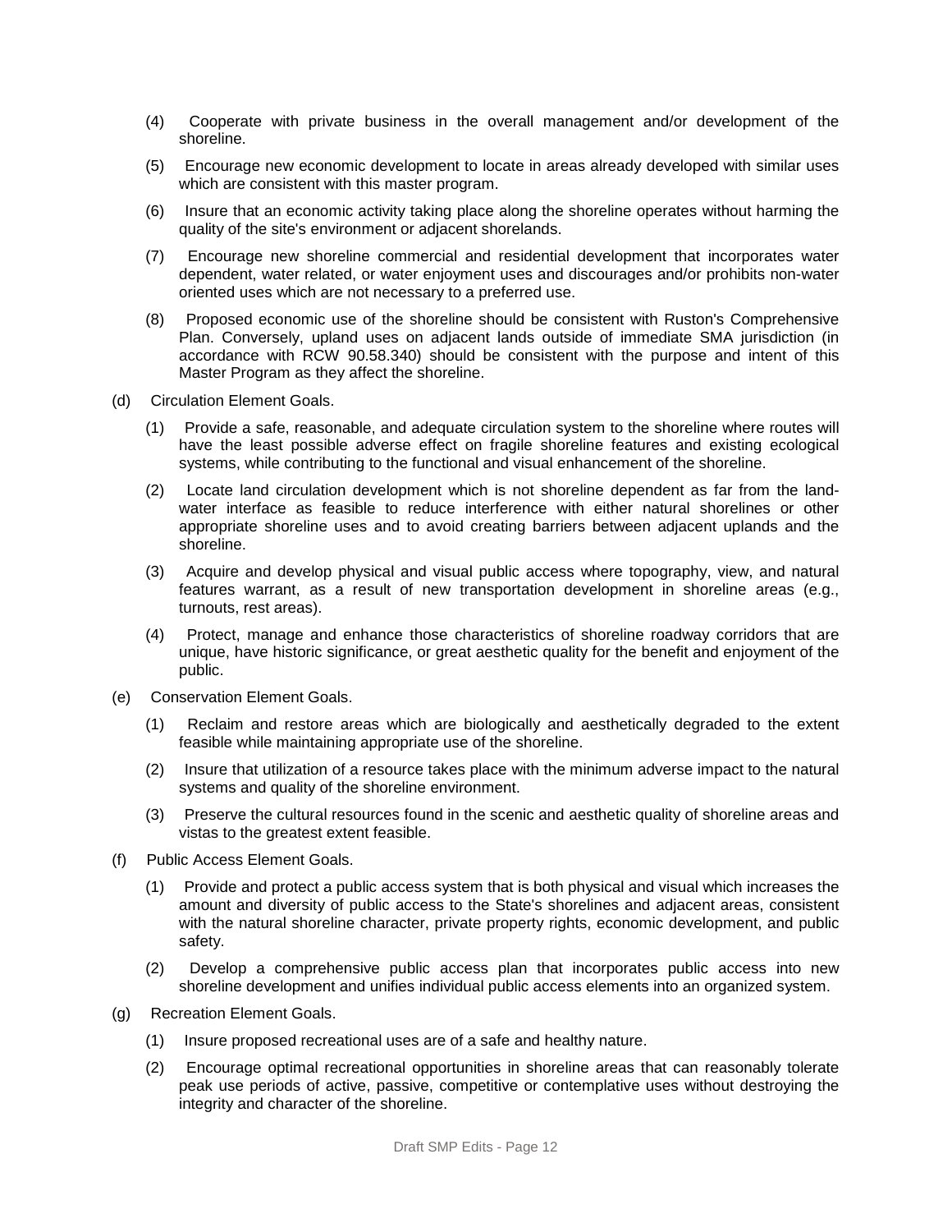(4) Cooperate with private business in the overall management and/or development of the shoreline.

(5) Encourage new economic development to locate in areas already developed with similar uses which are consistent with this master program.

(6) Insure that an economic activity taking place along the shoreline operates without harming the quality of the site's environment or adjacent shorelands.

(7) Encourage new shoreline commercial and residential development that incorporates water dependent, water related, or water enjoyment uses and discourages and/or prohibits non-water oriented uses which are not necessary to a preferred use.

(8) Proposed economic use of the shoreline should be consistent with Ruston's Comprehensive Plan. Conversely, upland uses on adjacent lands outside of immediate SMA jurisdiction (in accordance with RCW 90.58.340) should be consistent with the purpose and intent of this Master Program as they affect the shoreline.

(d) Circulation Element Goals.

(1) Provide a safe, reasonable, and adequate circulation system to the shoreline where routes will have the least possible adverse effect on fragile shoreline features and existing ecological systems, while contributing to the functional and visual enhancement of the shoreline.

(2) Locate land circulation development which is not shoreline dependent as far from the land-water interface as feasible to reduce interference with either natural shorelines or other appropriate shoreline uses and to avoid creating barriers between adjacent uplands and the shoreline.

(3) Acquire and develop physical and visual public access where topography, view, and natural features warrant, as a result of new transportation development in shoreline areas (e.g., turnouts, rest areas).

(4) Protect, manage and enhance those characteristics of shoreline roadway corridors that are unique, have historic significance, or great aesthetic quality for the benefit and enjoyment of the public.

(e) Conservation Element Goals.

(1) Reclaim and restore areas which are biologically and aesthetically degraded to the extent feasible while maintaining appropriate use of the shoreline.

(2) Insure that utilization of a resource takes place with the minimum adverse impact to the natural systems and quality of the shoreline environment.

(3) Preserve the cultural resources found in the scenic and aesthetic quality of shoreline areas and vistas to the greatest extent feasible.

(f) Public Access Element Goals.

(1) Provide and protect a public access system that is both physical and visual which increases the amount and diversity of public access to the State's shorelines and adjacent areas, consistent with the natural shoreline character, private property rights, economic development, and public safety.

(2) Develop a comprehensive public access plan that incorporates public access into new shoreline development and unifies individual public access elements into an organized system.

(g) Recreation Element Goals.

(1) Insure proposed recreational uses are of a safe and healthy nature.

(2) Encourage optimal recreational opportunities in shoreline areas that can reasonably tolerate peak use periods of active, passive, competitive or contemplative uses without destroying the integrity and character of the shoreline.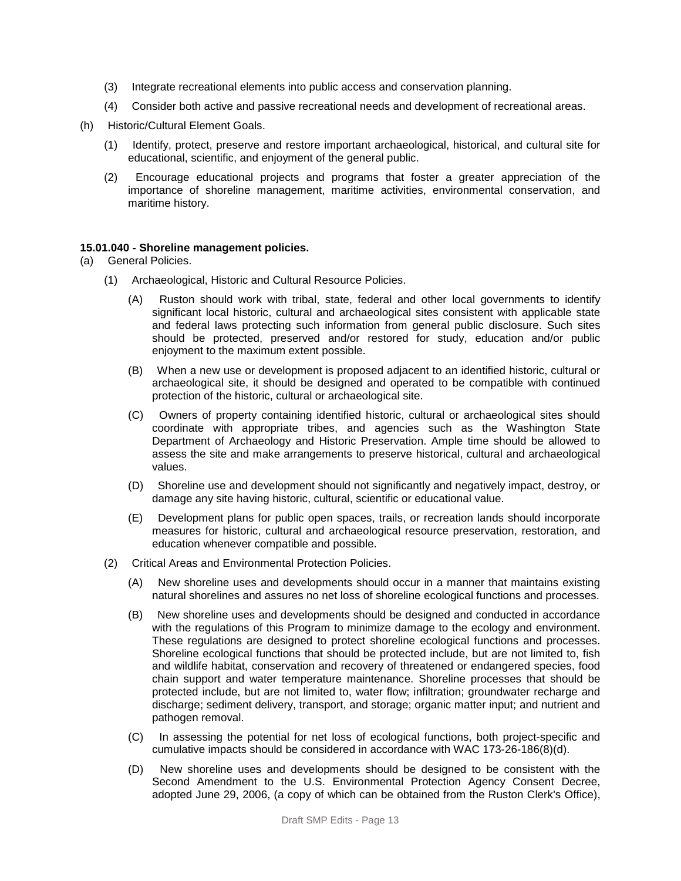(3) Integrate recreational elements into public access and conservation planning.

(4) Consider both active and passive recreational needs and development of recreational areas.

(h) Historic/Cultural Element Goals.

(1) Identify, protect, preserve and restore important archaeological, historical, and cultural site for educational, scientific, and enjoyment of the general public.

(2) Encourage educational projects and programs that foster a greater appreciation of the importance of shoreline management, maritime activities, environmental conservation, and maritime history.

**15.01.040 - Shoreline management policies.**

(a) General Policies.

(1) Archaeological, Historic and Cultural Resource Policies.

(A) Ruston should work with tribal, state, federal and other local governments to identify significant local historic, cultural and archaeological sites consistent with applicable state and federal laws protecting such information from general public disclosure. Such sites should be protected, preserved and/or restored for study, education and/or public enjoyment to the maximum extent possible.

(B) When a new use or development is proposed adjacent to an identified historic, cultural or archaeological site, it should be designed and operated to be compatible with continued protection of the historic, cultural or archaeological site.

(C) Owners of property containing identified historic, cultural or archaeological sites should coordinate with appropriate tribes, and agencies such as the Washington State Department of Archaeology and Historic Preservation. Ample time should be allowed to assess the site and make arrangements to preserve historical, cultural and archaeological values.

(D) Shoreline use and development should not significantly and negatively impact, destroy, or damage any site having historic, cultural, scientific or educational value.

(E) Development plans for public open spaces, trails, or recreation lands should incorporate measures for historic, cultural and archaeological resource preservation, restoration, and education whenever compatible and possible.

(2) Critical Areas and Environmental Protection Policies.

(A) New shoreline uses and developments should occur in a manner that maintains existing natural shorelines and assures no net loss of shoreline ecological functions and processes.

(B) New shoreline uses and developments should be designed and conducted in accordance with the regulations of this Program to minimize damage to the ecology and environment. These regulations are designed to protect shoreline ecological functions and processes. Shoreline ecological functions that should be protected include, but are not limited to, fish and wildlife habitat, conservation and recovery of threatened or endangered species, food chain support and water temperature maintenance. Shoreline processes that should be protected include, but are not limited to, water flow; infiltration; groundwater recharge and discharge; sediment delivery, transport, and storage; organic matter input; and nutrient and pathogen removal.

(C) In assessing the potential for net loss of ecological functions, both project-specific and cumulative impacts should be considered in accordance with WAC 173-26-186(8)(d).

(D) New shoreline uses and developments should be designed to be consistent with the Second Amendment to the U.S. Environmental Protection Agency Consent Decree, adopted June 29, 2006, (a copy of which can be obtained from the Ruston Clerk's Office),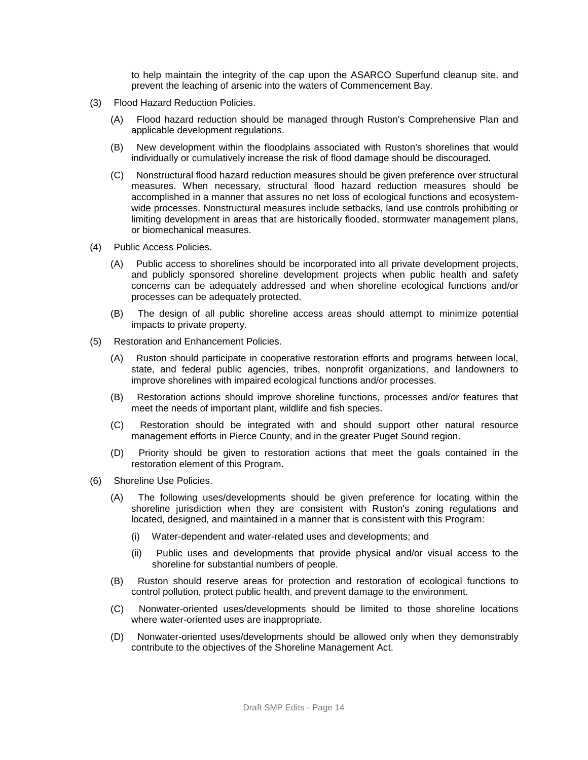to help maintain the integrity of the cap upon the ASARCO Superfund cleanup site, and prevent the leaching of arsenic into the waters of Commencement Bay.

(3) Flood Hazard Reduction Policies.

(A) Flood hazard reduction should be managed through Ruston's Comprehensive Plan and applicable development regulations.

(B) New development within the floodplains associated with Ruston's shorelines that would individually or cumulatively increase the risk of flood damage should be discouraged.

(C) Nonstructural flood hazard reduction measures should be given preference over structural measures. When necessary, structural flood hazard reduction measures should be accomplished in a manner that assures no net loss of ecological functions and ecosystem-wide processes. Nonstructural measures include setbacks, land use controls prohibiting or limiting development in areas that are historically flooded, stormwater management plans, or biomechanical measures.

(4) Public Access Policies.

(A) Public access to shorelines should be incorporated into all private development projects, and publicly sponsored shoreline development projects when public health and safety concerns can be adequately addressed and when shoreline ecological functions and/or processes can be adequately protected.

(B) The design of all public shoreline access areas should attempt to minimize potential impacts to private property.

(5) Restoration and Enhancement Policies.

(A) Ruston should participate in cooperative restoration efforts and programs between local, state, and federal public agencies, tribes, nonprofit organizations, and landowners to improve shorelines with impaired ecological functions and/or processes.

(B) Restoration actions should improve shoreline functions, processes and/or features that meet the needs of important plant, wildlife and fish species.

(C) Restoration should be integrated with and should support other natural resource management efforts in Pierce County, and in the greater Puget Sound region.

(D) Priority should be given to restoration actions that meet the goals contained in the restoration element of this Program.

(6) Shoreline Use Policies.

(A) The following uses/developments should be given preference for locating within the shoreline jurisdiction when they are consistent with Ruston's zoning regulations and located, designed, and maintained in a manner that is consistent with this Program:

(i) Water-dependent and water-related uses and developments; and

(ii) Public uses and developments that provide physical and/or visual access to the shoreline for substantial numbers of people.

(B) Ruston should reserve areas for protection and restoration of ecological functions to control pollution, protect public health, and prevent damage to the environment.

(C) Nonwater-oriented uses/developments should be limited to those shoreline locations where water-oriented uses are inappropriate.

(D) Nonwater-oriented uses/developments should be allowed only when they demonstrably contribute to the objectives of the Shoreline Management Act.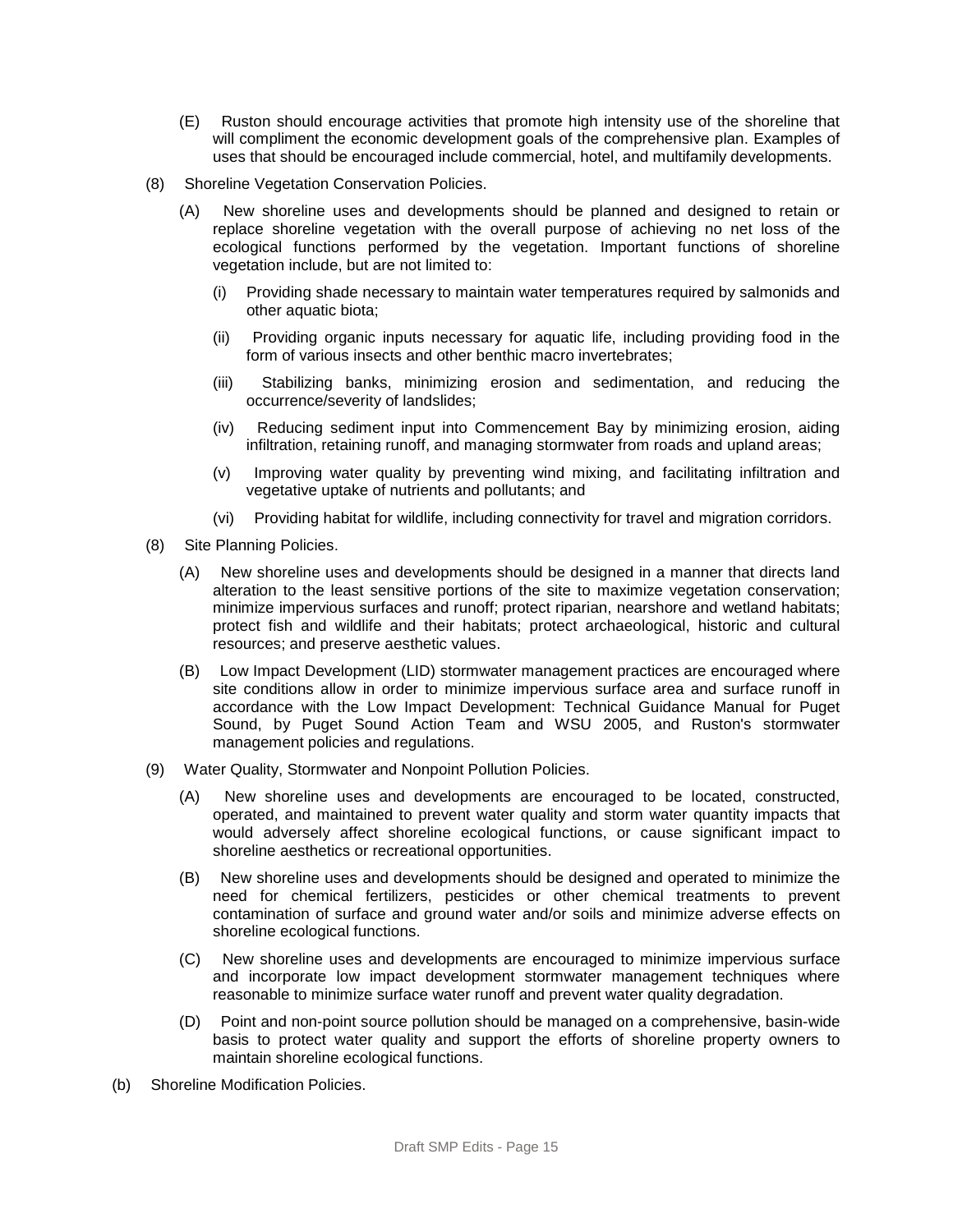(E) Ruston should encourage activities that promote high intensity use of the shoreline that will compliment the economic development goals of the comprehensive plan. Examples of uses that should be encouraged include commercial, hotel, and multifamily developments.

(8) Shoreline Vegetation Conservation Policies.

(A) New shoreline uses and developments should be planned and designed to retain or replace shoreline vegetation with the overall purpose of achieving no net loss of the ecological functions performed by the vegetation. Important functions of shoreline vegetation include, but are not limited to:

(i) Providing shade necessary to maintain water temperatures required by salmonids and other aquatic biota;

(ii) Providing organic inputs necessary for aquatic life, including providing food in the form of various insects and other benthic macro invertebrates;

(iii) Stabilizing banks, minimizing erosion and sedimentation, and reducing the occurrence/severity of landslides;

(iv) Reducing sediment input into Commencement Bay by minimizing erosion, aiding infiltration, retaining runoff, and managing stormwater from roads and upland areas;

(v) Improving water quality by preventing wind mixing, and facilitating infiltration and vegetative uptake of nutrients and pollutants; and

(vi) Providing habitat for wildlife, including connectivity for travel and migration corridors.

(8) Site Planning Policies.

(A) New shoreline uses and developments should be designed in a manner that directs land alteration to the least sensitive portions of the site to maximize vegetation conservation; minimize impervious surfaces and runoff; protect riparian, nearshore and wetland habitats; protect fish and wildlife and their habitats; protect archaeological, historic and cultural resources; and preserve aesthetic values.

(B) Low Impact Development (LID) stormwater management practices are encouraged where site conditions allow in order to minimize impervious surface area and surface runoff in accordance with the Low Impact Development: Technical Guidance Manual for Puget Sound, by Puget Sound Action Team and WSU 2005, and Ruston's stormwater management policies and regulations.

(9) Water Quality, Stormwater and Nonpoint Pollution Policies.

(A) New shoreline uses and developments are encouraged to be located, constructed, operated, and maintained to prevent water quality and storm water quantity impacts that would adversely affect shoreline ecological functions, or cause significant impact to shoreline aesthetics or recreational opportunities.

(B) New shoreline uses and developments should be designed and operated to minimize the need for chemical fertilizers, pesticides or other chemical treatments to prevent contamination of surface and ground water and/or soils and minimize adverse effects on shoreline ecological functions.

(C) New shoreline uses and developments are encouraged to minimize impervious surface and incorporate low impact development stormwater management techniques where reasonable to minimize surface water runoff and prevent water quality degradation.

(D) Point and non-point source pollution should be managed on a comprehensive, basin-wide basis to protect water quality and support the efforts of shoreline property owners to maintain shoreline ecological functions.

(b) Shoreline Modification Policies.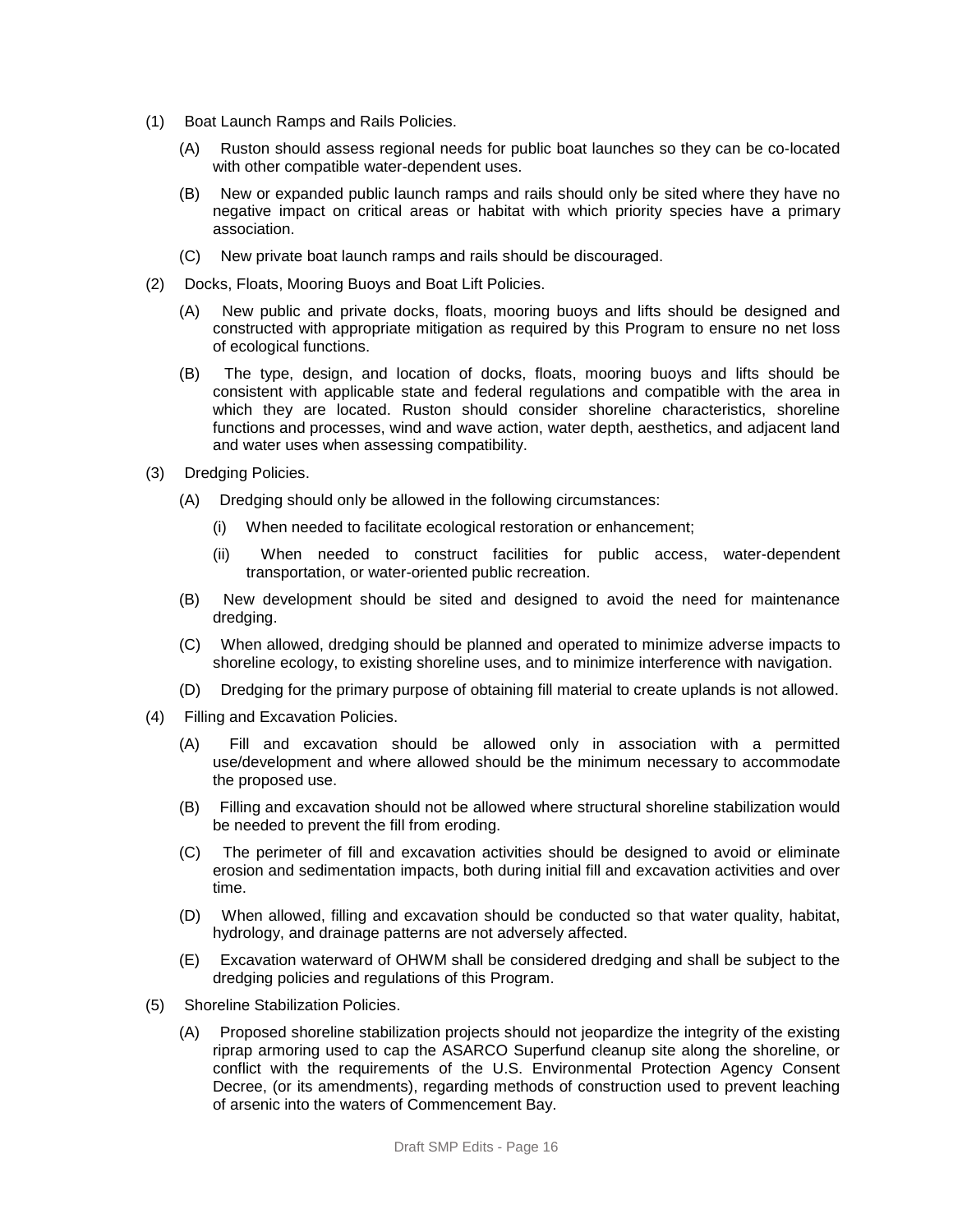(1) Boat Launch Ramps and Rails Policies.

  (A) Ruston should assess regional needs for public boat launches so they can be co-located with other compatible water-dependent uses.

  (B) New or expanded public launch ramps and rails should only be sited where they have no negative impact on critical areas or habitat with which priority species have a primary association.

  (C) New private boat launch ramps and rails should be discouraged.

(2) Docks, Floats, Mooring Buoys and Boat Lift Policies.

  (A) New public and private docks, floats, mooring buoys and lifts should be designed and constructed with appropriate mitigation as required by this Program to ensure no net loss of ecological functions.

  (B) The type, design, and location of docks, floats, mooring buoys and lifts should be consistent with applicable state and federal regulations and compatible with the area in which they are located. Ruston should consider shoreline characteristics, shoreline functions and processes, wind and wave action, water depth, aesthetics, and adjacent land and water uses when assessing compatibility.

(3) Dredging Policies.

  (A) Dredging should only be allowed in the following circumstances:

    (i) When needed to facilitate ecological restoration or enhancement;

    (ii) When needed to construct facilities for public access, water-dependent transportation, or water-oriented public recreation.

  (B) New development should be sited and designed to avoid the need for maintenance dredging.

  (C) When allowed, dredging should be planned and operated to minimize adverse impacts to shoreline ecology, to existing shoreline uses, and to minimize interference with navigation.

  (D) Dredging for the primary purpose of obtaining fill material to create uplands is not allowed.

(4) Filling and Excavation Policies.

  (A) Fill and excavation should be allowed only in association with a permitted use/development and where allowed should be the minimum necessary to accommodate the proposed use.

  (B) Filling and excavation should not be allowed where structural shoreline stabilization would be needed to prevent the fill from eroding.

  (C) The perimeter of fill and excavation activities should be designed to avoid or eliminate erosion and sedimentation impacts, both during initial fill and excavation activities and over time.

  (D) When allowed, filling and excavation should be conducted so that water quality, habitat, hydrology, and drainage patterns are not adversely affected.

  (E) Excavation waterward of OHWM shall be considered dredging and shall be subject to the dredging policies and regulations of this Program.

(5) Shoreline Stabilization Policies.

  (A) Proposed shoreline stabilization projects should not jeopardize the integrity of the existing riprap armoring used to cap the ASARCO Superfund cleanup site along the shoreline, or conflict with the requirements of the U.S. Environmental Protection Agency Consent Decree, (or its amendments), regarding methods of construction used to prevent leaching of arsenic into the waters of Commencement Bay.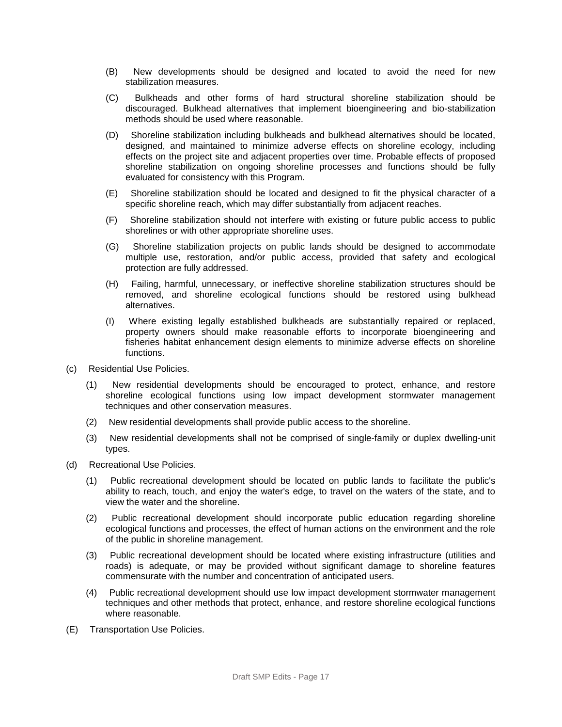(B) New developments should be designed and located to avoid the need for new stabilization measures.

(C) Bulkheads and other forms of hard structural shoreline stabilization should be discouraged. Bulkhead alternatives that implement bioengineering and bio-stabilization methods should be used where reasonable.

(D) Shoreline stabilization including bulkheads and bulkhead alternatives should be located, designed, and maintained to minimize adverse effects on shoreline ecology, including effects on the project site and adjacent properties over time. Probable effects of proposed shoreline stabilization on ongoing shoreline processes and functions should be fully evaluated for consistency with this Program.

(E) Shoreline stabilization should be located and designed to fit the physical character of a specific shoreline reach, which may differ substantially from adjacent reaches.

(F) Shoreline stabilization should not interfere with existing or future public access to public shorelines or with other appropriate shoreline uses.

(G) Shoreline stabilization projects on public lands should be designed to accommodate multiple use, restoration, and/or public access, provided that safety and ecological protection are fully addressed.

(H) Failing, harmful, unnecessary, or ineffective shoreline stabilization structures should be removed, and shoreline ecological functions should be restored using bulkhead alternatives.

(I) Where existing legally established bulkheads are substantially repaired or replaced, property owners should make reasonable efforts to incorporate bioengineering and fisheries habitat enhancement design elements to minimize adverse effects on shoreline functions.

(c) Residential Use Policies.

(1) New residential developments should be encouraged to protect, enhance, and restore shoreline ecological functions using low impact development stormwater management techniques and other conservation measures.

(2) New residential developments shall provide public access to the shoreline.

(3) New residential developments shall not be comprised of single-family or duplex dwelling-unit types.

(d) Recreational Use Policies.

(1) Public recreational development should be located on public lands to facilitate the public's ability to reach, touch, and enjoy the water's edge, to travel on the waters of the state, and to view the water and the shoreline.

(2) Public recreational development should incorporate public education regarding shoreline ecological functions and processes, the effect of human actions on the environment and the role of the public in shoreline management.

(3) Public recreational development should be located where existing infrastructure (utilities and roads) is adequate, or may be provided without significant damage to shoreline features commensurate with the number and concentration of anticipated users.

(4) Public recreational development should use low impact development stormwater management techniques and other methods that protect, enhance, and restore shoreline ecological functions where reasonable.

(E) Transportation Use Policies.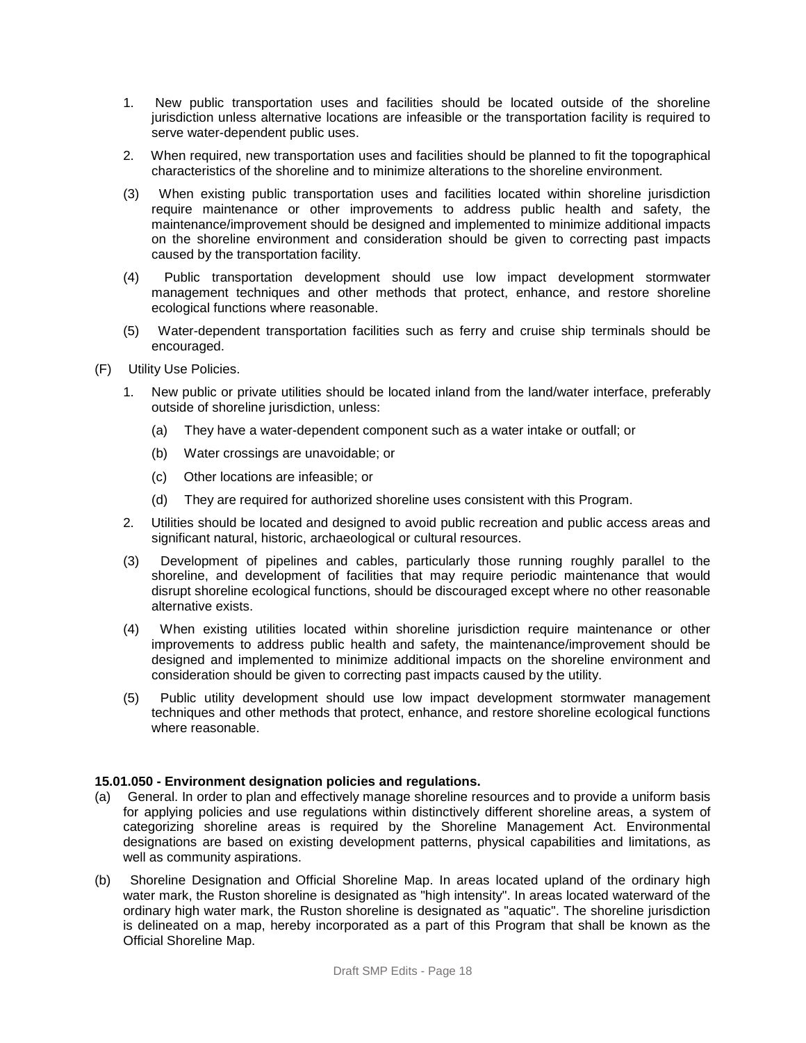1. New public transportation uses and facilities should be located outside of the shoreline jurisdiction unless alternative locations are infeasible or the transportation facility is required to serve water-dependent public uses.

2. When required, new transportation uses and facilities should be planned to fit the topographical characteristics of the shoreline and to minimize alterations to the shoreline environment.

(3) When existing public transportation uses and facilities located within shoreline jurisdiction require maintenance or other improvements to address public health and safety, the maintenance/improvement should be designed and implemented to minimize additional impacts on the shoreline environment and consideration should be given to correcting past impacts caused by the transportation facility.

(4) Public transportation development should use low impact development stormwater management techniques and other methods that protect, enhance, and restore shoreline ecological functions where reasonable.

(5) Water-dependent transportation facilities such as ferry and cruise ship terminals should be encouraged.

(F) Utility Use Policies.

1. New public or private utilities should be located inland from the land/water interface, preferably outside of shoreline jurisdiction, unless:

   (a) They have a water-dependent component such as a water intake or outfall; or

   (b) Water crossings are unavoidable; or

   (c) Other locations are infeasible; or

   (d) They are required for authorized shoreline uses consistent with this Program.

2. Utilities should be located and designed to avoid public recreation and public access areas and significant natural, historic, archaeological or cultural resources.

(3) Development of pipelines and cables, particularly those running roughly parallel to the shoreline, and development of facilities that may require periodic maintenance that would disrupt shoreline ecological functions, should be discouraged except where no other reasonable alternative exists.

(4) When existing utilities located within shoreline jurisdiction require maintenance or other improvements to address public health and safety, the maintenance/improvement should be designed and implemented to minimize additional impacts on the shoreline environment and consideration should be given to correcting past impacts caused by the utility.

(5) Public utility development should use low impact development stormwater management techniques and other methods that protect, enhance, and restore shoreline ecological functions where reasonable.

**15.01.050 - Environment designation policies and regulations.**

(a) General. In order to plan and effectively manage shoreline resources and to provide a uniform basis for applying policies and use regulations within distinctively different shoreline areas, a system of categorizing shoreline areas is required by the Shoreline Management Act. Environmental designations are based on existing development patterns, physical capabilities and limitations, as well as community aspirations.

(b) Shoreline Designation and Official Shoreline Map. In areas located upland of the ordinary high water mark, the Ruston shoreline is designated as "high intensity". In areas located waterward of the ordinary high water mark, the Ruston shoreline is designated as "aquatic". The shoreline jurisdiction is delineated on a map, hereby incorporated as a part of this Program that shall be known as the Official Shoreline Map.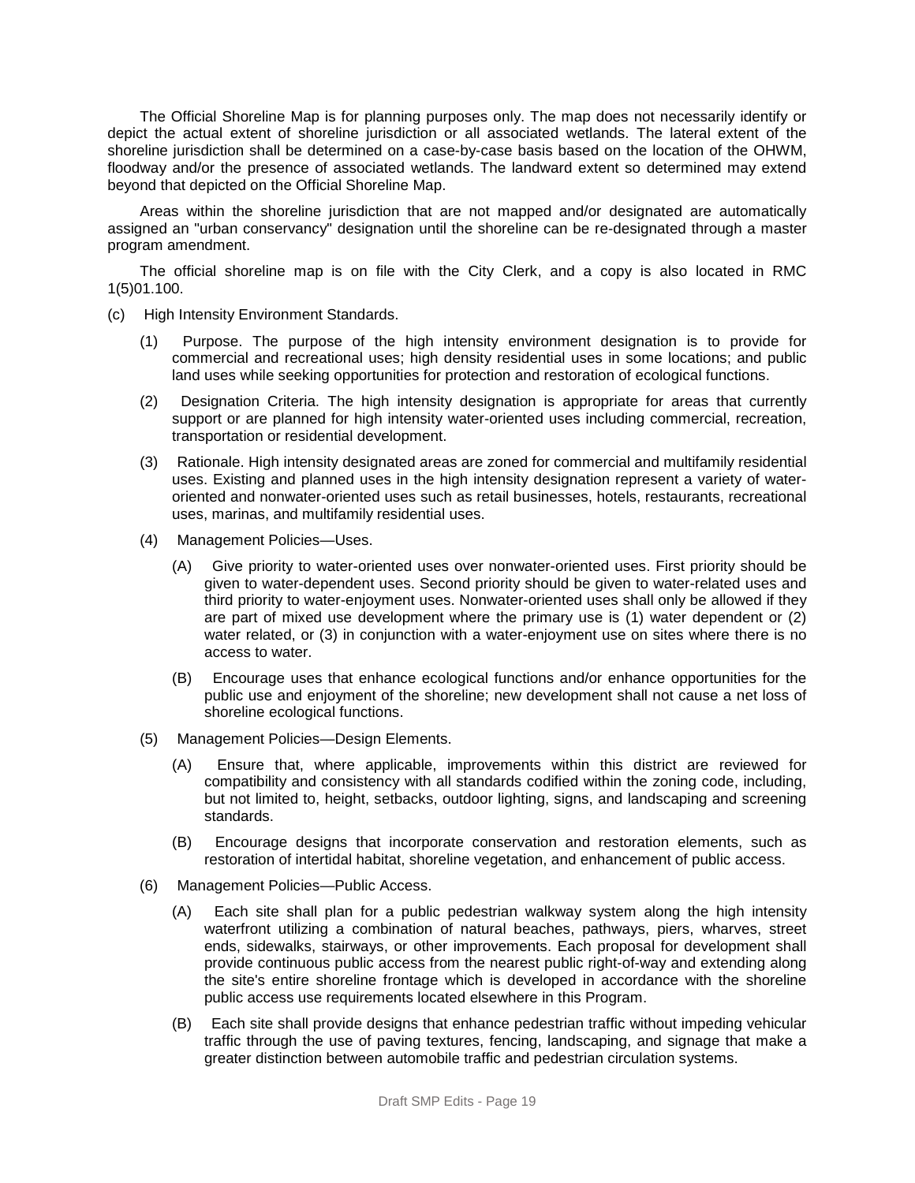The Official Shoreline Map is for planning purposes only. The map does not necessarily identify or depict the actual extent of shoreline jurisdiction or all associated wetlands. The lateral extent of the shoreline jurisdiction shall be determined on a case-by-case basis based on the location of the OHWM, floodway and/or the presence of associated wetlands. The landward extent so determined may extend beyond that depicted on the Official Shoreline Map.

Areas within the shoreline jurisdiction that are not mapped and/or designated are automatically assigned an "urban conservancy" designation until the shoreline can be re-designated through a master program amendment.

The official shoreline map is on file with the City Clerk, and a copy is also located in RMC 1(5)01.100.

(c) High Intensity Environment Standards.

(1) Purpose. The purpose of the high intensity environment designation is to provide for commercial and recreational uses; high density residential uses in some locations; and public land uses while seeking opportunities for protection and restoration of ecological functions.

(2) Designation Criteria. The high intensity designation is appropriate for areas that currently support or are planned for high intensity water-oriented uses including commercial, recreation, transportation or residential development.

(3) Rationale. High intensity designated areas are zoned for commercial and multifamily residential uses. Existing and planned uses in the high intensity designation represent a variety of water-oriented and nonwater-oriented uses such as retail businesses, hotels, restaurants, recreational uses, marinas, and multifamily residential uses.

(4) Management Policies—Uses.

(A) Give priority to water-oriented uses over nonwater-oriented uses. First priority should be given to water-dependent uses. Second priority should be given to water-related uses and third priority to water-enjoyment uses. Nonwater-oriented uses shall only be allowed if they are part of mixed use development where the primary use is (1) water dependent or (2) water related, or (3) in conjunction with a water-enjoyment use on sites where there is no access to water.

(B) Encourage uses that enhance ecological functions and/or enhance opportunities for the public use and enjoyment of the shoreline; new development shall not cause a net loss of shoreline ecological functions.

(5) Management Policies—Design Elements.

(A) Ensure that, where applicable, improvements within this district are reviewed for compatibility and consistency with all standards codified within the zoning code, including, but not limited to, height, setbacks, outdoor lighting, signs, and landscaping and screening standards.

(B) Encourage designs that incorporate conservation and restoration elements, such as restoration of intertidal habitat, shoreline vegetation, and enhancement of public access.

(6) Management Policies—Public Access.

(A) Each site shall plan for a public pedestrian walkway system along the high intensity waterfront utilizing a combination of natural beaches, pathways, piers, wharves, street ends, sidewalks, stairways, or other improvements. Each proposal for development shall provide continuous public access from the nearest public right-of-way and extending along the site's entire shoreline frontage which is developed in accordance with the shoreline public access use requirements located elsewhere in this Program.

(B) Each site shall provide designs that enhance pedestrian traffic without impeding vehicular traffic through the use of paving textures, fencing, landscaping, and signage that make a greater distinction between automobile traffic and pedestrian circulation systems.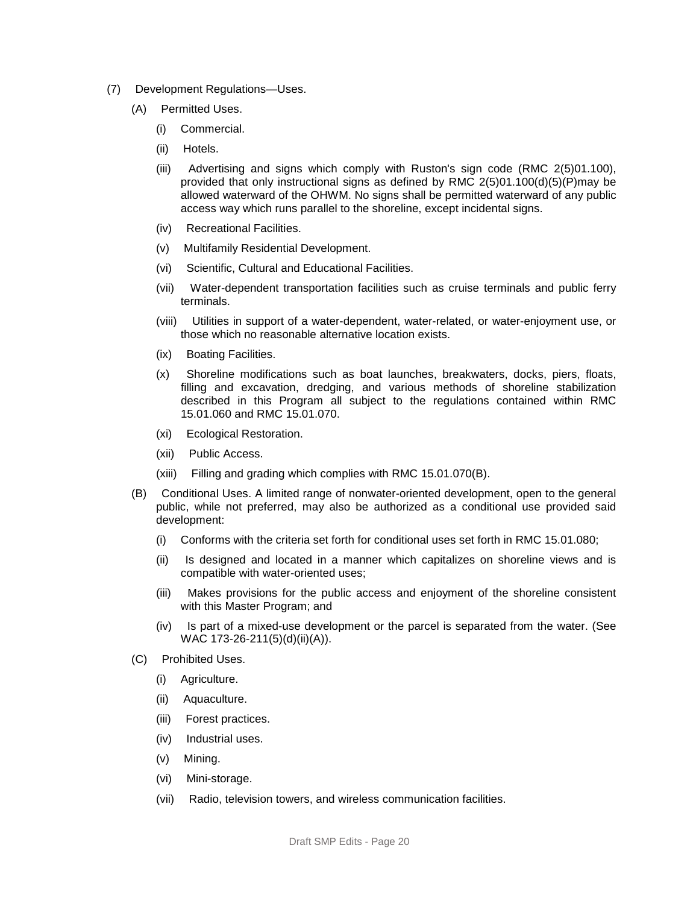(7) Development Regulations—Uses.

(A) Permitted Uses.

(i) Commercial.

(ii) Hotels.

(iii) Advertising and signs which comply with Ruston's sign code (RMC 2(5)01.100), provided that only instructional signs as defined by RMC 2(5)01.100(d)(5)(P)may be allowed waterward of the OHWM. No signs shall be permitted waterward of any public access way which runs parallel to the shoreline, except incidental signs.

(iv) Recreational Facilities.

(v) Multifamily Residential Development.

(vi) Scientific, Cultural and Educational Facilities.

(vii) Water-dependent transportation facilities such as cruise terminals and public ferry terminals.

(viii) Utilities in support of a water-dependent, water-related, or water-enjoyment use, or those which no reasonable alternative location exists.

(ix) Boating Facilities.

(x) Shoreline modifications such as boat launches, breakwaters, docks, piers, floats, filling and excavation, dredging, and various methods of shoreline stabilization described in this Program all subject to the regulations contained within RMC 15.01.060 and RMC 15.01.070.

(xi) Ecological Restoration.

(xii) Public Access.

(xiii) Filling and grading which complies with RMC 15.01.070(B).

(B) Conditional Uses. A limited range of nonwater-oriented development, open to the general public, while not preferred, may also be authorized as a conditional use provided said development:

(i) Conforms with the criteria set forth for conditional uses set forth in RMC 15.01.080;

(ii) Is designed and located in a manner which capitalizes on shoreline views and is compatible with water-oriented uses;

(iii) Makes provisions for the public access and enjoyment of the shoreline consistent with this Master Program; and

(iv) Is part of a mixed-use development or the parcel is separated from the water. (See WAC 173-26-211(5)(d)(ii)(A)).

(C) Prohibited Uses.

(i) Agriculture.

(ii) Aquaculture.

(iii) Forest practices.

(iv) Industrial uses.

(v) Mining.

(vi) Mini-storage.

(vii) Radio, television towers, and wireless communication facilities.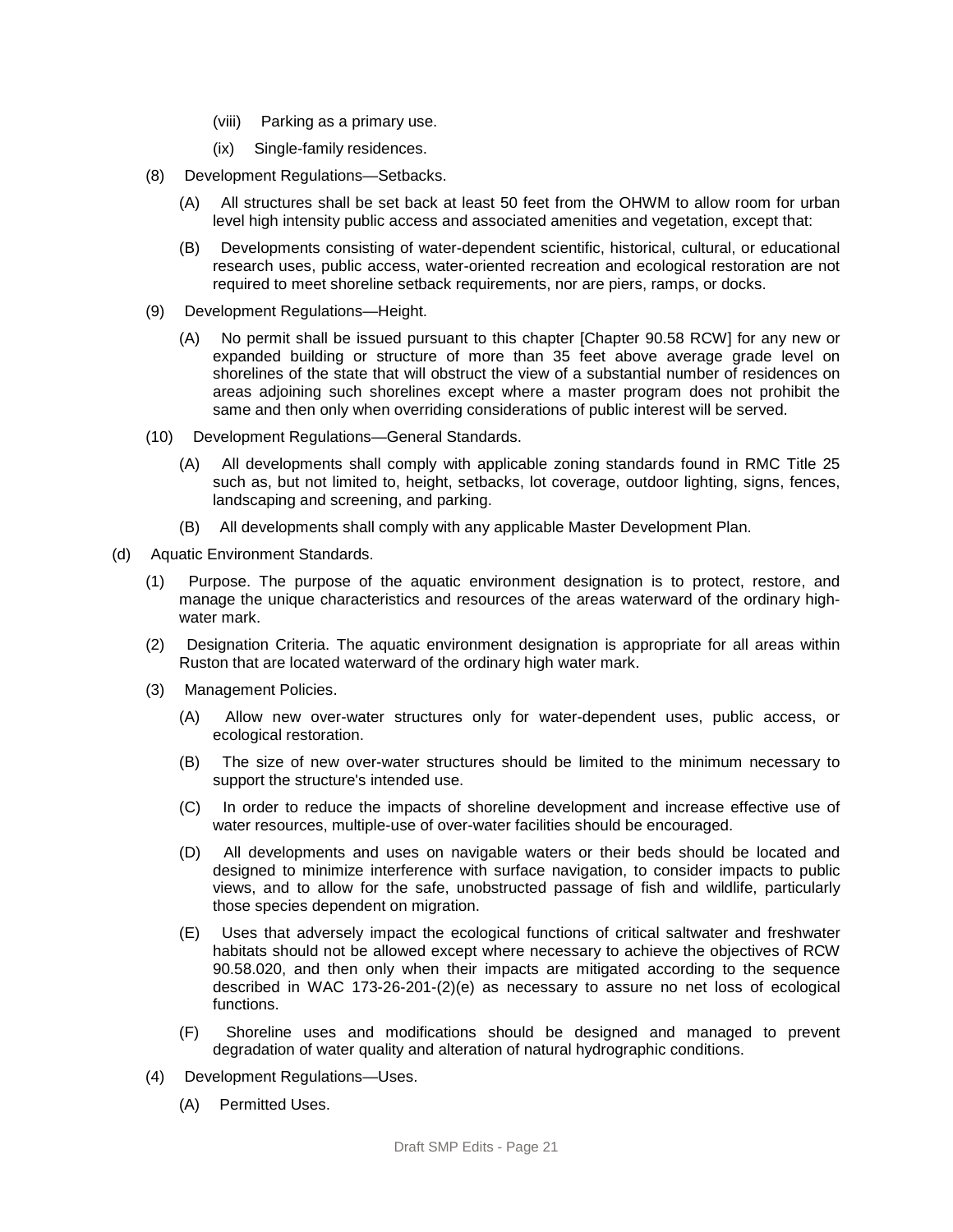(viii) Parking as a primary use.

(ix) Single-family residences.

(8) Development Regulations—Setbacks.

(A) All structures shall be set back at least 50 feet from the OHWM to allow room for urban level high intensity public access and associated amenities and vegetation, except that:

(B) Developments consisting of water-dependent scientific, historical, cultural, or educational research uses, public access, water-oriented recreation and ecological restoration are not required to meet shoreline setback requirements, nor are piers, ramps, or docks.

(9) Development Regulations—Height.

(A) No permit shall be issued pursuant to this chapter [Chapter 90.58 RCW] for any new or expanded building or structure of more than 35 feet above average grade level on shorelines of the state that will obstruct the view of a substantial number of residences on areas adjoining such shorelines except where a master program does not prohibit the same and then only when overriding considerations of public interest will be served.

(10) Development Regulations—General Standards.

(A) All developments shall comply with applicable zoning standards found in RMC Title 25 such as, but not limited to, height, setbacks, lot coverage, outdoor lighting, signs, fences, landscaping and screening, and parking.

(B) All developments shall comply with any applicable Master Development Plan.

(d) Aquatic Environment Standards.

(1) Purpose. The purpose of the aquatic environment designation is to protect, restore, and manage the unique characteristics and resources of the areas waterward of the ordinary high-water mark.

(2) Designation Criteria. The aquatic environment designation is appropriate for all areas within Ruston that are located waterward of the ordinary high water mark.

(3) Management Policies.

(A) Allow new over-water structures only for water-dependent uses, public access, or ecological restoration.

(B) The size of new over-water structures should be limited to the minimum necessary to support the structure's intended use.

(C) In order to reduce the impacts of shoreline development and increase effective use of water resources, multiple-use of over-water facilities should be encouraged.

(D) All developments and uses on navigable waters or their beds should be located and designed to minimize interference with surface navigation, to consider impacts to public views, and to allow for the safe, unobstructed passage of fish and wildlife, particularly those species dependent on migration.

(E) Uses that adversely impact the ecological functions of critical saltwater and freshwater habitats should not be allowed except where necessary to achieve the objectives of RCW 90.58.020, and then only when their impacts are mitigated according to the sequence described in WAC 173-26-201-(2)(e) as necessary to assure no net loss of ecological functions.

(F) Shoreline uses and modifications should be designed and managed to prevent degradation of water quality and alteration of natural hydrographic conditions.

(4) Development Regulations—Uses.

(A) Permitted Uses.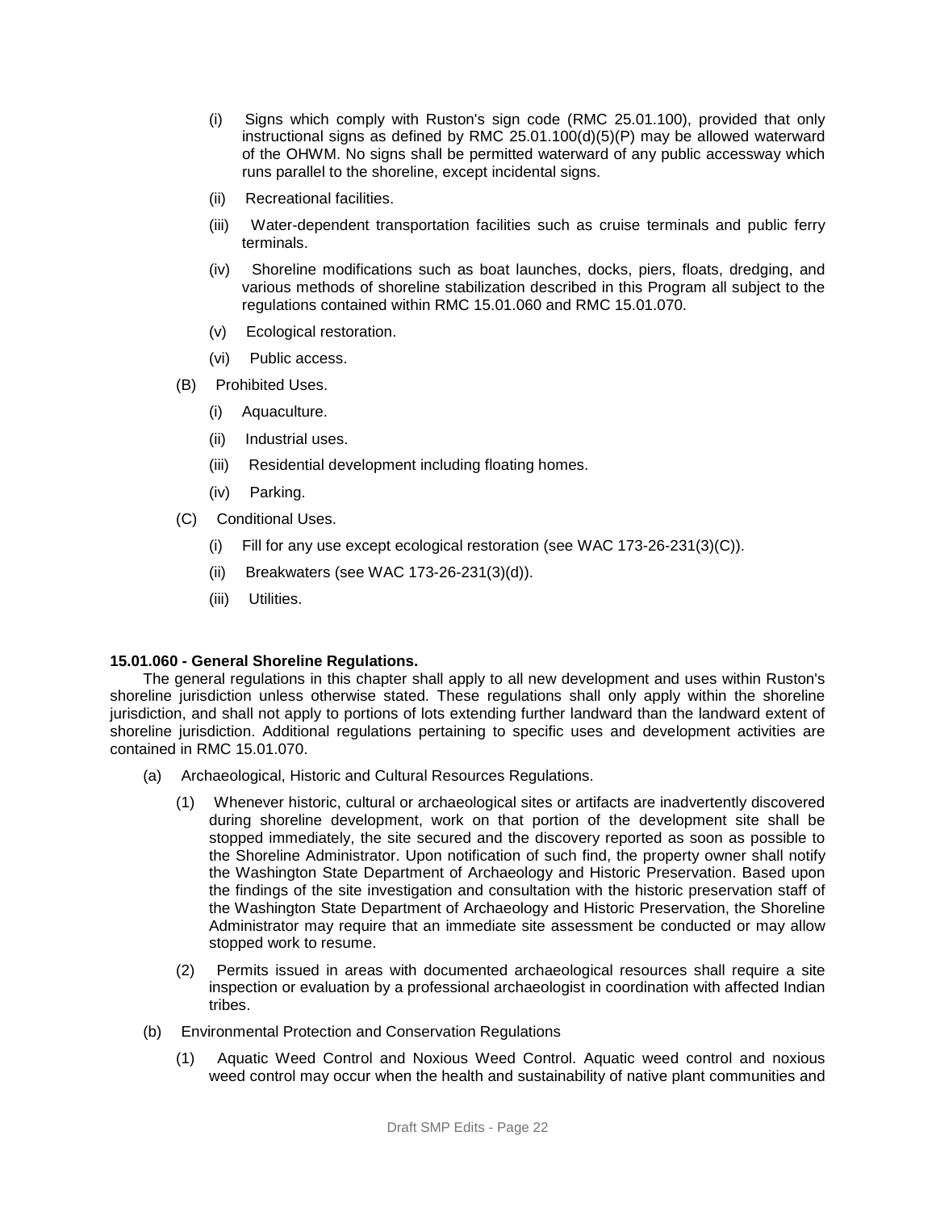- (i) Signs which comply with Ruston's sign code (RMC 25.01.100), provided that only instructional signs as defined by RMC 25.01.100(d)(5)(P) may be allowed waterward of the OHWM. No signs shall be permitted waterward of any public accessway which runs parallel to the shoreline, except incidental signs.
- (ii) Recreational facilities.
- (iii) Water-dependent transportation facilities such as cruise terminals and public ferry terminals.
- (iv) Shoreline modifications such as boat launches, docks, piers, floats, dredging, and various methods of shoreline stabilization described in this Program all subject to the regulations contained within RMC 15.01.060 and RMC 15.01.070.
- (v) Ecological restoration.
- (vi) Public access.

(B) Prohibited Uses.

- (i) Aquaculture.
- (ii) Industrial uses.
- (iii) Residential development including floating homes.
- (iv) Parking.

(C) Conditional Uses.

- (i) Fill for any use except ecological restoration (see WAC 173-26-231(3)(C)).
- (ii) Breakwaters (see WAC 173-26-231(3)(d)).
- (iii) Utilities.

**15.01.060 - General Shoreline Regulations.**

The general regulations in this chapter shall apply to all new development and uses within Ruston's shoreline jurisdiction unless otherwise stated. These regulations shall only apply within the shoreline jurisdiction, and shall not apply to portions of lots extending further landward than the landward extent of shoreline jurisdiction. Additional regulations pertaining to specific uses and development activities are contained in RMC 15.01.070.

(a) Archaeological, Historic and Cultural Resources Regulations.

(1) Whenever historic, cultural or archaeological sites or artifacts are inadvertently discovered during shoreline development, work on that portion of the development site shall be stopped immediately, the site secured and the discovery reported as soon as possible to the Shoreline Administrator. Upon notification of such find, the property owner shall notify the Washington State Department of Archaeology and Historic Preservation. Based upon the findings of the site investigation and consultation with the historic preservation staff of the Washington State Department of Archaeology and Historic Preservation, the Shoreline Administrator may require that an immediate site assessment be conducted or may allow stopped work to resume.

(2) Permits issued in areas with documented archaeological resources shall require a site inspection or evaluation by a professional archaeologist in coordination with affected Indian tribes.

(b) Environmental Protection and Conservation Regulations

(1) Aquatic Weed Control and Noxious Weed Control. Aquatic weed control and noxious weed control may occur when the health and sustainability of native plant communities and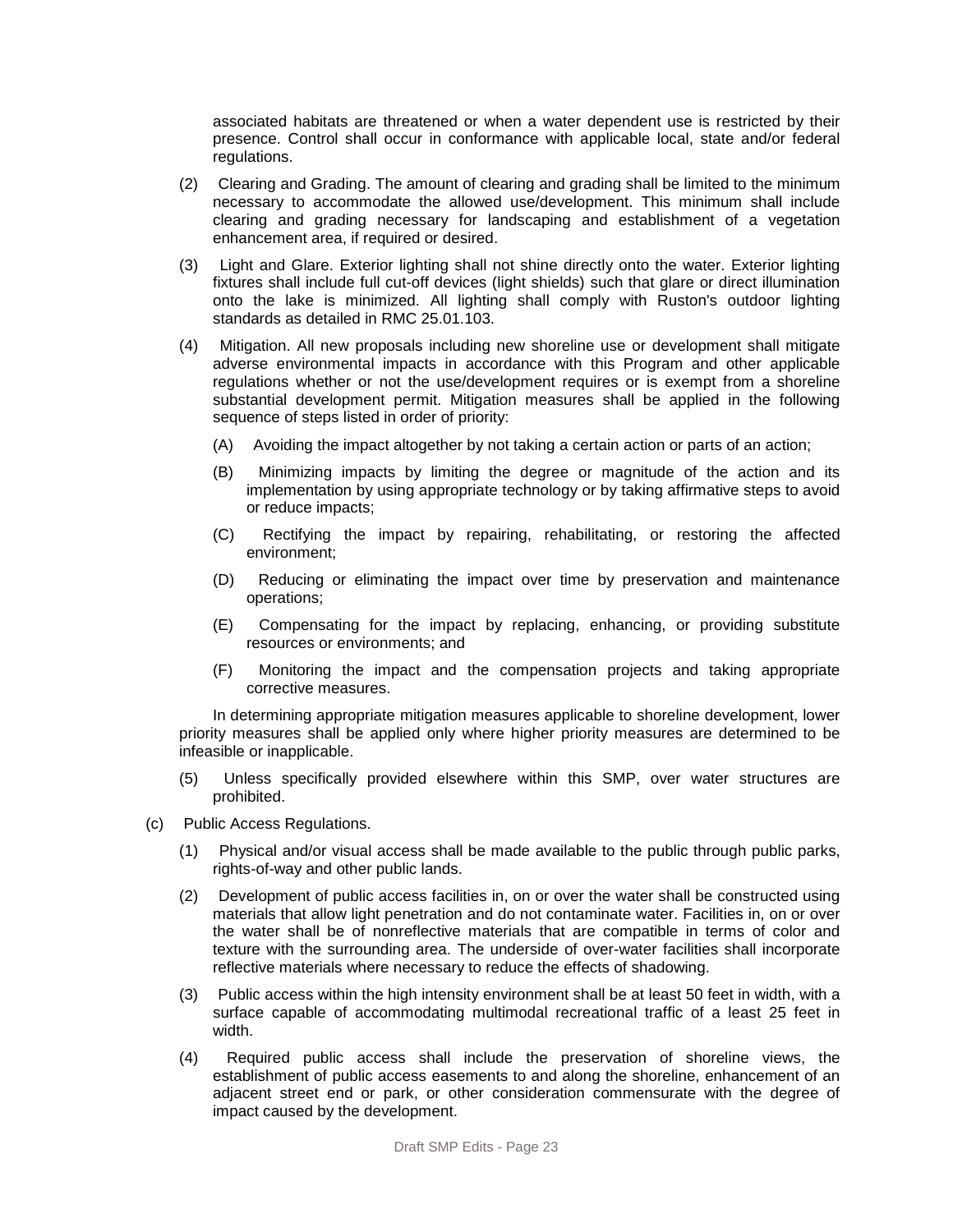associated habitats are threatened or when a water dependent use is restricted by their presence. Control shall occur in conformance with applicable local, state and/or federal regulations.

(2) Clearing and Grading. The amount of clearing and grading shall be limited to the minimum necessary to accommodate the allowed use/development. This minimum shall include clearing and grading necessary for landscaping and establishment of a vegetation enhancement area, if required or desired.

(3) Light and Glare. Exterior lighting shall not shine directly onto the water. Exterior lighting fixtures shall include full cut-off devices (light shields) such that glare or direct illumination onto the lake is minimized. All lighting shall comply with Ruston's outdoor lighting standards as detailed in RMC 25.01.103.

(4) Mitigation. All new proposals including new shoreline use or development shall mitigate adverse environmental impacts in accordance with this Program and other applicable regulations whether or not the use/development requires or is exempt from a shoreline substantial development permit. Mitigation measures shall be applied in the following sequence of steps listed in order of priority:

(A) Avoiding the impact altogether by not taking a certain action or parts of an action;

(B) Minimizing impacts by limiting the degree or magnitude of the action and its implementation by using appropriate technology or by taking affirmative steps to avoid or reduce impacts;

(C) Rectifying the impact by repairing, rehabilitating, or restoring the affected environment;

(D) Reducing or eliminating the impact over time by preservation and maintenance operations;

(E) Compensating for the impact by replacing, enhancing, or providing substitute resources or environments; and

(F) Monitoring the impact and the compensation projects and taking appropriate corrective measures.

In determining appropriate mitigation measures applicable to shoreline development, lower priority measures shall be applied only where higher priority measures are determined to be infeasible or inapplicable.

(5) Unless specifically provided elsewhere within this SMP, over water structures are prohibited.

(c) Public Access Regulations.

(1) Physical and/or visual access shall be made available to the public through public parks, rights-of-way and other public lands.

(2) Development of public access facilities in, on or over the water shall be constructed using materials that allow light penetration and do not contaminate water. Facilities in, on or over the water shall be of nonreflective materials that are compatible in terms of color and texture with the surrounding area. The underside of over-water facilities shall incorporate reflective materials where necessary to reduce the effects of shadowing.

(3) Public access within the high intensity environment shall be at least 50 feet in width, with a surface capable of accommodating multimodal recreational traffic of a least 25 feet in width.

(4) Required public access shall include the preservation of shoreline views, the establishment of public access easements to and along the shoreline, enhancement of an adjacent street end or park, or other consideration commensurate with the degree of impact caused by the development.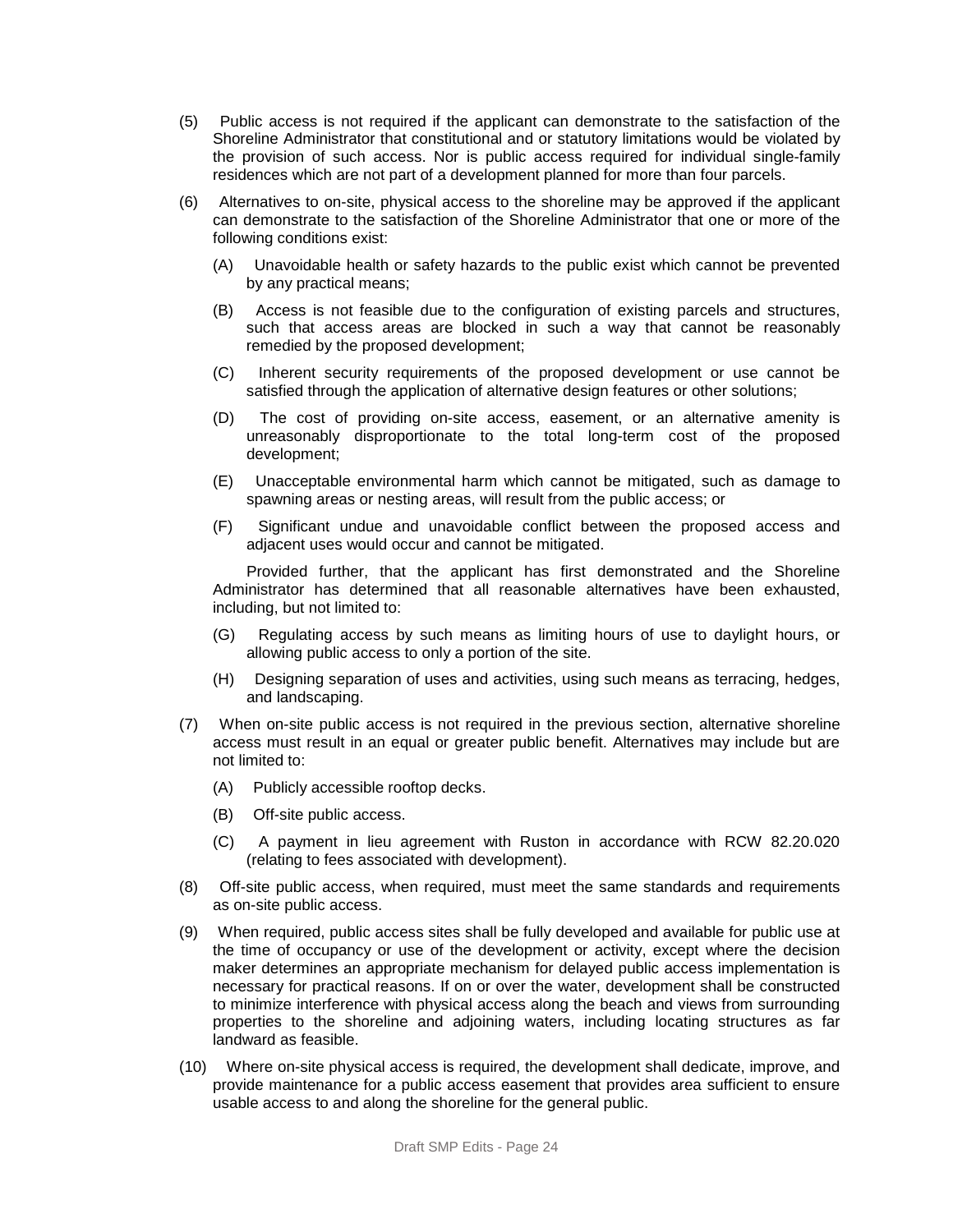(5) Public access is not required if the applicant can demonstrate to the satisfaction of the Shoreline Administrator that constitutional and or statutory limitations would be violated by the provision of such access. Nor is public access required for individual single-family residences which are not part of a development planned for more than four parcels.

(6) Alternatives to on-site, physical access to the shoreline may be approved if the applicant can demonstrate to the satisfaction of the Shoreline Administrator that one or more of the following conditions exist:

   (A) Unavoidable health or safety hazards to the public exist which cannot be prevented by any practical means;

   (B) Access is not feasible due to the configuration of existing parcels and structures, such that access areas are blocked in such a way that cannot be reasonably remedied by the proposed development;

   (C) Inherent security requirements of the proposed development or use cannot be satisfied through the application of alternative design features or other solutions;

   (D) The cost of providing on-site access, easement, or an alternative amenity is unreasonably disproportionate to the total long-term cost of the proposed development;

   (E) Unacceptable environmental harm which cannot be mitigated, such as damage to spawning areas or nesting areas, will result from the public access; or

   (F) Significant undue and unavoidable conflict between the proposed access and adjacent uses would occur and cannot be mitigated.

   Provided further, that the applicant has first demonstrated and the Shoreline Administrator has determined that all reasonable alternatives have been exhausted, including, but not limited to:

   (G) Regulating access by such means as limiting hours of use to daylight hours, or allowing public access to only a portion of the site.

   (H) Designing separation of uses and activities, using such means as terracing, hedges, and landscaping.

(7) When on-site public access is not required in the previous section, alternative shoreline access must result in an equal or greater public benefit. Alternatives may include but are not limited to:

   (A) Publicly accessible rooftop decks.

   (B) Off-site public access.

   (C) A payment in lieu agreement with Ruston in accordance with RCW 82.20.020 (relating to fees associated with development).

(8) Off-site public access, when required, must meet the same standards and requirements as on-site public access.

(9) When required, public access sites shall be fully developed and available for public use at the time of occupancy or use of the development or activity, except where the decision maker determines an appropriate mechanism for delayed public access implementation is necessary for practical reasons. If on or over the water, development shall be constructed to minimize interference with physical access along the beach and views from surrounding properties to the shoreline and adjoining waters, including locating structures as far landward as feasible.

(10) Where on-site physical access is required, the development shall dedicate, improve, and provide maintenance for a public access easement that provides area sufficient to ensure usable access to and along the shoreline for the general public.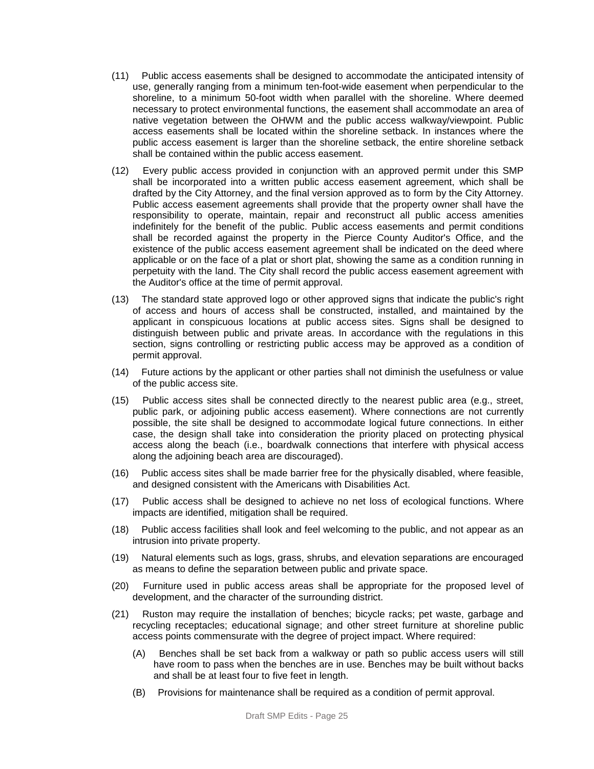(11) Public access easements shall be designed to accommodate the anticipated intensity of use, generally ranging from a minimum ten-foot-wide easement when perpendicular to the shoreline, to a minimum 50-foot width when parallel with the shoreline. Where deemed necessary to protect environmental functions, the easement shall accommodate an area of native vegetation between the OHWM and the public access walkway/viewpoint. Public access easements shall be located within the shoreline setback. In instances where the public access easement is larger than the shoreline setback, the entire shoreline setback shall be contained within the public access easement.

(12) Every public access provided in conjunction with an approved permit under this SMP shall be incorporated into a written public access easement agreement, which shall be drafted by the City Attorney, and the final version approved as to form by the City Attorney. Public access easement agreements shall provide that the property owner shall have the responsibility to operate, maintain, repair and reconstruct all public access amenities indefinitely for the benefit of the public. Public access easements and permit conditions shall be recorded against the property in the Pierce County Auditor's Office, and the existence of the public access easement agreement shall be indicated on the deed where applicable or on the face of a plat or short plat, showing the same as a condition running in perpetuity with the land. The City shall record the public access easement agreement with the Auditor's office at the time of permit approval.

(13) The standard state approved logo or other approved signs that indicate the public's right of access and hours of access shall be constructed, installed, and maintained by the applicant in conspicuous locations at public access sites. Signs shall be designed to distinguish between public and private areas. In accordance with the regulations in this section, signs controlling or restricting public access may be approved as a condition of permit approval.

(14) Future actions by the applicant or other parties shall not diminish the usefulness or value of the public access site.

(15) Public access sites shall be connected directly to the nearest public area (e.g., street, public park, or adjoining public access easement). Where connections are not currently possible, the site shall be designed to accommodate logical future connections. In either case, the design shall take into consideration the priority placed on protecting physical access along the beach (i.e., boardwalk connections that interfere with physical access along the adjoining beach area are discouraged).

(16) Public access sites shall be made barrier free for the physically disabled, where feasible, and designed consistent with the Americans with Disabilities Act.

(17) Public access shall be designed to achieve no net loss of ecological functions. Where impacts are identified, mitigation shall be required.

(18) Public access facilities shall look and feel welcoming to the public, and not appear as an intrusion into private property.

(19) Natural elements such as logs, grass, shrubs, and elevation separations are encouraged as means to define the separation between public and private space.

(20) Furniture used in public access areas shall be appropriate for the proposed level of development, and the character of the surrounding district.

(21) Ruston may require the installation of benches; bicycle racks; pet waste, garbage and recycling receptacles; educational signage; and other street furniture at shoreline public access points commensurate with the degree of project impact. Where required:

   (A) Benches shall be set back from a walkway or path so public access users will still have room to pass when the benches are in use. Benches may be built without backs and shall be at least four to five feet in length.

   (B) Provisions for maintenance shall be required as a condition of permit approval.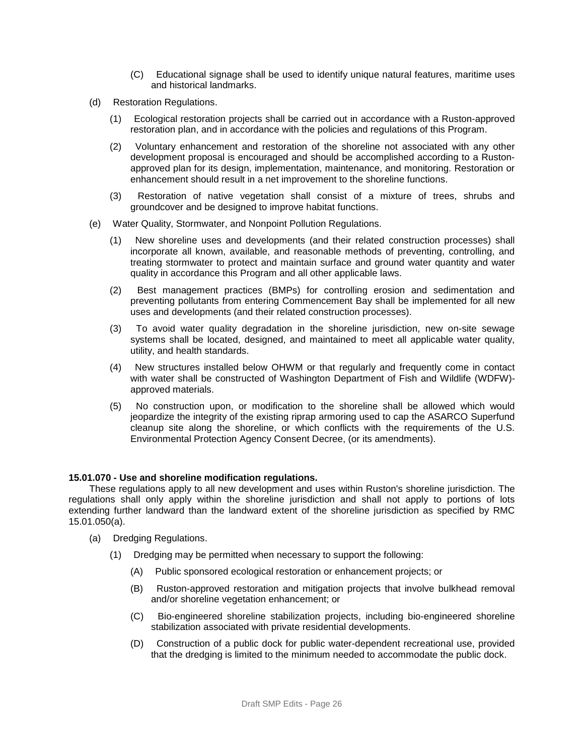(C) Educational signage shall be used to identify unique natural features, maritime uses and historical landmarks.

(d) Restoration Regulations.

(1) Ecological restoration projects shall be carried out in accordance with a Ruston-approved restoration plan, and in accordance with the policies and regulations of this Program.

(2) Voluntary enhancement and restoration of the shoreline not associated with any other development proposal is encouraged and should be accomplished according to a Ruston-approved plan for its design, implementation, maintenance, and monitoring. Restoration or enhancement should result in a net improvement to the shoreline functions.

(3) Restoration of native vegetation shall consist of a mixture of trees, shrubs and groundcover and be designed to improve habitat functions.

(e) Water Quality, Stormwater, and Nonpoint Pollution Regulations.

(1) New shoreline uses and developments (and their related construction processes) shall incorporate all known, available, and reasonable methods of preventing, controlling, and treating stormwater to protect and maintain surface and ground water quantity and water quality in accordance this Program and all other applicable laws.

(2) Best management practices (BMPs) for controlling erosion and sedimentation and preventing pollutants from entering Commencement Bay shall be implemented for all new uses and developments (and their related construction processes).

(3) To avoid water quality degradation in the shoreline jurisdiction, new on-site sewage systems shall be located, designed, and maintained to meet all applicable water quality, utility, and health standards.

(4) New structures installed below OHWM or that regularly and frequently come in contact with water shall be constructed of Washington Department of Fish and Wildlife (WDFW)-approved materials.

(5) No construction upon, or modification to the shoreline shall be allowed which would jeopardize the integrity of the existing riprap armoring used to cap the ASARCO Superfund cleanup site along the shoreline, or which conflicts with the requirements of the U.S. Environmental Protection Agency Consent Decree, (or its amendments).

**15.01.070 - Use and shoreline modification regulations.**

These regulations apply to all new development and uses within Ruston's shoreline jurisdiction. The regulations shall only apply within the shoreline jurisdiction and shall not apply to portions of lots extending further landward than the landward extent of the shoreline jurisdiction as specified by RMC 15.01.050(a).

(a) Dredging Regulations.

(1) Dredging may be permitted when necessary to support the following:

(A) Public sponsored ecological restoration or enhancement projects; or

(B) Ruston-approved restoration and mitigation projects that involve bulkhead removal and/or shoreline vegetation enhancement; or

(C) Bio-engineered shoreline stabilization projects, including bio-engineered shoreline stabilization associated with private residential developments.

(D) Construction of a public dock for public water-dependent recreational use, provided that the dredging is limited to the minimum needed to accommodate the public dock.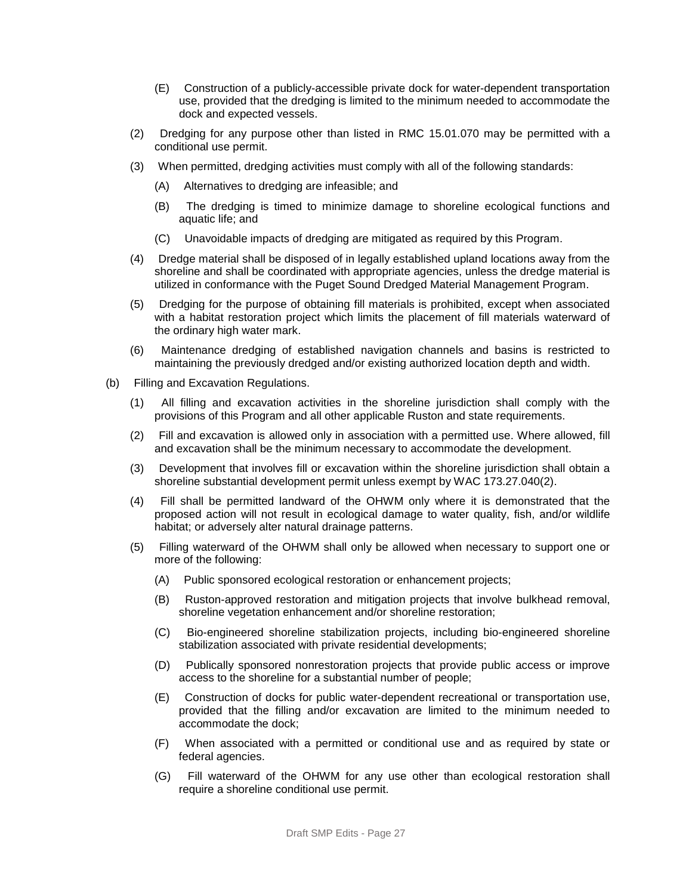(E) Construction of a publicly-accessible private dock for water-dependent transportation use, provided that the dredging is limited to the minimum needed to accommodate the dock and expected vessels.

(2) Dredging for any purpose other than listed in RMC 15.01.070 may be permitted with a conditional use permit.

(3) When permitted, dredging activities must comply with all of the following standards:

(A) Alternatives to dredging are infeasible; and

(B) The dredging is timed to minimize damage to shoreline ecological functions and aquatic life; and

(C) Unavoidable impacts of dredging are mitigated as required by this Program.

(4) Dredge material shall be disposed of in legally established upland locations away from the shoreline and shall be coordinated with appropriate agencies, unless the dredge material is utilized in conformance with the Puget Sound Dredged Material Management Program.

(5) Dredging for the purpose of obtaining fill materials is prohibited, except when associated with a habitat restoration project which limits the placement of fill materials waterward of the ordinary high water mark.

(6) Maintenance dredging of established navigation channels and basins is restricted to maintaining the previously dredged and/or existing authorized location depth and width.

(b) Filling and Excavation Regulations.

(1) All filling and excavation activities in the shoreline jurisdiction shall comply with the provisions of this Program and all other applicable Ruston and state requirements.

(2) Fill and excavation is allowed only in association with a permitted use. Where allowed, fill and excavation shall be the minimum necessary to accommodate the development.

(3) Development that involves fill or excavation within the shoreline jurisdiction shall obtain a shoreline substantial development permit unless exempt by WAC 173.27.040(2).

(4) Fill shall be permitted landward of the OHWM only where it is demonstrated that the proposed action will not result in ecological damage to water quality, fish, and/or wildlife habitat; or adversely alter natural drainage patterns.

(5) Filling waterward of the OHWM shall only be allowed when necessary to support one or more of the following:

(A) Public sponsored ecological restoration or enhancement projects;

(B) Ruston-approved restoration and mitigation projects that involve bulkhead removal, shoreline vegetation enhancement and/or shoreline restoration;

(C) Bio-engineered shoreline stabilization projects, including bio-engineered shoreline stabilization associated with private residential developments;

(D) Publically sponsored nonrestoration projects that provide public access or improve access to the shoreline for a substantial number of people;

(E) Construction of docks for public water-dependent recreational or transportation use, provided that the filling and/or excavation are limited to the minimum needed to accommodate the dock;

(F) When associated with a permitted or conditional use and as required by state or federal agencies.

(G) Fill waterward of the OHWM for any use other than ecological restoration shall require a shoreline conditional use permit.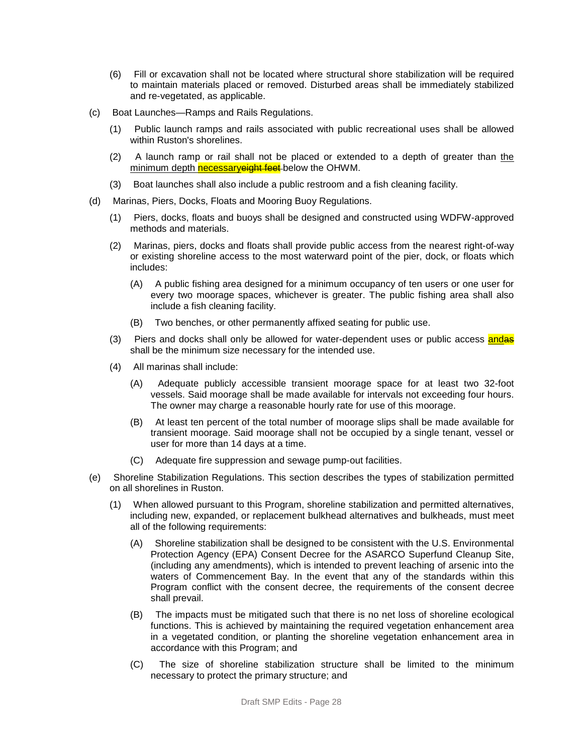(6) Fill or excavation shall not be located where structural shore stabilization will be required to maintain materials placed or removed. Disturbed areas shall be immediately stabilized and re-vegetated, as applicable.

(c) Boat Launches—Ramps and Rails Regulations.

(1) Public launch ramps and rails associated with public recreational uses shall be allowed within Ruston's shorelines.

(2) A launch ramp or rail shall not be placed or extended to a depth of greater than the minimum depth necessary~~eight feet~~ below the OHWM.

(3) Boat launches shall also include a public restroom and a fish cleaning facility.

(d) Marinas, Piers, Docks, Floats and Mooring Buoy Regulations.

(1) Piers, docks, floats and buoys shall be designed and constructed using WDFW-approved methods and materials.

(2) Marinas, piers, docks and floats shall provide public access from the nearest right-of-way or existing shoreline access to the most waterward point of the pier, dock, or floats which includes:

(A) A public fishing area designed for a minimum occupancy of ten users or one user for every two moorage spaces, whichever is greater. The public fishing area shall also include a fish cleaning facility.

(B) Two benches, or other permanently affixed seating for public use.

(3) Piers and docks shall only be allowed for water-dependent uses or public access and~~as~~ shall be the minimum size necessary for the intended use.

(4) All marinas shall include:

(A) Adequate publicly accessible transient moorage space for at least two 32-foot vessels. Said moorage shall be made available for intervals not exceeding four hours. The owner may charge a reasonable hourly rate for use of this moorage.

(B) At least ten percent of the total number of moorage slips shall be made available for transient moorage. Said moorage shall not be occupied by a single tenant, vessel or user for more than 14 days at a time.

(C) Adequate fire suppression and sewage pump-out facilities.

(e) Shoreline Stabilization Regulations. This section describes the types of stabilization permitted on all shorelines in Ruston.

(1) When allowed pursuant to this Program, shoreline stabilization and permitted alternatives, including new, expanded, or replacement bulkhead alternatives and bulkheads, must meet all of the following requirements:

(A) Shoreline stabilization shall be designed to be consistent with the U.S. Environmental Protection Agency (EPA) Consent Decree for the ASARCO Superfund Cleanup Site, (including any amendments), which is intended to prevent leaching of arsenic into the waters of Commencement Bay. In the event that any of the standards within this Program conflict with the consent decree, the requirements of the consent decree shall prevail.

(B) The impacts must be mitigated such that there is no net loss of shoreline ecological functions. This is achieved by maintaining the required vegetation enhancement area in a vegetated condition, or planting the shoreline vegetation enhancement area in accordance with this Program; and

(C) The size of shoreline stabilization structure shall be limited to the minimum necessary to protect the primary structure; and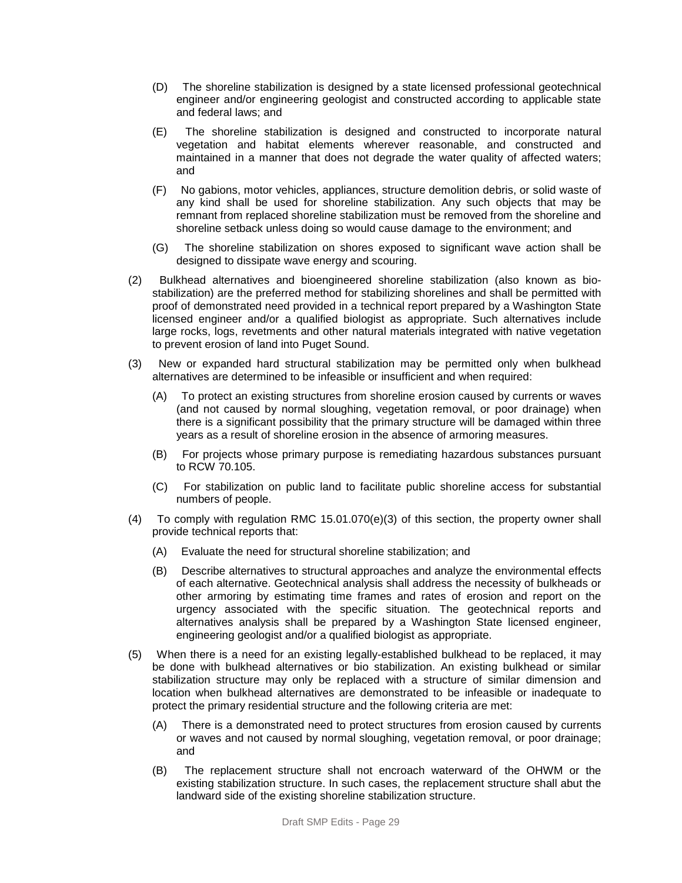(D) The shoreline stabilization is designed by a state licensed professional geotechnical engineer and/or engineering geologist and constructed according to applicable state and federal laws; and

(E) The shoreline stabilization is designed and constructed to incorporate natural vegetation and habitat elements wherever reasonable, and constructed and maintained in a manner that does not degrade the water quality of affected waters; and

(F) No gabions, motor vehicles, appliances, structure demolition debris, or solid waste of any kind shall be used for shoreline stabilization. Any such objects that may be remnant from replaced shoreline stabilization must be removed from the shoreline and shoreline setback unless doing so would cause damage to the environment; and

(G) The shoreline stabilization on shores exposed to significant wave action shall be designed to dissipate wave energy and scouring.

(2) Bulkhead alternatives and bioengineered shoreline stabilization (also known as bio-stabilization) are the preferred method for stabilizing shorelines and shall be permitted with proof of demonstrated need provided in a technical report prepared by a Washington State licensed engineer and/or a qualified biologist as appropriate. Such alternatives include large rocks, logs, revetments and other natural materials integrated with native vegetation to prevent erosion of land into Puget Sound.

(3) New or expanded hard structural stabilization may be permitted only when bulkhead alternatives are determined to be infeasible or insufficient and when required:

(A) To protect an existing structures from shoreline erosion caused by currents or waves (and not caused by normal sloughing, vegetation removal, or poor drainage) when there is a significant possibility that the primary structure will be damaged within three years as a result of shoreline erosion in the absence of armoring measures.

(B) For projects whose primary purpose is remediating hazardous substances pursuant to RCW 70.105.

(C) For stabilization on public land to facilitate public shoreline access for substantial numbers of people.

(4) To comply with regulation RMC 15.01.070(e)(3) of this section, the property owner shall provide technical reports that:

(A) Evaluate the need for structural shoreline stabilization; and

(B) Describe alternatives to structural approaches and analyze the environmental effects of each alternative. Geotechnical analysis shall address the necessity of bulkheads or other armoring by estimating time frames and rates of erosion and report on the urgency associated with the specific situation. The geotechnical reports and alternatives analysis shall be prepared by a Washington State licensed engineer, engineering geologist and/or a qualified biologist as appropriate.

(5) When there is a need for an existing legally-established bulkhead to be replaced, it may be done with bulkhead alternatives or bio stabilization. An existing bulkhead or similar stabilization structure may only be replaced with a structure of similar dimension and location when bulkhead alternatives are demonstrated to be infeasible or inadequate to protect the primary residential structure and the following criteria are met:

(A) There is a demonstrated need to protect structures from erosion caused by currents or waves and not caused by normal sloughing, vegetation removal, or poor drainage; and

(B) The replacement structure shall not encroach waterward of the OHWM or the existing stabilization structure. In such cases, the replacement structure shall abut the landward side of the existing shoreline stabilization structure.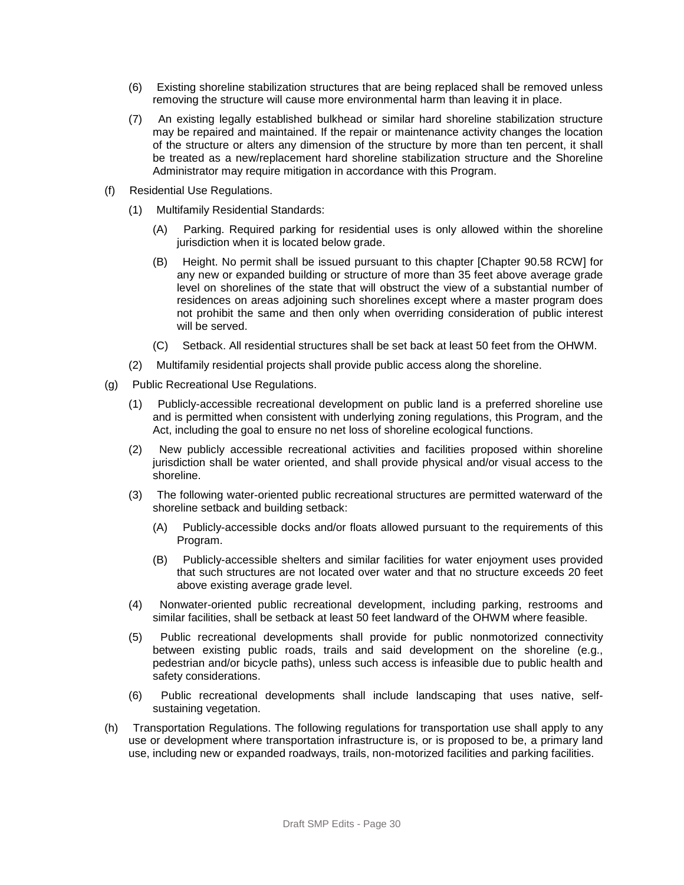(6) Existing shoreline stabilization structures that are being replaced shall be removed unless removing the structure will cause more environmental harm than leaving it in place.

(7) An existing legally established bulkhead or similar hard shoreline stabilization structure may be repaired and maintained. If the repair or maintenance activity changes the location of the structure or alters any dimension of the structure by more than ten percent, it shall be treated as a new/replacement hard shoreline stabilization structure and the Shoreline Administrator may require mitigation in accordance with this Program.

(f) Residential Use Regulations.

(1) Multifamily Residential Standards:

(A) Parking. Required parking for residential uses is only allowed within the shoreline jurisdiction when it is located below grade.

(B) Height. No permit shall be issued pursuant to this chapter [Chapter 90.58 RCW] for any new or expanded building or structure of more than 35 feet above average grade level on shorelines of the state that will obstruct the view of a substantial number of residences on areas adjoining such shorelines except where a master program does not prohibit the same and then only when overriding consideration of public interest will be served.

(C) Setback. All residential structures shall be set back at least 50 feet from the OHWM.

(2) Multifamily residential projects shall provide public access along the shoreline.

(g) Public Recreational Use Regulations.

(1) Publicly-accessible recreational development on public land is a preferred shoreline use and is permitted when consistent with underlying zoning regulations, this Program, and the Act, including the goal to ensure no net loss of shoreline ecological functions.

(2) New publicly accessible recreational activities and facilities proposed within shoreline jurisdiction shall be water oriented, and shall provide physical and/or visual access to the shoreline.

(3) The following water-oriented public recreational structures are permitted waterward of the shoreline setback and building setback:

(A) Publicly-accessible docks and/or floats allowed pursuant to the requirements of this Program.

(B) Publicly-accessible shelters and similar facilities for water enjoyment uses provided that such structures are not located over water and that no structure exceeds 20 feet above existing average grade level.

(4) Nonwater-oriented public recreational development, including parking, restrooms and similar facilities, shall be setback at least 50 feet landward of the OHWM where feasible.

(5) Public recreational developments shall provide for public nonmotorized connectivity between existing public roads, trails and said development on the shoreline (e.g., pedestrian and/or bicycle paths), unless such access is infeasible due to public health and safety considerations.

(6) Public recreational developments shall include landscaping that uses native, self-sustaining vegetation.

(h) Transportation Regulations. The following regulations for transportation use shall apply to any use or development where transportation infrastructure is, or is proposed to be, a primary land use, including new or expanded roadways, trails, non-motorized facilities and parking facilities.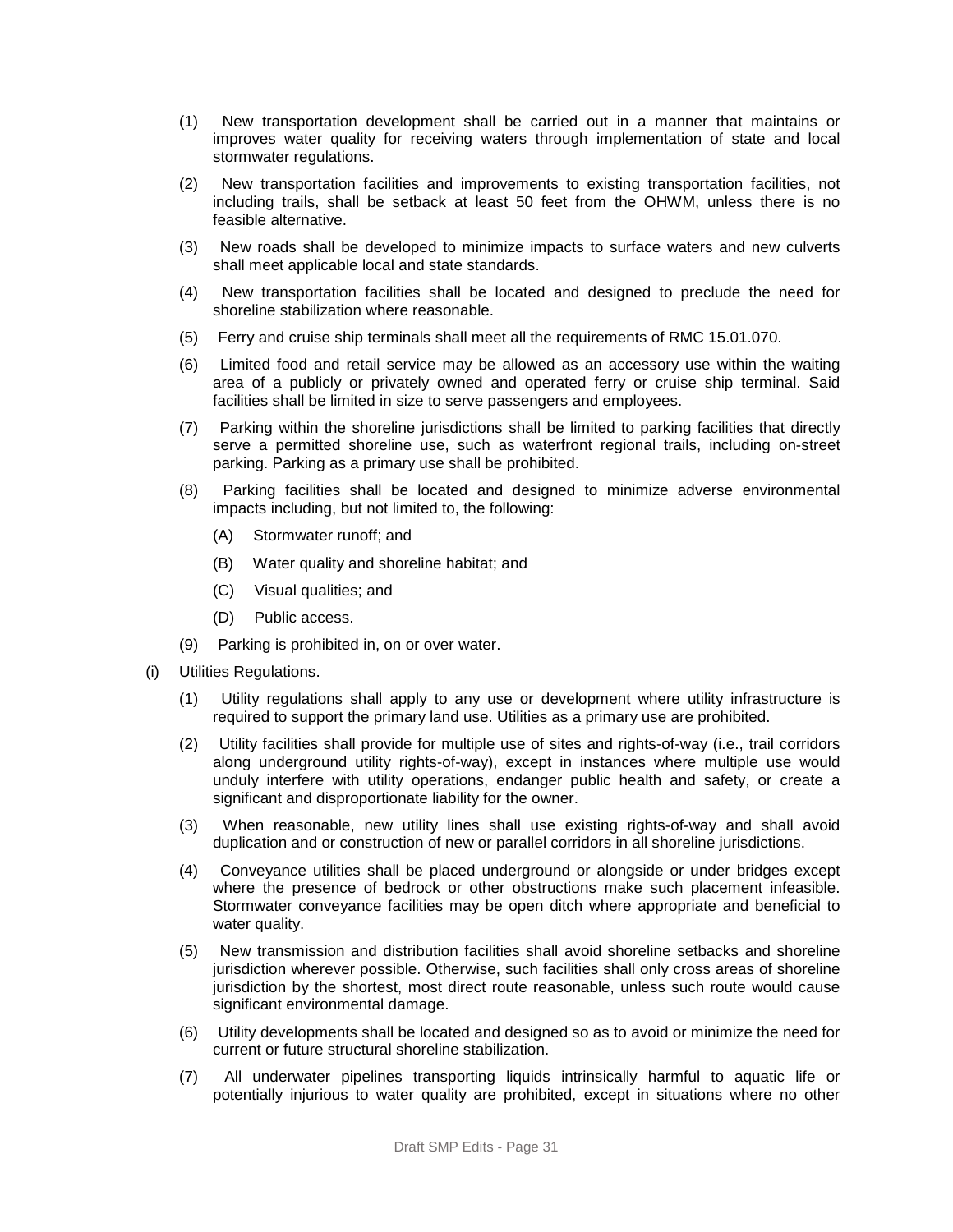(1) New transportation development shall be carried out in a manner that maintains or improves water quality for receiving waters through implementation of state and local stormwater regulations.

(2) New transportation facilities and improvements to existing transportation facilities, not including trails, shall be setback at least 50 feet from the OHWM, unless there is no feasible alternative.

(3) New roads shall be developed to minimize impacts to surface waters and new culverts shall meet applicable local and state standards.

(4) New transportation facilities shall be located and designed to preclude the need for shoreline stabilization where reasonable.

(5) Ferry and cruise ship terminals shall meet all the requirements of RMC 15.01.070.

(6) Limited food and retail service may be allowed as an accessory use within the waiting area of a publicly or privately owned and operated ferry or cruise ship terminal. Said facilities shall be limited in size to serve passengers and employees.

(7) Parking within the shoreline jurisdictions shall be limited to parking facilities that directly serve a permitted shoreline use, such as waterfront regional trails, including on-street parking. Parking as a primary use shall be prohibited.

(8) Parking facilities shall be located and designed to minimize adverse environmental impacts including, but not limited to, the following:

  (A) Stormwater runoff; and

  (B) Water quality and shoreline habitat; and

  (C) Visual qualities; and

  (D) Public access.

(9) Parking is prohibited in, on or over water.

(i) Utilities Regulations.

(1) Utility regulations shall apply to any use or development where utility infrastructure is required to support the primary land use. Utilities as a primary use are prohibited.

(2) Utility facilities shall provide for multiple use of sites and rights-of-way (i.e., trail corridors along underground utility rights-of-way), except in instances where multiple use would unduly interfere with utility operations, endanger public health and safety, or create a significant and disproportionate liability for the owner.

(3) When reasonable, new utility lines shall use existing rights-of-way and shall avoid duplication and or construction of new or parallel corridors in all shoreline jurisdictions.

(4) Conveyance utilities shall be placed underground or alongside or under bridges except where the presence of bedrock or other obstructions make such placement infeasible. Stormwater conveyance facilities may be open ditch where appropriate and beneficial to water quality.

(5) New transmission and distribution facilities shall avoid shoreline setbacks and shoreline jurisdiction wherever possible. Otherwise, such facilities shall only cross areas of shoreline jurisdiction by the shortest, most direct route reasonable, unless such route would cause significant environmental damage.

(6) Utility developments shall be located and designed so as to avoid or minimize the need for current or future structural shoreline stabilization.

(7) All underwater pipelines transporting liquids intrinsically harmful to aquatic life or potentially injurious to water quality are prohibited, except in situations where no other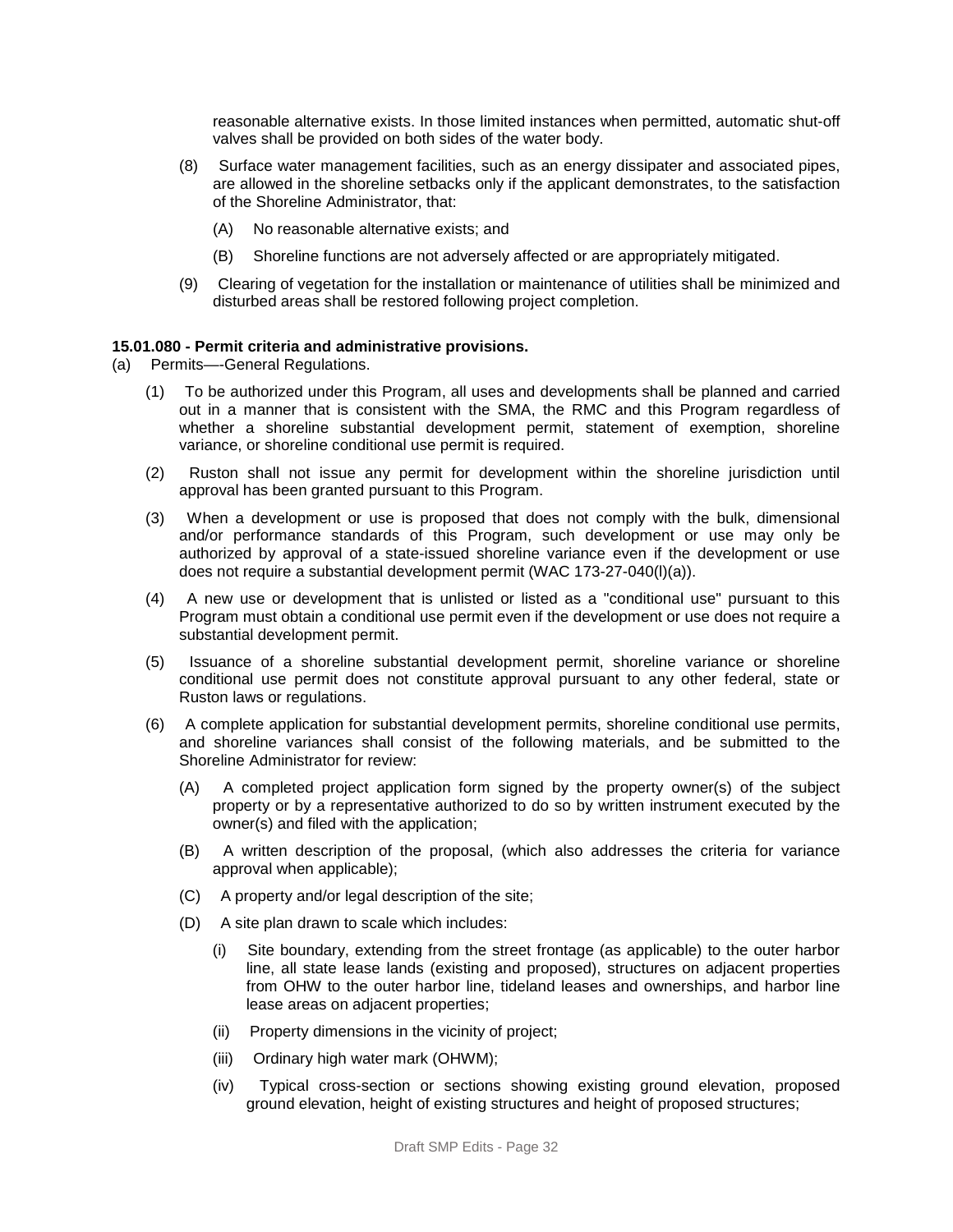reasonable alternative exists. In those limited instances when permitted, automatic shut-off valves shall be provided on both sides of the water body.

(8) Surface water management facilities, such as an energy dissipater and associated pipes, are allowed in the shoreline setbacks only if the applicant demonstrates, to the satisfaction of the Shoreline Administrator, that:

(A) No reasonable alternative exists; and

(B) Shoreline functions are not adversely affected or are appropriately mitigated.

(9) Clearing of vegetation for the installation or maintenance of utilities shall be minimized and disturbed areas shall be restored following project completion.

**15.01.080 - Permit criteria and administrative provisions.**

(a) Permits—-General Regulations.

(1) To be authorized under this Program, all uses and developments shall be planned and carried out in a manner that is consistent with the SMA, the RMC and this Program regardless of whether a shoreline substantial development permit, statement of exemption, shoreline variance, or shoreline conditional use permit is required.

(2) Ruston shall not issue any permit for development within the shoreline jurisdiction until approval has been granted pursuant to this Program.

(3) When a development or use is proposed that does not comply with the bulk, dimensional and/or performance standards of this Program, such development or use may only be authorized by approval of a state-issued shoreline variance even if the development or use does not require a substantial development permit (WAC 173-27-040(l)(a)).

(4) A new use or development that is unlisted or listed as a "conditional use" pursuant to this Program must obtain a conditional use permit even if the development or use does not require a substantial development permit.

(5) Issuance of a shoreline substantial development permit, shoreline variance or shoreline conditional use permit does not constitute approval pursuant to any other federal, state or Ruston laws or regulations.

(6) A complete application for substantial development permits, shoreline conditional use permits, and shoreline variances shall consist of the following materials, and be submitted to the Shoreline Administrator for review:

(A) A completed project application form signed by the property owner(s) of the subject property or by a representative authorized to do so by written instrument executed by the owner(s) and filed with the application;

(B) A written description of the proposal, (which also addresses the criteria for variance approval when applicable);

(C) A property and/or legal description of the site;

(D) A site plan drawn to scale which includes:

(i) Site boundary, extending from the street frontage (as applicable) to the outer harbor line, all state lease lands (existing and proposed), structures on adjacent properties from OHW to the outer harbor line, tideland leases and ownerships, and harbor line lease areas on adjacent properties;

(ii) Property dimensions in the vicinity of project;

(iii) Ordinary high water mark (OHWM);

(iv) Typical cross-section or sections showing existing ground elevation, proposed ground elevation, height of existing structures and height of proposed structures;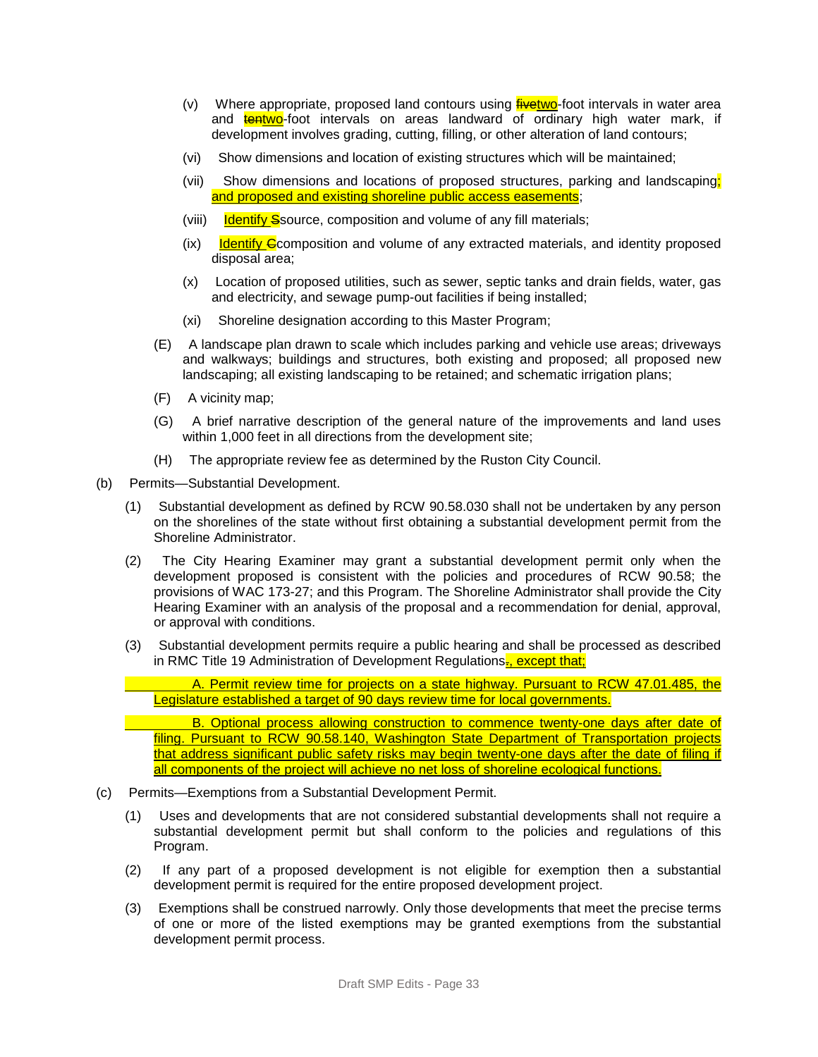(v) Where appropriate, proposed land contours using ~~five~~two-foot intervals in water area and ~~ten~~two-foot intervals on areas landward of ordinary high water mark, if development involves grading, cutting, filling, or other alteration of land contours;

(vi) Show dimensions and location of existing structures which will be maintained;

(vii) Show dimensions and locations of proposed structures, parking and landscaping; and proposed and existing shoreline public access easements;

(viii) Identify ~~S~~source, composition and volume of any fill materials;

(ix) Identify ~~C~~composition and volume of any extracted materials, and identity proposed disposal area;

(x) Location of proposed utilities, such as sewer, septic tanks and drain fields, water, gas and electricity, and sewage pump-out facilities if being installed;

(xi) Shoreline designation according to this Master Program;

(E) A landscape plan drawn to scale which includes parking and vehicle use areas; driveways and walkways; buildings and structures, both existing and proposed; all proposed new landscaping; all existing landscaping to be retained; and schematic irrigation plans;

(F) A vicinity map;

(G) A brief narrative description of the general nature of the improvements and land uses within 1,000 feet in all directions from the development site;

(H) The appropriate review fee as determined by the Ruston City Council.

(b) Permits—Substantial Development.

(1) Substantial development as defined by RCW 90.58.030 shall not be undertaken by any person on the shorelines of the state without first obtaining a substantial development permit from the Shoreline Administrator.

(2) The City Hearing Examiner may grant a substantial development permit only when the development proposed is consistent with the policies and procedures of RCW 90.58; the provisions of WAC 173-27; and this Program. The Shoreline Administrator shall provide the City Hearing Examiner with an analysis of the proposal and a recommendation for denial, approval, or approval with conditions.

(3) Substantial development permits require a public hearing and shall be processed as described in RMC Title 19 Administration of Development Regulations~~.~~, except that;

A. Permit review time for projects on a state highway. Pursuant to RCW 47.01.485, the Legislature established a target of 90 days review time for local governments.

B. Optional process allowing construction to commence twenty-one days after date of filing. Pursuant to RCW 90.58.140, Washington State Department of Transportation projects that address significant public safety risks may begin twenty-one days after the date of filing if all components of the project will achieve no net loss of shoreline ecological functions.

(c) Permits—Exemptions from a Substantial Development Permit.

(1) Uses and developments that are not considered substantial developments shall not require a substantial development permit but shall conform to the policies and regulations of this Program.

(2) If any part of a proposed development is not eligible for exemption then a substantial development permit is required for the entire proposed development project.

(3) Exemptions shall be construed narrowly. Only those developments that meet the precise terms of one or more of the listed exemptions may be granted exemptions from the substantial development permit process.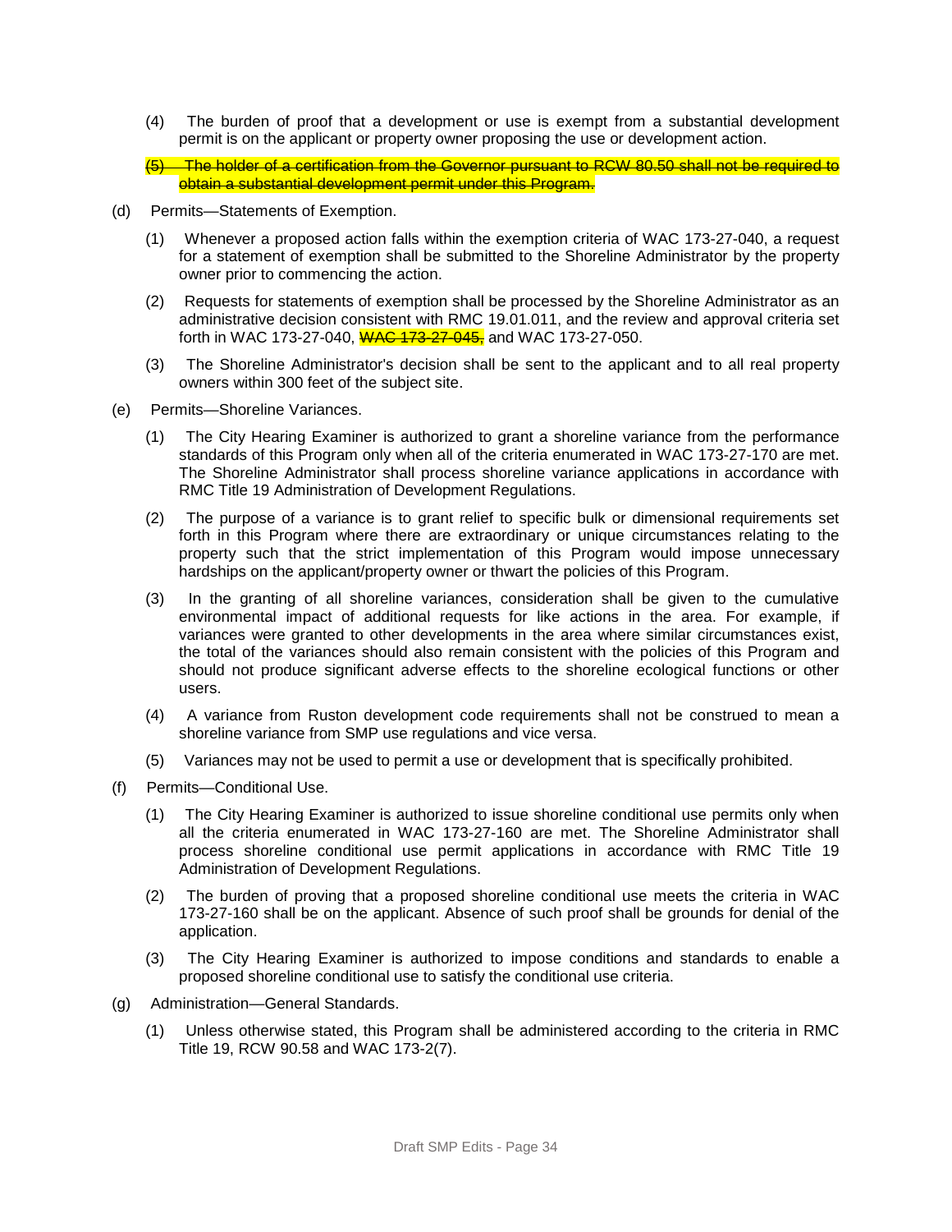(4) The burden of proof that a development or use is exempt from a substantial development permit is on the applicant or property owner proposing the use or development action.

~~(5) The holder of a certification from the Governor pursuant to RCW 80.50 shall not be required to obtain a substantial development permit under this Program.~~

(d) Permits—Statements of Exemption.

(1) Whenever a proposed action falls within the exemption criteria of WAC 173-27-040, a request for a statement of exemption shall be submitted to the Shoreline Administrator by the property owner prior to commencing the action.

(2) Requests for statements of exemption shall be processed by the Shoreline Administrator as an administrative decision consistent with RMC 19.01.011, and the review and approval criteria set forth in WAC 173-27-040, ~~WAC 173-27-045,~~ and WAC 173-27-050.

(3) The Shoreline Administrator's decision shall be sent to the applicant and to all real property owners within 300 feet of the subject site.

(e) Permits—Shoreline Variances.

(1) The City Hearing Examiner is authorized to grant a shoreline variance from the performance standards of this Program only when all of the criteria enumerated in WAC 173-27-170 are met. The Shoreline Administrator shall process shoreline variance applications in accordance with RMC Title 19 Administration of Development Regulations.

(2) The purpose of a variance is to grant relief to specific bulk or dimensional requirements set forth in this Program where there are extraordinary or unique circumstances relating to the property such that the strict implementation of this Program would impose unnecessary hardships on the applicant/property owner or thwart the policies of this Program.

(3) In the granting of all shoreline variances, consideration shall be given to the cumulative environmental impact of additional requests for like actions in the area. For example, if variances were granted to other developments in the area where similar circumstances exist, the total of the variances should also remain consistent with the policies of this Program and should not produce significant adverse effects to the shoreline ecological functions or other users.

(4) A variance from Ruston development code requirements shall not be construed to mean a shoreline variance from SMP use regulations and vice versa.

(5) Variances may not be used to permit a use or development that is specifically prohibited.

(f) Permits—Conditional Use.

(1) The City Hearing Examiner is authorized to issue shoreline conditional use permits only when all the criteria enumerated in WAC 173-27-160 are met. The Shoreline Administrator shall process shoreline conditional use permit applications in accordance with RMC Title 19 Administration of Development Regulations.

(2) The burden of proving that a proposed shoreline conditional use meets the criteria in WAC 173-27-160 shall be on the applicant. Absence of such proof shall be grounds for denial of the application.

(3) The City Hearing Examiner is authorized to impose conditions and standards to enable a proposed shoreline conditional use to satisfy the conditional use criteria.

(g) Administration—General Standards.

(1) Unless otherwise stated, this Program shall be administered according to the criteria in RMC Title 19, RCW 90.58 and WAC 173-2(7).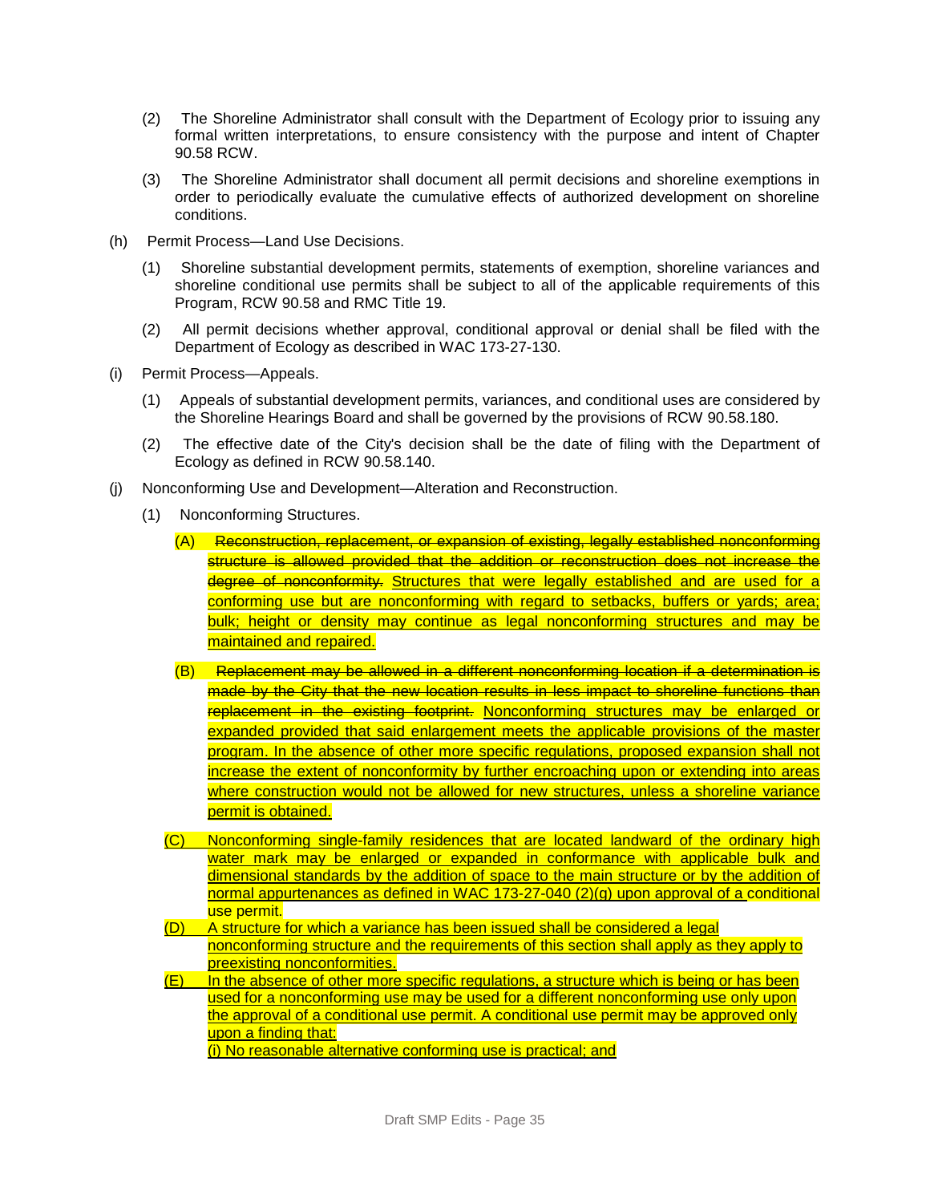(2) The Shoreline Administrator shall consult with the Department of Ecology prior to issuing any formal written interpretations, to ensure consistency with the purpose and intent of Chapter 90.58 RCW.

(3) The Shoreline Administrator shall document all permit decisions and shoreline exemptions in order to periodically evaluate the cumulative effects of authorized development on shoreline conditions.

(h) Permit Process—Land Use Decisions.

(1) Shoreline substantial development permits, statements of exemption, shoreline variances and shoreline conditional use permits shall be subject to all of the applicable requirements of this Program, RCW 90.58 and RMC Title 19.

(2) All permit decisions whether approval, conditional approval or denial shall be filed with the Department of Ecology as described in WAC 173-27-130.

(i) Permit Process—Appeals.

(1) Appeals of substantial development permits, variances, and conditional uses are considered by the Shoreline Hearings Board and shall be governed by the provisions of RCW 90.58.180.

(2) The effective date of the City's decision shall be the date of filing with the Department of Ecology as defined in RCW 90.58.140.

(j) Nonconforming Use and Development—Alteration and Reconstruction.

(1) Nonconforming Structures.

(A) ~~Reconstruction, replacement, or expansion of existing, legally established nonconforming structure is allowed provided that the addition or reconstruction does not increase the degree of nonconformity.~~ <u>Structures that were legally established and are used for a conforming use but are nonconforming with regard to setbacks, buffers or yards; area; bulk; height or density may continue as legal nonconforming structures and may be maintained and repaired.</u>

(B) ~~Replacement may be allowed in a different nonconforming location if a determination is made by the City that the new location results in less impact to shoreline functions than replacement in the existing footprint.~~ <u>Nonconforming structures may be enlarged or expanded provided that said enlargement meets the applicable provisions of the master program. In the absence of other more specific regulations, proposed expansion shall not increase the extent of nonconformity by further encroaching upon or extending into areas where construction would not be allowed for new structures, unless a shoreline variance permit is obtained.</u>

<u>(C) Nonconforming single-family residences that are located landward of the ordinary high water mark may be enlarged or expanded in conformance with applicable bulk and dimensional standards by the addition of space to the main structure or by the addition of normal appurtenances as defined in WAC 173-27-040 (2)(g) upon approval of a</u> conditional use permit.

<u>(D) A structure for which a variance has been issued shall be considered a legal nonconforming structure and the requirements of this section shall apply to as they apply to preexisting nonconformities.</u>

<u>(E) In the absence of other more specific regulations, a structure which is being or has been used for a nonconforming use may be used for a different nonconforming use only upon the approval of a conditional use permit. A conditional use permit may be approved only upon a finding that:</u>

<u>(i) No reasonable alternative conforming use is practical; and</u>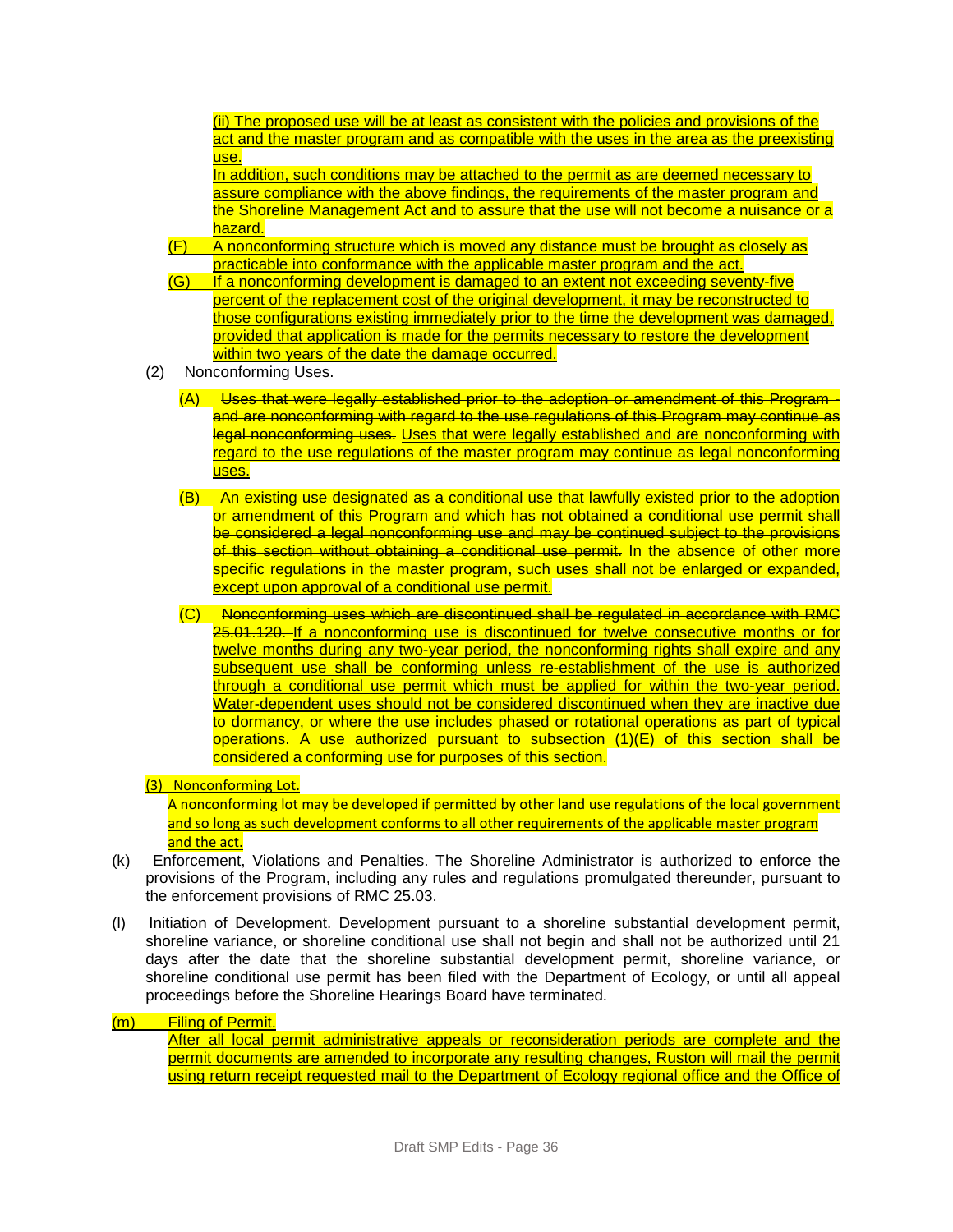(ii) The proposed use will be at least as consistent with the policies and provisions of the act and the master program and as compatible with the uses in the area as the preexisting use.

In addition, such conditions may be attached to the permit as are deemed necessary to assure compliance with the above findings, the requirements of the master program and the Shoreline Management Act and to assure that the use will not become a nuisance or a hazard.

(F) A nonconforming structure which is moved any distance must be brought as closely as practicable into conformance with the applicable master program and the act.

(G) If a nonconforming development is damaged to an extent not exceeding seventy-five percent of the replacement cost of the original development, it may be reconstructed to those configurations existing immediately prior to the time the development was damaged, provided that application is made for the permits necessary to restore the development within two years of the date the damage occurred.

(2) Nonconforming Uses.

(A) ~~Uses that were legally established prior to the adoption or amendment of this Program and are nonconforming with regard to the use regulations of this Program may continue as legal nonconforming uses.~~ Uses that were legally established and are nonconforming with regard to the use regulations of the master program may continue as legal nonconforming uses.

(B) ~~An existing use designated as a conditional use that lawfully existed prior to the adoption or amendment of this Program and which has not obtained a conditional use permit shall be considered a legal nonconforming use and may be continued subject to the provisions of this section without obtaining a conditional use permit.~~ In the absence of other more specific regulations in the master program, such uses shall not be enlarged or expanded, except upon approval of a conditional use permit.

(C) ~~Nonconforming uses which are discontinued shall be regulated in accordance with RMC 25.01.120.~~ If a nonconforming use is discontinued for twelve consecutive months or for twelve months during any two-year period, the nonconforming rights shall expire and any subsequent use shall be conforming unless re-establishment of the use is authorized through a conditional use permit which must be applied for within the two-year period. Water-dependent uses should not be considered discontinued when they are inactive due to dormancy, or where the use includes phased or rotational operations as part of typical operations. A use authorized pursuant to subsection (1)(E) of this section shall be considered a conforming use for purposes of this section.

(3) Nonconforming Lot.

A nonconforming lot may be developed if permitted by other land use regulations of the local government and so long as such development conforms to all other requirements of the applicable master program and the act.

(k) Enforcement, Violations and Penalties. The Shoreline Administrator is authorized to enforce the provisions of the Program, including any rules and regulations promulgated thereunder, pursuant to the enforcement provisions of RMC 25.03.

(l) Initiation of Development. Development pursuant to a shoreline substantial development permit, shoreline variance, or shoreline conditional use shall not begin and shall not be authorized until 21 days after the date that the shoreline substantial development permit, shoreline variance, or shoreline conditional use permit has been filed with the Department of Ecology, or until all appeal proceedings before the Shoreline Hearings Board have terminated.

(m) Filing of Permit.

After all local permit administrative appeals or reconsideration periods are complete and the permit documents are amended to incorporate any resulting changes, Ruston will mail the permit using return receipt requested mail to the Department of Ecology regional office and the Office of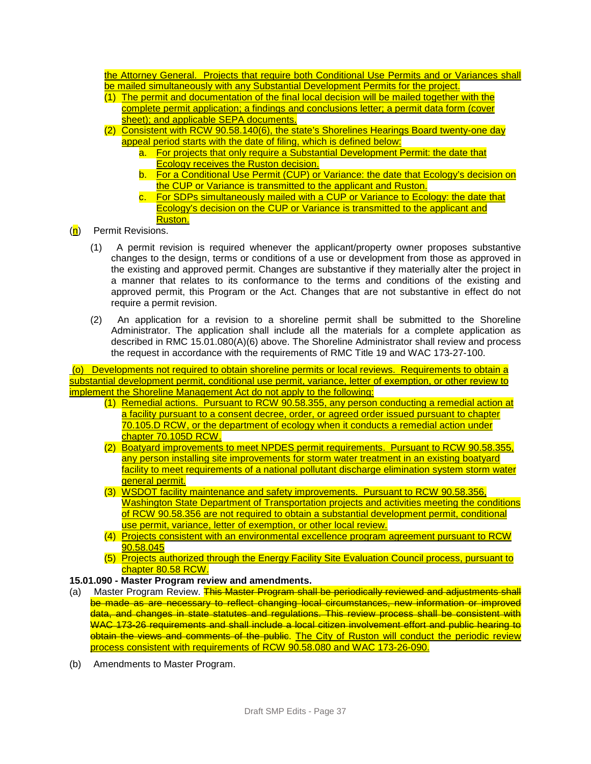the Attorney General. Projects that require both Conditional Use Permits and or Variances shall be mailed simultaneously with any Substantial Development Permits for the project.

(1) The permit and documentation of the final local decision will be mailed together with the complete permit application; a findings and conclusions letter; a permit data form (cover sheet); and applicable SEPA documents.

(2) Consistent with RCW 90.58.140(6), the state's Shorelines Hearings Board twenty-one day appeal period starts with the date of filing, which is defined below:

a. For projects that only require a Substantial Development Permit: the date that Ecology receives the Ruston decision.

b. For a Conditional Use Permit (CUP) or Variance: the date that Ecology's decision on the CUP or Variance is transmitted to the applicant and Ruston.

c. For SDPs simultaneously mailed with a CUP or Variance to Ecology: the date that Ecology's decision on the CUP or Variance is transmitted to the applicant and Ruston.

(n) Permit Revisions.

(1) A permit revision is required whenever the applicant/property owner proposes substantive changes to the design, terms or conditions of a use or development from those as approved in the existing and approved permit. Changes are substantive if they materially alter the project in a manner that relates to its conformance to the terms and conditions of the existing and approved permit, this Program or the Act. Changes that are not substantive in effect do not require a permit revision.

(2) An application for a revision to a shoreline permit shall be submitted to the Shoreline Administrator. The application shall include all the materials for a complete application as described in RMC 15.01.080(A)(6) above. The Shoreline Administrator shall review and process the request in accordance with the requirements of RMC Title 19 and WAC 173-27-100.

(o) Developments not required to obtain shoreline permits or local reviews. Requirements to obtain a substantial development permit, conditional use permit, variance, letter of exemption, or other review to implement the Shoreline Management Act do not apply to the following:

(1) Remedial actions. Pursuant to RCW 90.58.355, any person conducting a remedial action at a facility pursuant to a consent decree, order, or agreed order issued pursuant to chapter 70.105.D RCW, or the department of ecology when it conducts a remedial action under chapter 70.105D RCW.

(2) Boatyard improvements to meet NPDES permit requirements. Pursuant to RCW 90.58.355, any person installing site improvements for storm water treatment in an existing boatyard facility to meet requirements of a national pollutant discharge elimination system storm water general permit.

(3) WSDOT facility maintenance and safety improvements. Pursuant to RCW 90.58.356, Washington State Department of Transportation projects and activities meeting the conditions of RCW 90.58.356 are not required to obtain a substantial development permit, conditional use permit, variance, letter of exemption, or other local review.

(4) Projects consistent with an environmental excellence program agreement pursuant to RCW 90.58.045

(5) Projects authorized through the Energy Facility Site Evaluation Council process, pursuant to chapter 80.58 RCW.

**15.01.090 - Master Program review and amendments.**

(a) Master Program Review. ~~This Master Program shall be periodically reviewed and adjustments shall be made as are necessary to reflect changing local circumstances, new information or improved data, and changes in state statutes and regulations. This review process shall be consistent with WAC 173-26 requirements and shall include a local citizen involvement effort and public hearing to obtain the views and comments of the public.~~ The City of Ruston will conduct the periodic review process consistent with requirements of RCW 90.58.080 and WAC 173-26-090.

(b) Amendments to Master Program.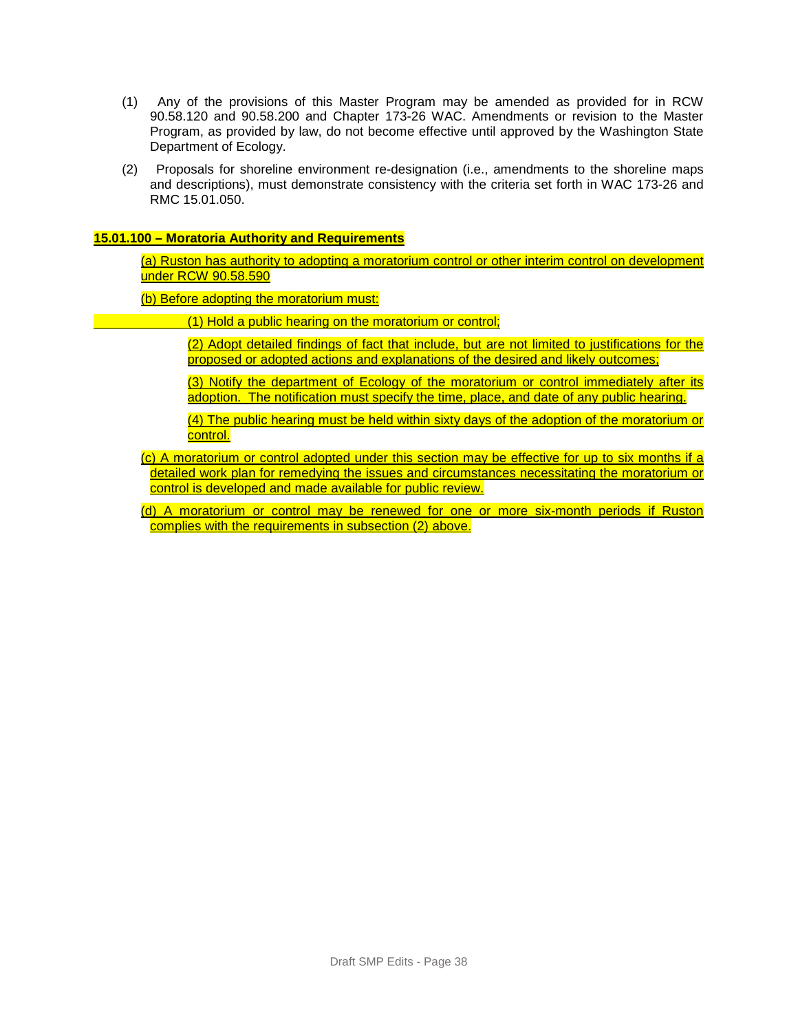(1) Any of the provisions of this Master Program may be amended as provided for in RCW 90.58.120 and 90.58.200 and Chapter 173-26 WAC. Amendments or revision to the Master Program, as provided by law, do not become effective until approved by the Washington State Department of Ecology.

(2) Proposals for shoreline environment re-designation (i.e., amendments to the shoreline maps and descriptions), must demonstrate consistency with the criteria set forth in WAC 173-26 and RMC 15.01.050.

**15.01.100 – Moratoria Authority and Requirements**

(a) Ruston has authority to adopting a moratorium control or other interim control on development under RCW 90.58.590

(b) Before adopting the moratorium must:

(1) Hold a public hearing on the moratorium or control;

(2) Adopt detailed findings of fact that include, but are not limited to justifications for the proposed or adopted actions and explanations of the desired and likely outcomes;

(3) Notify the department of Ecology of the moratorium or control immediately after its adoption. The notification must specify the time, place, and date of any public hearing.

(4) The public hearing must be held within sixty days of the adoption of the moratorium or control.

(c) A moratorium or control adopted under this section may be effective for up to six months if a detailed work plan for remedying the issues and circumstances necessitating the moratorium or control is developed and made available for public review.

(d) A moratorium or control may be renewed for one or more six-month periods if Ruston complies with the requirements in subsection (2) above.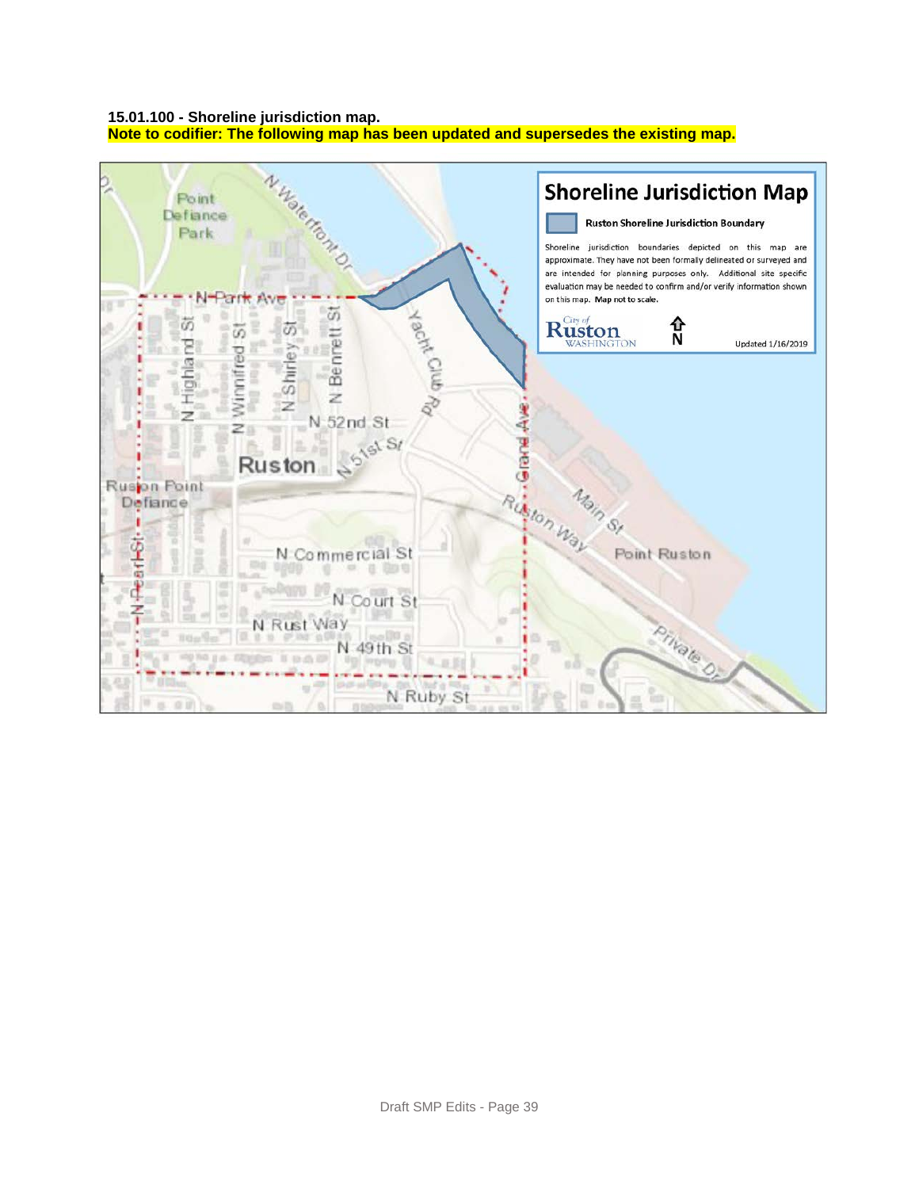**15.01.100 - Shoreline jurisdiction map.**

**Note to codifier: The following map has been updated and supersedes the existing map.**

## Shoreline Jurisdiction Map

Ruston Shoreline Jurisdiction Boundary

Shoreline jurisdiction boundaries depicted on this map are approximate. They have not been formally delineated or surveyed and are intended for planning purposes only. Additional site specific evaluation may be needed to confirm and/or verify information shown on this map. **Map not to scale.**

City of Ruston WASHINGTON

N

Updated 1/16/2019

Point Defiance Park, N Waterfront Dr, N Park Ave, N Highland St, N Winnifred St, N Shirley St, N Bennett St, Yacht Club Rd, N 52nd St, N 51st St, Ruston, Grand Ave, Ruston Point Defiance, Main St, Ruston Way, Point Ruston, N Pearl St, N Commercial St, N Court St, N Rust Way, N 49th St, Private Dr, N Ruby St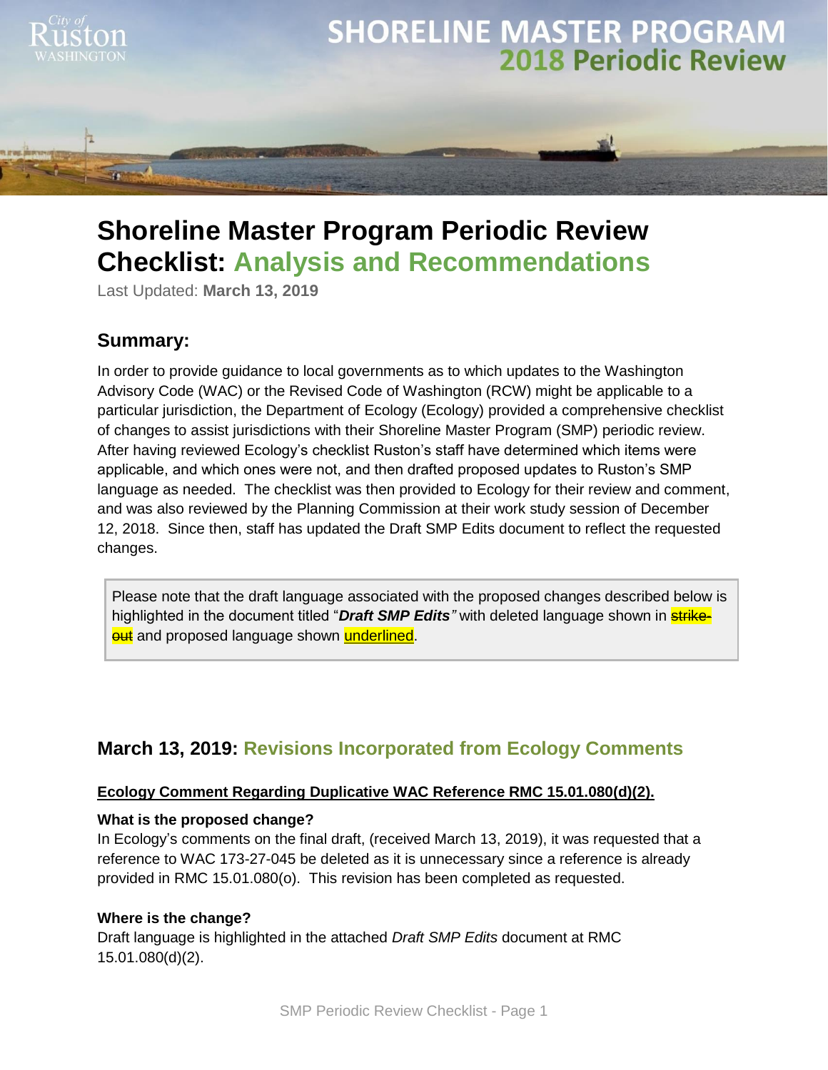City of Ruston WASHINGTON

# SHORELINE MASTER PROGRAM 2018 Periodic Review

# Shoreline Master Program Periodic Review Checklist: Analysis and Recommendations

Last Updated: **March 13, 2019**

## Summary:

In order to provide guidance to local governments as to which updates to the Washington Advisory Code (WAC) or the Revised Code of Washington (RCW) might be applicable to a particular jurisdiction, the Department of Ecology (Ecology) provided a comprehensive checklist of changes to assist jurisdictions with their Shoreline Master Program (SMP) periodic review. After having reviewed Ecology's checklist Ruston's staff have determined which items were applicable, and which ones were not, and then drafted proposed updates to Ruston's SMP language as needed. The checklist was then provided to Ecology for their review and comment, and was also reviewed by the Planning Commission at their work study session of December 12, 2018. Since then, staff has updated the Draft SMP Edits document to reflect the requested changes.

Please note that the draft language associated with the proposed changes described below is highlighted in the document titled "***Draft SMP Edits"*** with deleted language shown in ~~strike-out~~ and proposed language shown underlined.

## March 13, 2019: Revisions Incorporated from Ecology Comments

**Ecology Comment Regarding Duplicative WAC Reference RMC 15.01.080(d)(2).**

**What is the proposed change?**

In Ecology's comments on the final draft, (received March 13, 2019), it was requested that a reference to WAC 173-27-045 be deleted as it is unnecessary since a reference is already provided in RMC 15.01.080(o). This revision has been completed as requested.

**Where is the change?**

Draft language is highlighted in the attached *Draft SMP Edits* document at RMC 15.01.080(d)(2).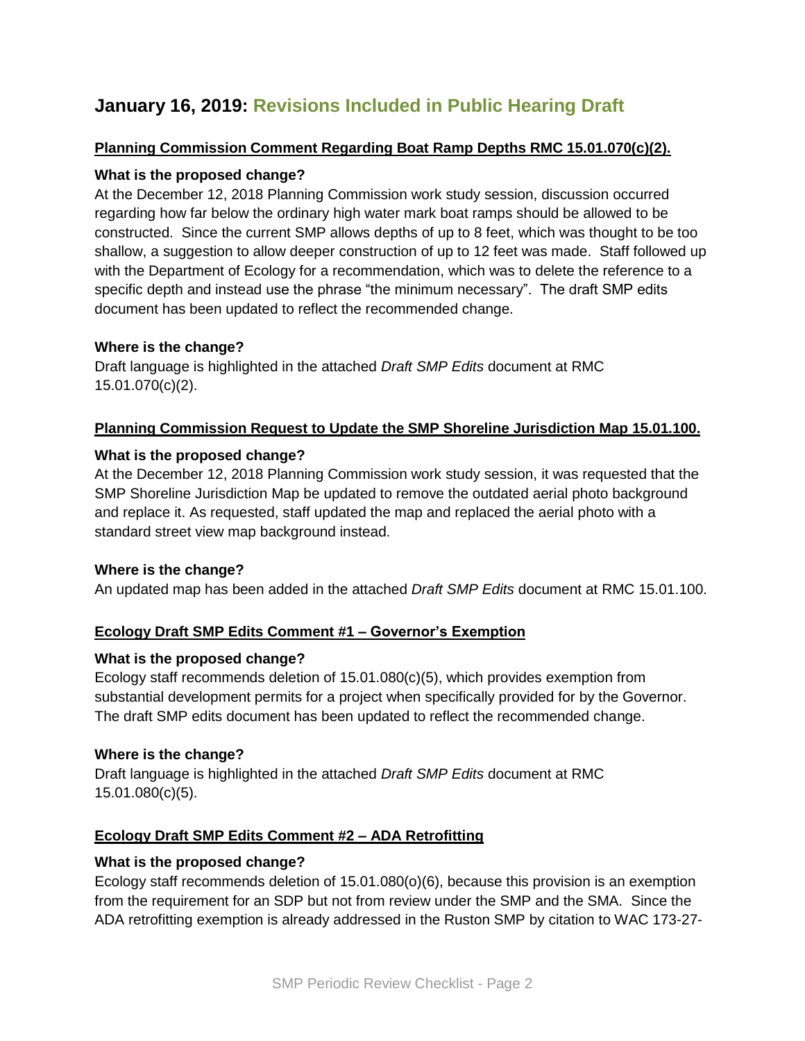# January 16, 2019: Revisions Included in Public Hearing Draft

**Planning Commission Comment Regarding Boat Ramp Depths RMC 15.01.070(c)(2).**

**What is the proposed change?**

At the December 12, 2018 Planning Commission work study session, discussion occurred regarding how far below the ordinary high water mark boat ramps should be allowed to be constructed. Since the current SMP allows depths of up to 8 feet, which was thought to be too shallow, a suggestion to allow deeper construction of up to 12 feet was made. Staff followed up with the Department of Ecology for a recommendation, which was to delete the reference to a specific depth and instead use the phrase "the minimum necessary". The draft SMP edits document has been updated to reflect the recommended change.

**Where is the change?**

Draft language is highlighted in the attached *Draft SMP Edits* document at RMC 15.01.070(c)(2).

**Planning Commission Request to Update the SMP Shoreline Jurisdiction Map 15.01.100.**

**What is the proposed change?**

At the December 12, 2018 Planning Commission work study session, it was requested that the SMP Shoreline Jurisdiction Map be updated to remove the outdated aerial photo background and replace it. As requested, staff updated the map and replaced the aerial photo with a standard street view map background instead.

**Where is the change?**

An updated map has been added in the attached *Draft SMP Edits* document at RMC 15.01.100.

**Ecology Draft SMP Edits Comment #1 – Governor's Exemption**

**What is the proposed change?**

Ecology staff recommends deletion of 15.01.080(c)(5), which provides exemption from substantial development permits for a project when specifically provided for by the Governor. The draft SMP edits document has been updated to reflect the recommended change.

**Where is the change?**

Draft language is highlighted in the attached *Draft SMP Edits* document at RMC 15.01.080(c)(5).

**Ecology Draft SMP Edits Comment #2 – ADA Retrofitting**

**What is the proposed change?**

Ecology staff recommends deletion of 15.01.080(o)(6), because this provision is an exemption from the requirement for an SDP but not from review under the SMP and the SMA. Since the ADA retrofitting exemption is already addressed in the Ruston SMP by citation to WAC 173-27-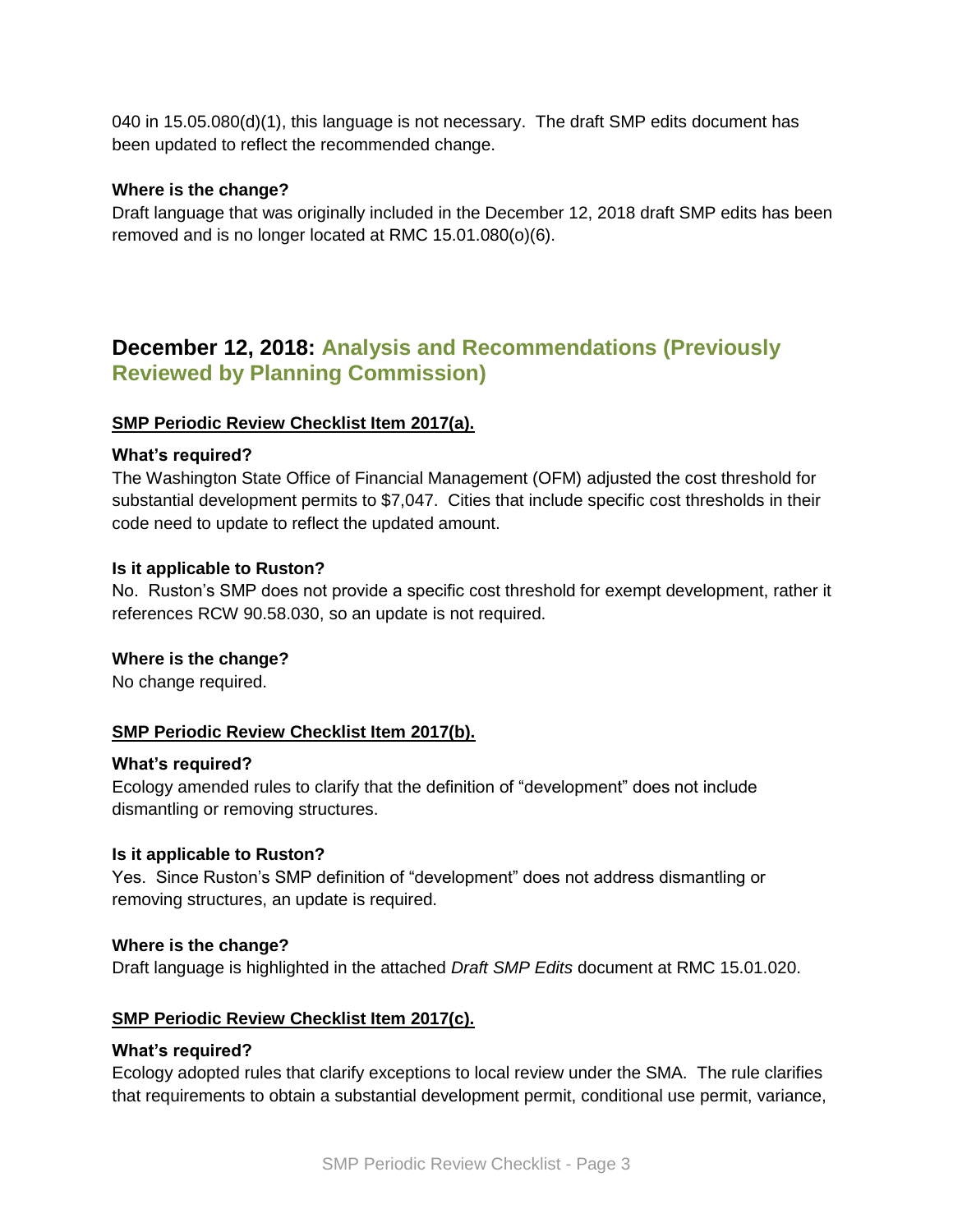040 in 15.05.080(d)(1), this language is not necessary. The draft SMP edits document has been updated to reflect the recommended change.

**Where is the change?**
Draft language that was originally included in the December 12, 2018 draft SMP edits has been removed and is no longer located at RMC 15.01.080(o)(6).

## December 12, 2018: Analysis and Recommendations (Previously Reviewed by Planning Commission)

**SMP Periodic Review Checklist Item 2017(a).**

**What's required?**
The Washington State Office of Financial Management (OFM) adjusted the cost threshold for substantial development permits to $7,047. Cities that include specific cost thresholds in their code need to update to reflect the updated amount.

**Is it applicable to Ruston?**
No. Ruston's SMP does not provide a specific cost threshold for exempt development, rather it references RCW 90.58.030, so an update is not required.

**Where is the change?**
No change required.

**SMP Periodic Review Checklist Item 2017(b).**

**What's required?**
Ecology amended rules to clarify that the definition of "development" does not include dismantling or removing structures.

**Is it applicable to Ruston?**
Yes. Since Ruston's SMP definition of "development" does not address dismantling or removing structures, an update is required.

**Where is the change?**
Draft language is highlighted in the attached *Draft SMP Edits* document at RMC 15.01.020.

**SMP Periodic Review Checklist Item 2017(c).**

**What's required?**
Ecology adopted rules that clarify exceptions to local review under the SMA. The rule clarifies that requirements to obtain a substantial development permit, conditional use permit, variance,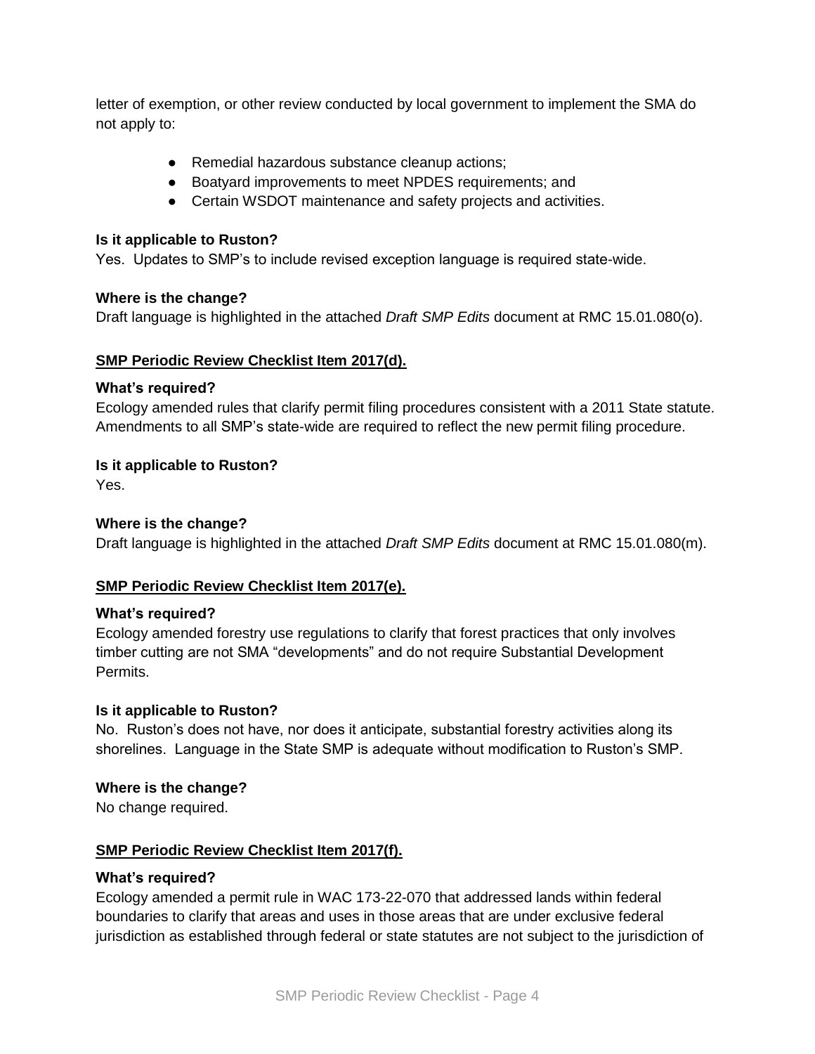letter of exemption, or other review conducted by local government to implement the SMA do not apply to:

- Remedial hazardous substance cleanup actions;
- Boatyard improvements to meet NPDES requirements; and
- Certain WSDOT maintenance and safety projects and activities.

**Is it applicable to Ruston?**

Yes. Updates to SMP's to include revised exception language is required state-wide.

**Where is the change?**

Draft language is highlighted in the attached *Draft SMP Edits* document at RMC 15.01.080(o).

**SMP Periodic Review Checklist Item 2017(d).**

**What's required?**

Ecology amended rules that clarify permit filing procedures consistent with a 2011 State statute. Amendments to all SMP's state-wide are required to reflect the new permit filing procedure.

**Is it applicable to Ruston?**

Yes.

**Where is the change?**

Draft language is highlighted in the attached *Draft SMP Edits* document at RMC 15.01.080(m).

**SMP Periodic Review Checklist Item 2017(e).**

**What's required?**

Ecology amended forestry use regulations to clarify that forest practices that only involves timber cutting are not SMA "developments" and do not require Substantial Development Permits.

**Is it applicable to Ruston?**

No. Ruston's does not have, nor does it anticipate, substantial forestry activities along its shorelines. Language in the State SMP is adequate without modification to Ruston's SMP.

**Where is the change?**

No change required.

**SMP Periodic Review Checklist Item 2017(f).**

**What's required?**

Ecology amended a permit rule in WAC 173-22-070 that addressed lands within federal boundaries to clarify that areas and uses in those areas that are under exclusive federal jurisdiction as established through federal or state statutes are not subject to the jurisdiction of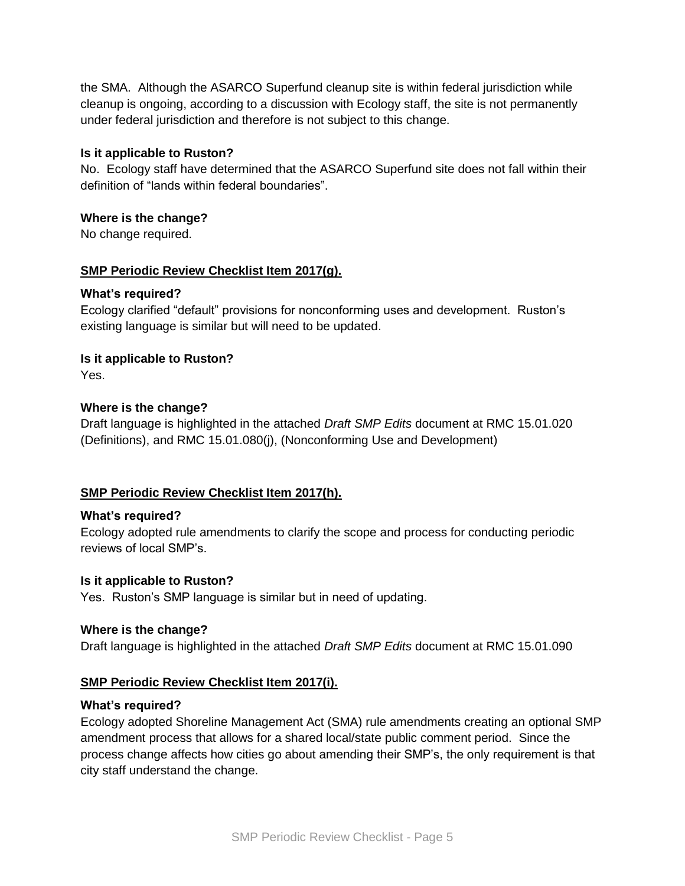the SMA. Although the ASARCO Superfund cleanup site is within federal jurisdiction while cleanup is ongoing, according to a discussion with Ecology staff, the site is not permanently under federal jurisdiction and therefore is not subject to this change.

**Is it applicable to Ruston?**

No. Ecology staff have determined that the ASARCO Superfund site does not fall within their definition of "lands within federal boundaries".

**Where is the change?**

No change required.

**SMP Periodic Review Checklist Item 2017(g).**

**What's required?**

Ecology clarified "default" provisions for nonconforming uses and development. Ruston's existing language is similar but will need to be updated.

**Is it applicable to Ruston?**

Yes.

**Where is the change?**

Draft language is highlighted in the attached *Draft SMP Edits* document at RMC 15.01.020 (Definitions), and RMC 15.01.080(j), (Nonconforming Use and Development)

**SMP Periodic Review Checklist Item 2017(h).**

**What's required?**

Ecology adopted rule amendments to clarify the scope and process for conducting periodic reviews of local SMP's.

**Is it applicable to Ruston?**

Yes. Ruston's SMP language is similar but in need of updating.

**Where is the change?**

Draft language is highlighted in the attached *Draft SMP Edits* document at RMC 15.01.090

**SMP Periodic Review Checklist Item 2017(i).**

**What's required?**

Ecology adopted Shoreline Management Act (SMA) rule amendments creating an optional SMP amendment process that allows for a shared local/state public comment period. Since the process change affects how cities go about amending their SMP's, the only requirement is that city staff understand the change.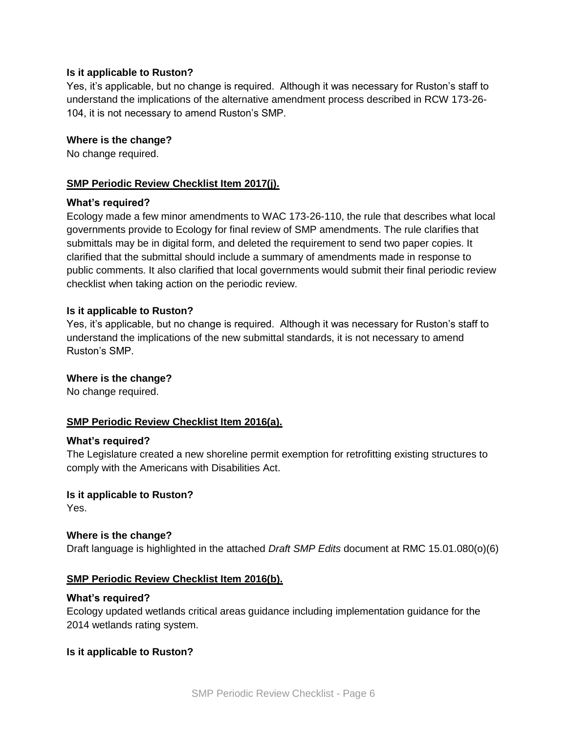**Is it applicable to Ruston?**

Yes, it's applicable, but no change is required. Although it was necessary for Ruston's staff to understand the implications of the alternative amendment process described in RCW 173-26-104, it is not necessary to amend Ruston's SMP.

**Where is the change?**

No change required.

**SMP Periodic Review Checklist Item 2017(j).**

**What's required?**

Ecology made a few minor amendments to WAC 173-26-110, the rule that describes what local governments provide to Ecology for final review of SMP amendments. The rule clarifies that submittals may be in digital form, and deleted the requirement to send two paper copies. It clarified that the submittal should include a summary of amendments made in response to public comments. It also clarified that local governments would submit their final periodic review checklist when taking action on the periodic review.

**Is it applicable to Ruston?**

Yes, it's applicable, but no change is required. Although it was necessary for Ruston's staff to understand the implications of the new submittal standards, it is not necessary to amend Ruston's SMP.

**Where is the change?**

No change required.

**SMP Periodic Review Checklist Item 2016(a).**

**What's required?**

The Legislature created a new shoreline permit exemption for retrofitting existing structures to comply with the Americans with Disabilities Act.

**Is it applicable to Ruston?**

Yes.

**Where is the change?**

Draft language is highlighted in the attached *Draft SMP Edits* document at RMC 15.01.080(o)(6)

**SMP Periodic Review Checklist Item 2016(b).**

**What's required?**

Ecology updated wetlands critical areas guidance including implementation guidance for the 2014 wetlands rating system.

**Is it applicable to Ruston?**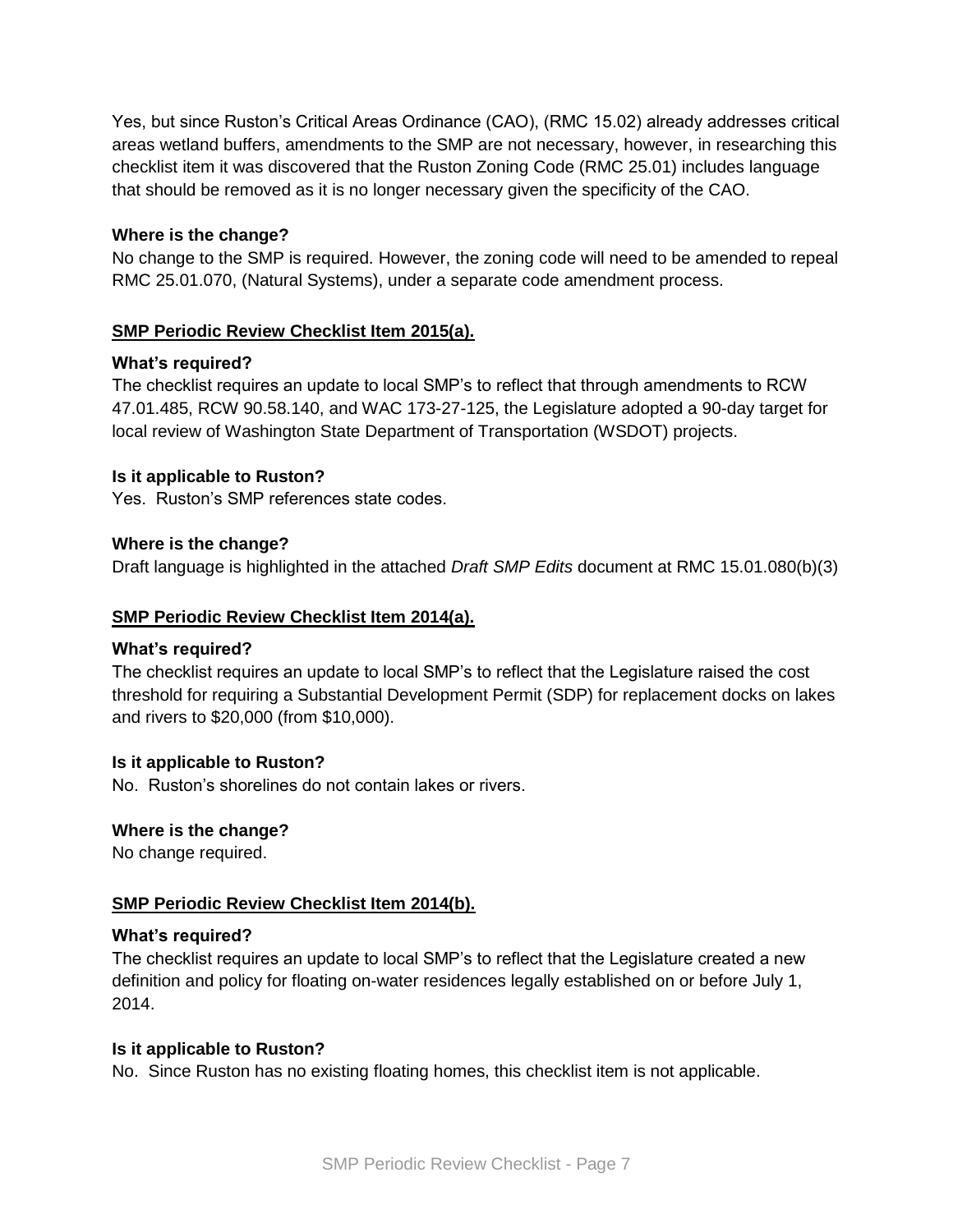Yes, but since Ruston's Critical Areas Ordinance (CAO), (RMC 15.02) already addresses critical areas wetland buffers, amendments to the SMP are not necessary, however, in researching this checklist item it was discovered that the Ruston Zoning Code (RMC 25.01) includes language that should be removed as it is no longer necessary given the specificity of the CAO.

**Where is the change?**

No change to the SMP is required. However, the zoning code will need to be amended to repeal RMC 25.01.070, (Natural Systems), under a separate code amendment process.

**SMP Periodic Review Checklist Item 2015(a).**

**What's required?**

The checklist requires an update to local SMP's to reflect that through amendments to RCW 47.01.485, RCW 90.58.140, and WAC 173-27-125, the Legislature adopted a 90-day target for local review of Washington State Department of Transportation (WSDOT) projects.

**Is it applicable to Ruston?**

Yes. Ruston's SMP references state codes.

**Where is the change?**

Draft language is highlighted in the attached *Draft SMP Edits* document at RMC 15.01.080(b)(3)

**SMP Periodic Review Checklist Item 2014(a).**

**What's required?**

The checklist requires an update to local SMP's to reflect that the Legislature raised the cost threshold for requiring a Substantial Development Permit (SDP) for replacement docks on lakes and rivers to $20,000 (from $10,000).

**Is it applicable to Ruston?**

No. Ruston's shorelines do not contain lakes or rivers.

**Where is the change?**

No change required.

**SMP Periodic Review Checklist Item 2014(b).**

**What's required?**

The checklist requires an update to local SMP's to reflect that the Legislature created a new definition and policy for floating on-water residences legally established on or before July 1, 2014.

**Is it applicable to Ruston?**

No. Since Ruston has no existing floating homes, this checklist item is not applicable.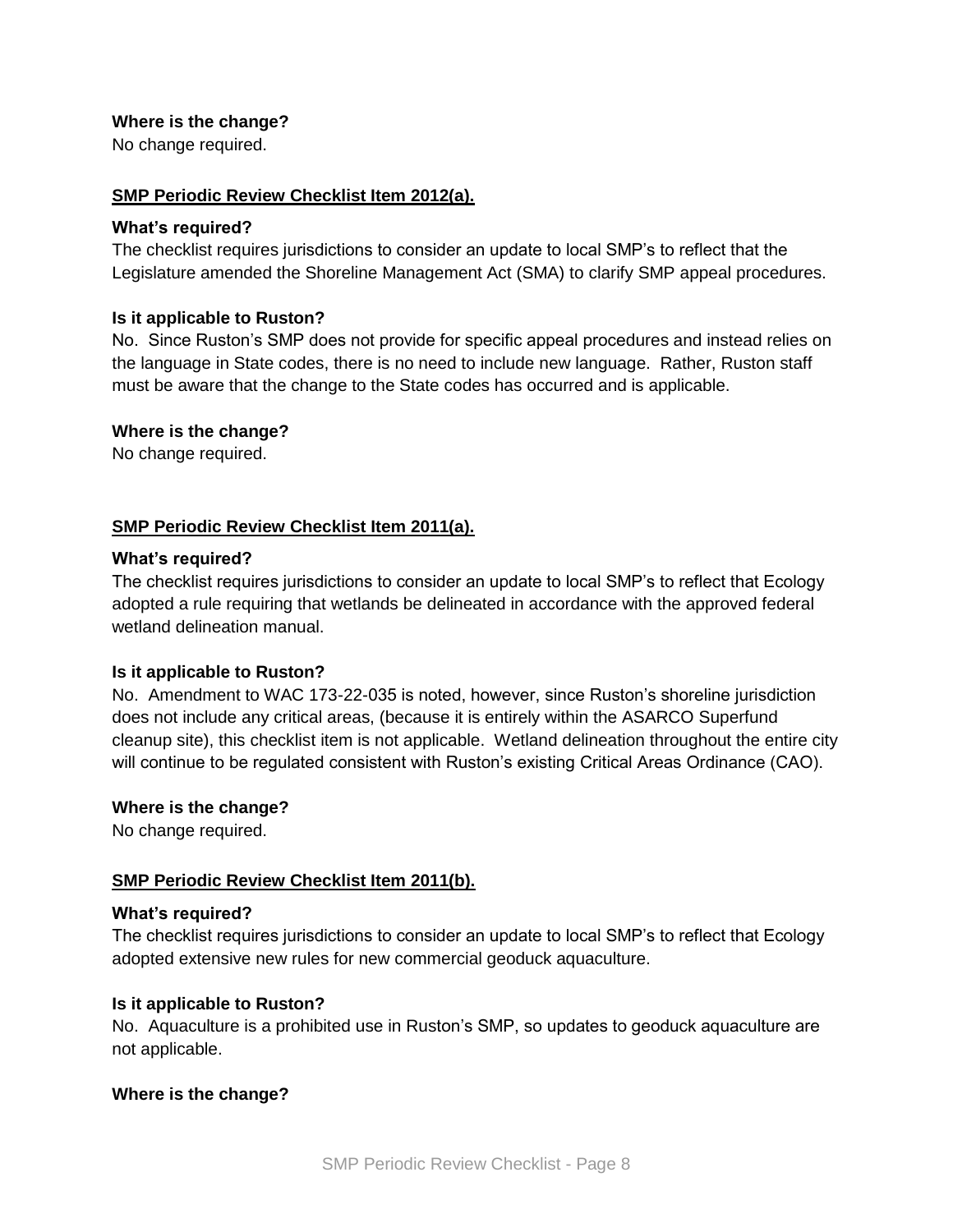**Where is the change?**

No change required.

**SMP Periodic Review Checklist Item 2012(a).**

**What's required?**

The checklist requires jurisdictions to consider an update to local SMP's to reflect that the Legislature amended the Shoreline Management Act (SMA) to clarify SMP appeal procedures.

**Is it applicable to Ruston?**

No. Since Ruston's SMP does not provide for specific appeal procedures and instead relies on the language in State codes, there is no need to include new language. Rather, Ruston staff must be aware that the change to the State codes has occurred and is applicable.

**Where is the change?**

No change required.

**SMP Periodic Review Checklist Item 2011(a).**

**What's required?**

The checklist requires jurisdictions to consider an update to local SMP's to reflect that Ecology adopted a rule requiring that wetlands be delineated in accordance with the approved federal wetland delineation manual.

**Is it applicable to Ruston?**

No. Amendment to WAC 173-22-035 is noted, however, since Ruston's shoreline jurisdiction does not include any critical areas, (because it is entirely within the ASARCO Superfund cleanup site), this checklist item is not applicable. Wetland delineation throughout the entire city will continue to be regulated consistent with Ruston's existing Critical Areas Ordinance (CAO).

**Where is the change?**

No change required.

**SMP Periodic Review Checklist Item 2011(b).**

**What's required?**

The checklist requires jurisdictions to consider an update to local SMP's to reflect that Ecology adopted extensive new rules for new commercial geoduck aquaculture.

**Is it applicable to Ruston?**

No. Aquaculture is a prohibited use in Ruston's SMP, so updates to geoduck aquaculture are not applicable.

**Where is the change?**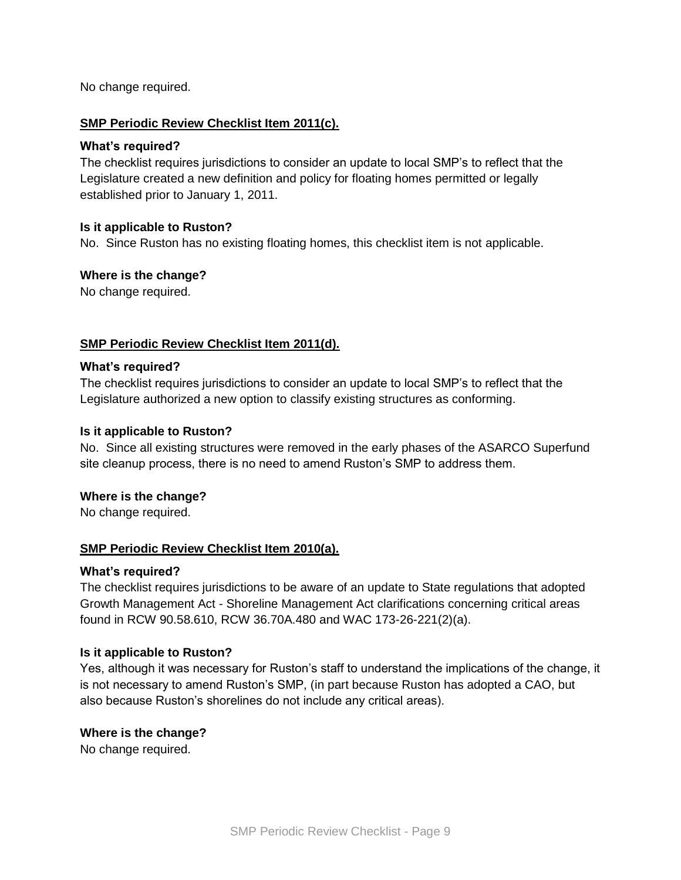No change required.

**SMP Periodic Review Checklist Item 2011(c).**

**What's required?**
The checklist requires jurisdictions to consider an update to local SMP's to reflect that the Legislature created a new definition and policy for floating homes permitted or legally established prior to January 1, 2011.

**Is it applicable to Ruston?**
No. Since Ruston has no existing floating homes, this checklist item is not applicable.

**Where is the change?**
No change required.

**SMP Periodic Review Checklist Item 2011(d).**

**What's required?**
The checklist requires jurisdictions to consider an update to local SMP's to reflect that the Legislature authorized a new option to classify existing structures as conforming.

**Is it applicable to Ruston?**
No. Since all existing structures were removed in the early phases of the ASARCO Superfund site cleanup process, there is no need to amend Ruston's SMP to address them.

**Where is the change?**
No change required.

**SMP Periodic Review Checklist Item 2010(a).**

**What's required?**
The checklist requires jurisdictions to be aware of an update to State regulations that adopted Growth Management Act - Shoreline Management Act clarifications concerning critical areas found in RCW 90.58.610, RCW 36.70A.480 and WAC 173-26-221(2)(a).

**Is it applicable to Ruston?**
Yes, although it was necessary for Ruston's staff to understand the implications of the change, it is not necessary to amend Ruston's SMP, (in part because Ruston has adopted a CAO, but also because Ruston's shorelines do not include any critical areas).

**Where is the change?**
No change required.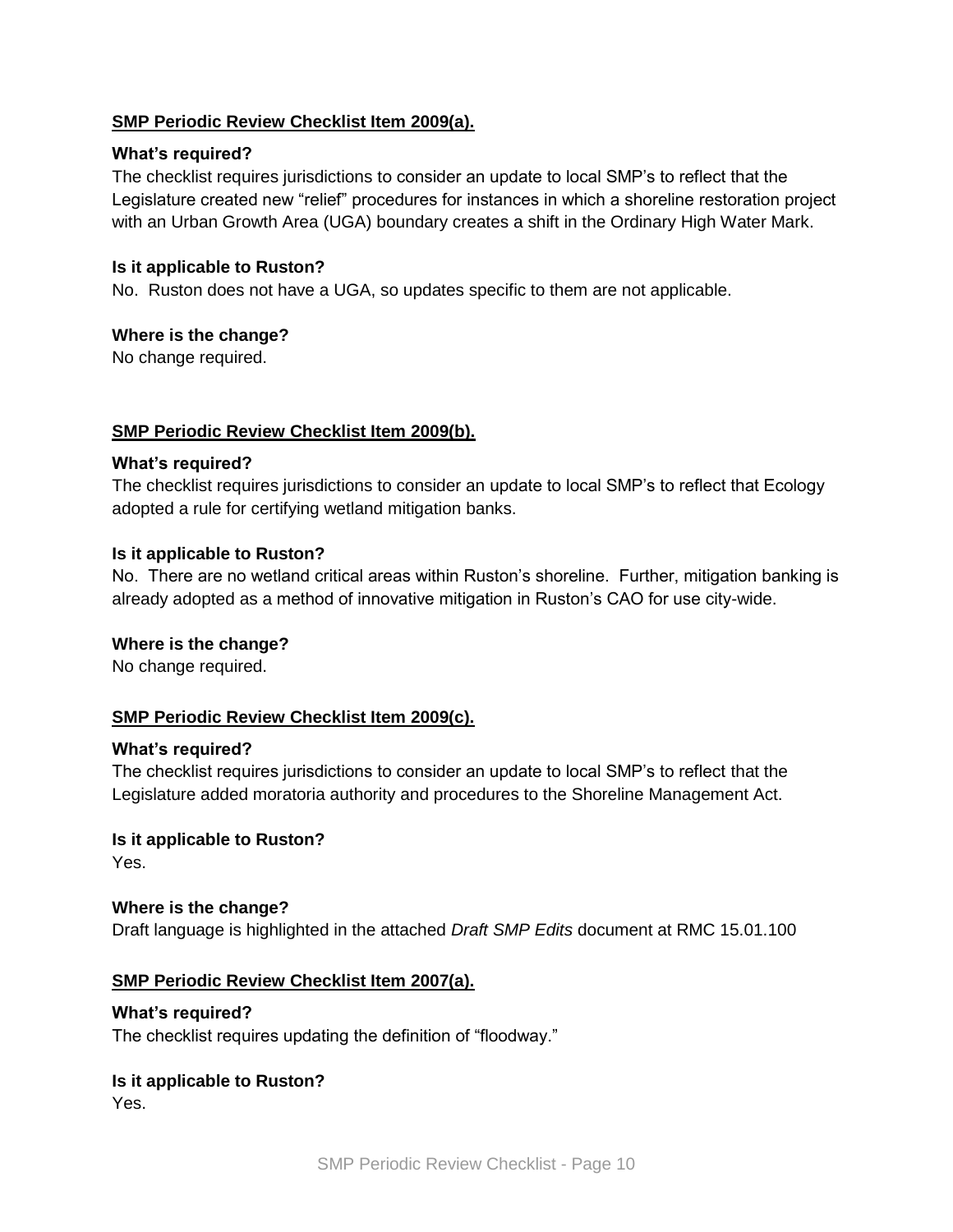**SMP Periodic Review Checklist Item 2009(a).**

**What's required?**

The checklist requires jurisdictions to consider an update to local SMP's to reflect that the Legislature created new "relief" procedures for instances in which a shoreline restoration project with an Urban Growth Area (UGA) boundary creates a shift in the Ordinary High Water Mark.

**Is it applicable to Ruston?**

No. Ruston does not have a UGA, so updates specific to them are not applicable.

**Where is the change?**

No change required.

**SMP Periodic Review Checklist Item 2009(b).**

**What's required?**

The checklist requires jurisdictions to consider an update to local SMP's to reflect that Ecology adopted a rule for certifying wetland mitigation banks.

**Is it applicable to Ruston?**

No. There are no wetland critical areas within Ruston's shoreline. Further, mitigation banking is already adopted as a method of innovative mitigation in Ruston's CAO for use city-wide.

**Where is the change?**

No change required.

**SMP Periodic Review Checklist Item 2009(c).**

**What's required?**

The checklist requires jurisdictions to consider an update to local SMP's to reflect that the Legislature added moratoria authority and procedures to the Shoreline Management Act.

**Is it applicable to Ruston?**

Yes.

**Where is the change?**

Draft language is highlighted in the attached *Draft SMP Edits* document at RMC 15.01.100

**SMP Periodic Review Checklist Item 2007(a).**

**What's required?**

The checklist requires updating the definition of "floodway."

**Is it applicable to Ruston?**

Yes.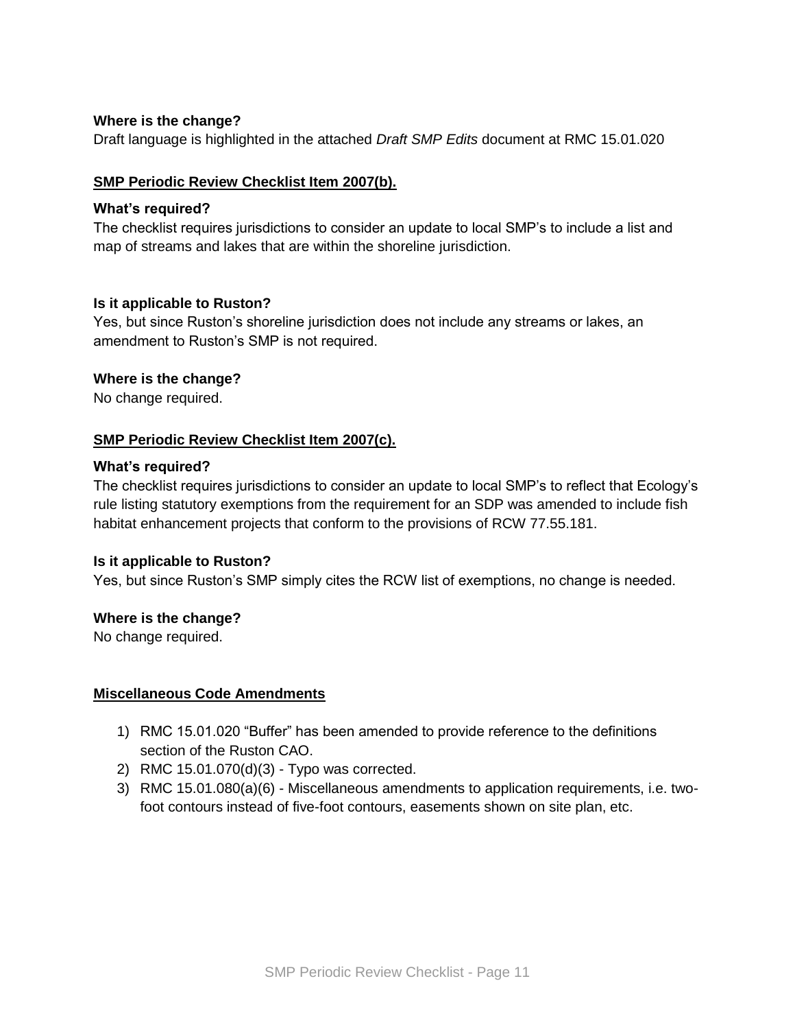**Where is the change?**
Draft language is highlighted in the attached *Draft SMP Edits* document at RMC 15.01.020

**SMP Periodic Review Checklist Item 2007(b).**

**What's required?**
The checklist requires jurisdictions to consider an update to local SMP's to include a list and map of streams and lakes that are within the shoreline jurisdiction.

**Is it applicable to Ruston?**
Yes, but since Ruston's shoreline jurisdiction does not include any streams or lakes, an amendment to Ruston's SMP is not required.

**Where is the change?**
No change required.

**SMP Periodic Review Checklist Item 2007(c).**

**What's required?**
The checklist requires jurisdictions to consider an update to local SMP's to reflect that Ecology's rule listing statutory exemptions from the requirement for an SDP was amended to include fish habitat enhancement projects that conform to the provisions of RCW 77.55.181.

**Is it applicable to Ruston?**
Yes, but since Ruston's SMP simply cites the RCW list of exemptions, no change is needed.

**Where is the change?**
No change required.

**Miscellaneous Code Amendments**

1) RMC 15.01.020 "Buffer" has been amended to provide reference to the definitions section of the Ruston CAO.
2) RMC 15.01.070(d)(3) - Typo was corrected.
3) RMC 15.01.080(a)(6) - Miscellaneous amendments to application requirements, i.e. two-foot contours instead of five-foot contours, easements shown on site plan, etc.